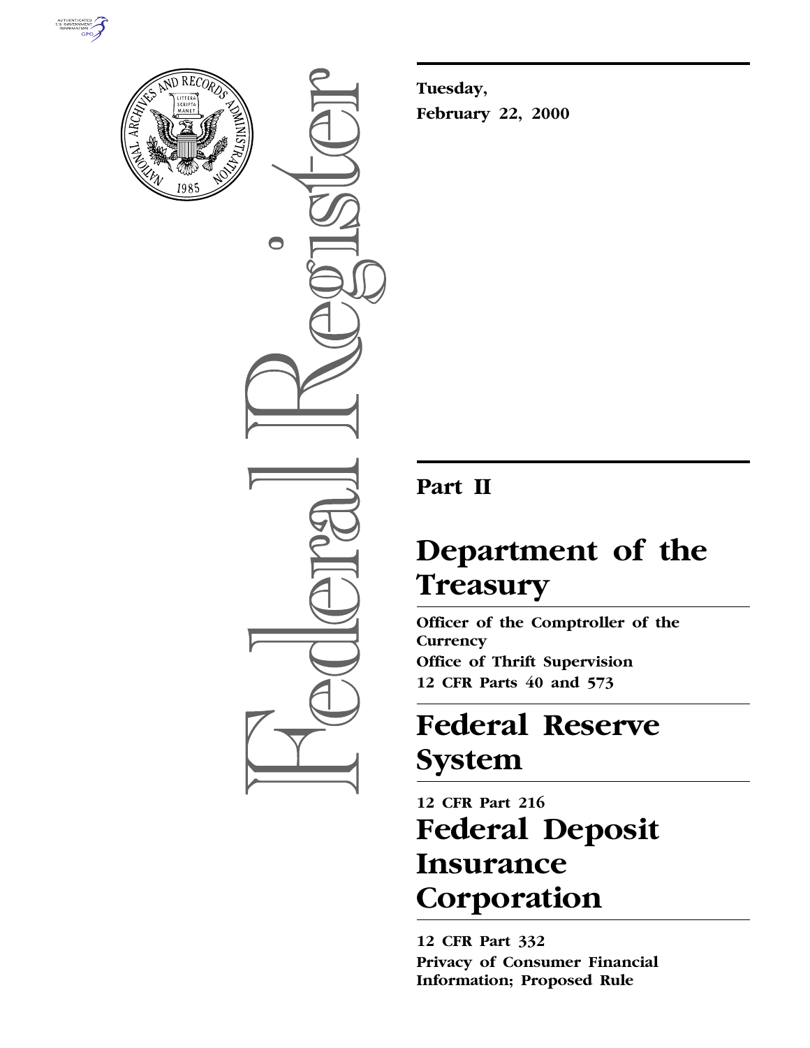Tuesday,

February 22, 2000

# Part II

# Department of the Treasury

**Officer of the Comptroller of the Currency**

**Office of Thrift Supervision**

**12 CFR Parts 40 and 573**

# Federal Reserve System

**12 CFR Part 216**

# Federal Deposit Insurance Corporation

**12 CFR Part 332**

**Privacy of Consumer Financial Information; Proposed Rule**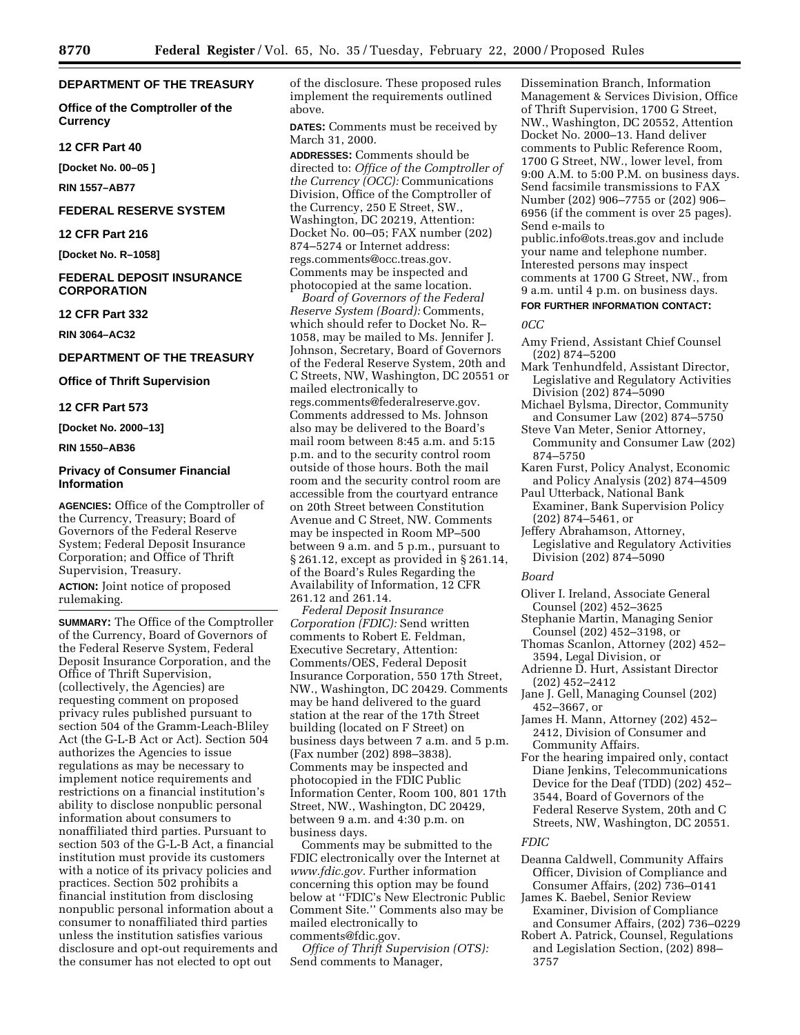**DEPARTMENT OF THE TREASURY**

**Office of the Comptroller of the Currency**

**12 CFR Part 40**

**[Docket No. 00–05 ]**

**RIN 1557–AB77**

**FEDERAL RESERVE SYSTEM**

**12 CFR Part 216**

**[Docket No. R–1058]**

**FEDERAL DEPOSIT INSURANCE CORPORATION**

**12 CFR Part 332**

**RIN 3064–AC32**

**DEPARTMENT OF THE TREASURY**

**Office of Thrift Supervision**

**12 CFR Part 573**

**[Docket No. 2000–13]**

**RIN 1550–AB36**

## Privacy of Consumer Financial Information

**AGENCIES:** Office of the Comptroller of the Currency, Treasury; Board of Governors of the Federal Reserve System; Federal Deposit Insurance Corporation; and Office of Thrift Supervision, Treasury.

**ACTION:** Joint notice of proposed rulemaking.

**SUMMARY:** The Office of the Comptroller of the Currency, Board of Governors of the Federal Reserve System, Federal Deposit Insurance Corporation, and the Office of Thrift Supervision, (collectively, the Agencies) are requesting comment on proposed privacy rules published pursuant to section 504 of the Gramm-Leach-Bliley Act (the G-L-B Act or Act). Section 504 authorizes the Agencies to issue regulations as may be necessary to implement notice requirements and restrictions on a financial institution's ability to disclose nonpublic personal information about consumers to nonaffiliated third parties. Pursuant to section 503 of the G-L-B Act, a financial institution must provide its customers with a notice of its privacy policies and practices. Section 502 prohibits a financial institution from disclosing nonpublic personal information about a consumer to nonaffiliated third parties unless the institution satisfies various disclosure and opt-out requirements and the consumer has not elected to opt out of the disclosure. These proposed rules implement the requirements outlined above.

**DATES:** Comments must be received by March 31, 2000.

**ADDRESSES:** Comments should be directed to: *Office of the Comptroller of the Currency (OCC):* Communications Division, Office of the Comptroller of the Currency, 250 E Street, SW., Washington, DC 20219, Attention: Docket No. 00–05; FAX number (202) 874–5274 or Internet address: regs.comments@occ.treas.gov. Comments may be inspected and photocopied at the same location.

*Board of Governors of the Federal Reserve System (Board):* Comments, which should refer to Docket No. R–1058, may be mailed to Ms. Jennifer J. Johnson, Secretary, Board of Governors of the Federal Reserve System, 20th and C Streets, NW, Washington, DC 20551 or mailed electronically to regs.comments@federalreserve.gov. Comments addressed to Ms. Johnson also may be delivered to the Board's mail room between 8:45 a.m. and 5:15 p.m. and to the security control room outside of those hours. Both the mail room and the security control room are accessible from the courtyard entrance on 20th Street between Constitution Avenue and C Street, NW. Comments may be inspected in Room MP–500 between 9 a.m. and 5 p.m., pursuant to § 261.12, except as provided in § 261.14, of the Board's Rules Regarding the Availability of Information, 12 CFR 261.12 and 261.14.

*Federal Deposit Insurance Corporation (FDIC):* Send written comments to Robert E. Feldman, Executive Secretary, Attention: Comments/OES, Federal Deposit Insurance Corporation, 550 17th Street, NW., Washington, DC 20429. Comments may be hand delivered to the guard station at the rear of the 17th Street building (located on F Street) on business days between 7 a.m. and 5 p.m. (Fax number (202) 898–3838). Comments may be inspected and photocopied in the FDIC Public Information Center, Room 100, 801 17th Street, NW., Washington, DC 20429, between 9 a.m. and 4:30 p.m. on business days.

Comments may be submitted to the FDIC electronically over the Internet at *www.fdic.gov.* Further information concerning this option may be found below at ''FDIC's New Electronic Public Comment Site.'' Comments also may be mailed electronically to comments@fdic.gov.

*Office of Thrift Supervision (OTS):* Send comments to Manager, Dissemination Branch, Information Management & Services Division, Office of Thrift Supervision, 1700 G Street, NW., Washington, DC 20552, Attention Docket No. 2000–13. Hand deliver comments to Public Reference Room, 1700 G Street, NW., lower level, from 9:00 A.M. to 5:00 P.M. on business days. Send facsimile transmissions to FAX Number (202) 906–7755 or (202) 906–6956 (if the comment is over 25 pages). Send e-mails to public.info@ots.treas.gov and include your name and telephone number. Interested persons may inspect comments at 1700 G Street, NW., from 9 a.m. until 4 p.m. on business days.

**FOR FURTHER INFORMATION CONTACT:**

*OCC*

- Amy Friend, Assistant Chief Counsel (202) 874–5200
- Mark Tenhundfeld, Assistant Director, Legislative and Regulatory Activities Division (202) 874–5090
- Michael Bylsma, Director, Community and Consumer Law (202) 874–5750
- Steve Van Meter, Senior Attorney, Community and Consumer Law (202) 874–5750
- Karen Furst, Policy Analyst, Economic and Policy Analysis (202) 874–4509
- Paul Utterback, National Bank Examiner, Bank Supervision Policy (202) 874–5461, or
- Jeffery Abrahamson, Attorney, Legislative and Regulatory Activities Division (202) 874–5090

*Board*

- Oliver I. Ireland, Associate General Counsel (202) 452–3625
- Stephanie Martin, Managing Senior Counsel (202) 452–3198, or
- Thomas Scanlon, Attorney (202) 452–3594, Legal Division, or
- Adrienne D. Hurt, Assistant Director (202) 452–2412
- Jane J. Gell, Managing Counsel (202) 452–3667, or
- James H. Mann, Attorney (202) 452–2412, Division of Consumer and Community Affairs.
- For the hearing impaired only, contact Diane Jenkins, Telecommunications Device for the Deaf (TDD) (202) 452–3544, Board of Governors of the Federal Reserve System, 20th and C Streets, NW, Washington, DC 20551.

*FDIC*

- Deanna Caldwell, Community Affairs Officer, Division of Compliance and Consumer Affairs, (202) 736–0141
- James K. Baebel, Senior Review Examiner, Division of Compliance and Consumer Affairs, (202) 736–0229
- Robert A. Patrick, Counsel, Regulations and Legislation Section, (202) 898–3757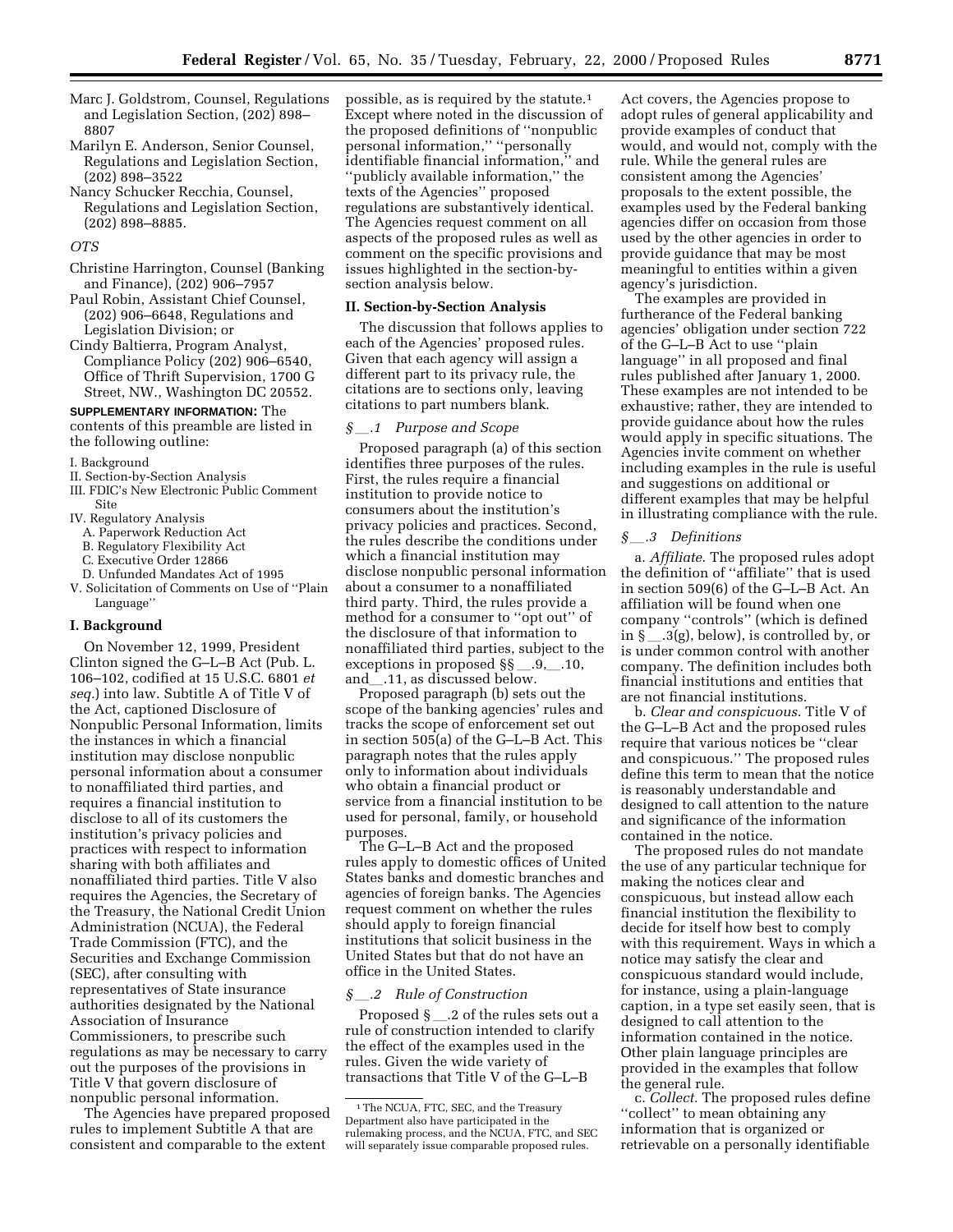Marc J. Goldstrom, Counsel, Regulations and Legislation Section, (202) 898–8807

Marilyn E. Anderson, Senior Counsel, Regulations and Legislation Section, (202) 898–3522

Nancy Schucker Recchia, Counsel, Regulations and Legislation Section, (202) 898–8885.

*OTS*

Christine Harrington, Counsel (Banking and Finance), (202) 906–7957

Paul Robin, Assistant Chief Counsel, (202) 906–6648, Regulations and Legislation Division; or

Cindy Baltierra, Program Analyst, Compliance Policy (202) 906–6540, Office of Thrift Supervision, 1700 G Street, NW., Washington DC 20552.

**SUPPLEMENTARY INFORMATION:** The contents of this preamble are listed in the following outline:

I. Background
II. Section-by-Section Analysis
III. FDIC's New Electronic Public Comment Site
IV. Regulatory Analysis
  A. Paperwork Reduction Act
  B. Regulatory Flexibility Act
  C. Executive Order 12866
  D. Unfunded Mandates Act of 1995
V. Solicitation of Comments on Use of ''Plain Language''

## I. Background

On November 12, 1999, President Clinton signed the G–L–B Act (Pub. L. 106–102, codified at 15 U.S.C. 6801 *et seq.*) into law. Subtitle A of Title V of the Act, captioned Disclosure of Nonpublic Personal Information, limits the instances in which a financial institution may disclose nonpublic personal information about a consumer to nonaffiliated third parties, and requires a financial institution to disclose to all of its customers the institution's privacy policies and practices with respect to information sharing with both affiliates and nonaffiliated third parties. Title V also requires the Agencies, the Secretary of the Treasury, the National Credit Union Administration (NCUA), the Federal Trade Commission (FTC), and the Securities and Exchange Commission (SEC), after consulting with representatives of State insurance authorities designated by the National Association of Insurance Commissioners, to prescribe such regulations as may be necessary to carry out the purposes of the provisions in Title V that govern disclosure of nonpublic personal information.

The Agencies have prepared proposed rules to implement Subtitle A that are consistent and comparable to the extent possible, as is required by the statute.[1] Except where noted in the discussion of the proposed definitions of ''nonpublic personal information,'' ''personally identifiable financial information,'' and ''publicly available information,'' the texts of the Agencies'' proposed regulations are substantively identical. The Agencies request comment on all aspects of the proposed rules as well as comment on the specific provisions and issues highlighted in the section-by-section analysis below.

## II. Section-by-Section Analysis

The discussion that follows applies to each of the Agencies' proposed rules. Given that each agency will assign a different part to its privacy rule, the citations are to sections only, leaving citations to part numbers blank.

### *§ __.1 Purpose and Scope*

Proposed paragraph (a) of this section identifies three purposes of the rules. First, the rules require a financial institution to provide notice to consumers about the institution's privacy policies and practices. Second, the rules describe the conditions under which a financial institution may disclose nonpublic personal information about a consumer to a nonaffiliated third party. Third, the rules provide a method for a consumer to ''opt out'' of the disclosure of that information to nonaffiliated third parties, subject to the exceptions in proposed §§ __.9, __.10, and __.11, as discussed below.

Proposed paragraph (b) sets out the scope of the banking agencies' rules and tracks the scope of enforcement set out in section 505(a) of the G–L–B Act. This paragraph notes that the rules apply only to information about individuals who obtain a financial product or service from a financial institution to be used for personal, family, or household purposes.

The G–L–B Act and the proposed rules apply to domestic offices of United States banks and domestic branches and agencies of foreign banks. The Agencies request comment on whether the rules should apply to foreign financial institutions that solicit business in the United States but that do not have an office in the United States.

### *§ __.2 Rule of Construction*

Proposed § __.2 of the rules sets out a rule of construction intended to clarify the effect of the examples used in the rules. Given the wide variety of transactions that Title V of the G–L–B Act covers, the Agencies propose to adopt rules of general applicability and provide examples of conduct that would, and would not, comply with the rule. While the general rules are consistent among the Agencies' proposals to the extent possible, the examples used by the Federal banking agencies differ on occasion from those used by the other agencies in order to provide guidance that may be most meaningful to entities within a given agency's jurisdiction.

The examples are provided in furtherance of the Federal banking agencies' obligation under section 722 of the G–L–B Act to use ''plain language'' in all proposed and final rules published after January 1, 2000. These examples are not intended to be exhaustive; rather, they are intended to provide guidance about how the rules would apply in specific situations. The Agencies invite comment on whether including examples in the rule is useful and suggestions on additional or different examples that may be helpful in illustrating compliance with the rule.

### *§ __.3 Definitions*

a. *Affiliate*. The proposed rules adopt the definition of ''affiliate'' that is used in section 509(6) of the G–L–B Act. An affiliation will be found when one company ''controls'' (which is defined in § __.3(g), below), is controlled by, or is under common control with another company. The definition includes both financial institutions and entities that are not financial institutions.

b. *Clear and conspicuous*. Title V of the G–L–B Act and the proposed rules require that various notices be ''clear and conspicuous.'' The proposed rules define this term to mean that the notice is reasonably understandable and designed to call attention to the nature and significance of the information contained in the notice.

The proposed rules do not mandate the use of any particular technique for making the notices clear and conspicuous, but instead allow each financial institution the flexibility to decide for itself how best to comply with this requirement. Ways in which a notice may satisfy the clear and conspicuous standard would include, for instance, using a plain-language caption, in a type set easily seen, that is designed to call attention to the information contained in the notice. Other plain language principles are provided in the examples that follow the general rule.

c. *Collect*. The proposed rules define ''collect'' to mean obtaining any information that is organized or retrievable on a personally identifiable

[1] The NCUA, FTC, SEC, and the Treasury Department also have participated in the rulemaking process, and the NCUA, FTC, and SEC will separately issue comparable proposed rules.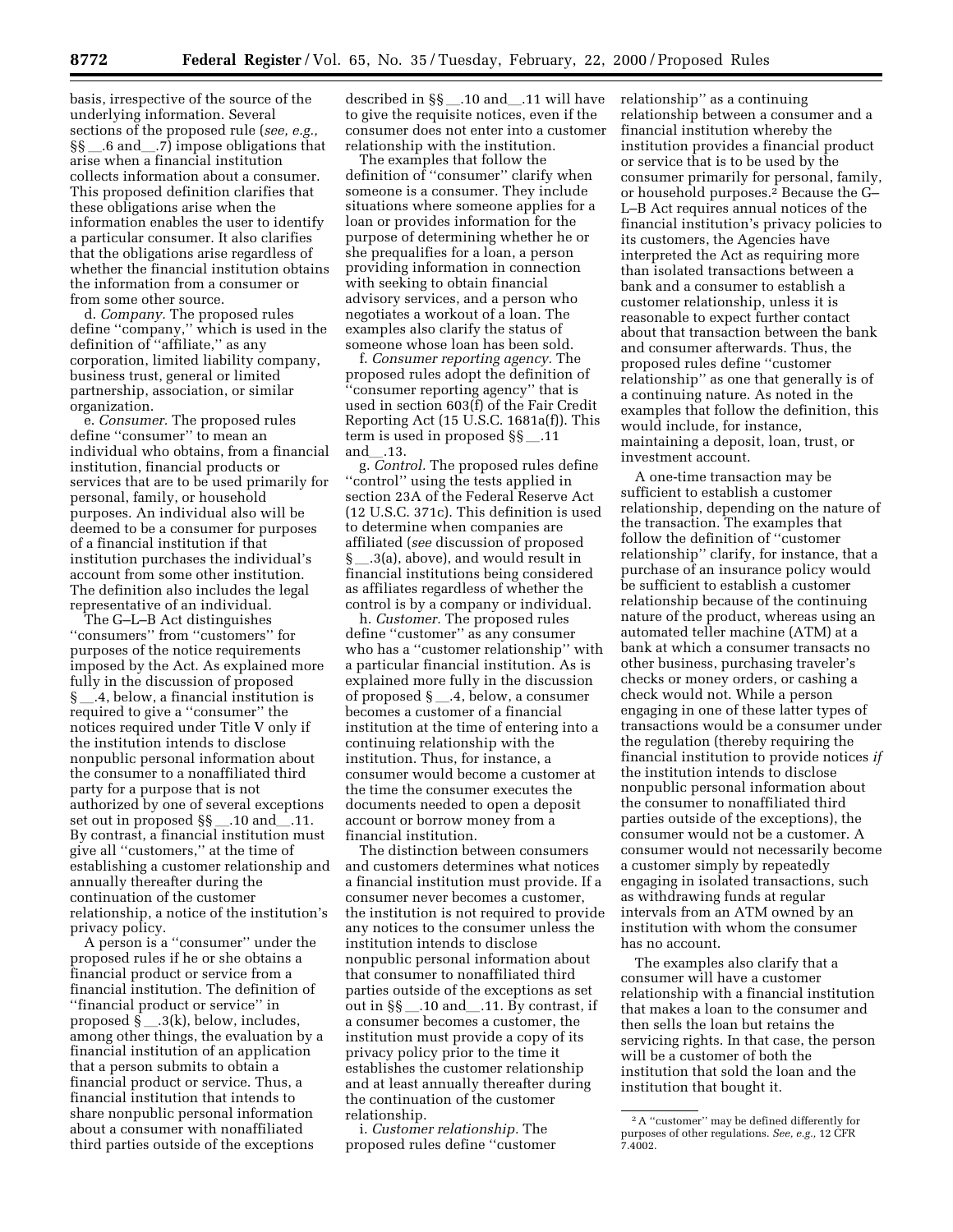basis, irrespective of the source of the underlying information. Several sections of the proposed rule (*see, e.g.,* §§ __.6 and __.7) impose obligations that arise when a financial institution collects information about a consumer. This proposed definition clarifies that these obligations arise when the information enables the user to identify a particular consumer. It also clarifies that the obligations arise regardless of whether the financial institution obtains the information from a consumer or from some other source.

d. *Company.* The proposed rules define "company," which is used in the definition of "affiliate," as any corporation, limited liability company, business trust, general or limited partnership, association, or similar organization.

e. *Consumer.* The proposed rules define "consumer" to mean an individual who obtains, from a financial institution, financial products or services that are to be used primarily for personal, family, or household purposes. An individual also will be deemed to be a consumer for purposes of a financial institution if that institution purchases the individual's account from some other institution. The definition also includes the legal representative of an individual.

The G–L–B Act distinguishes "consumers" from "customers" for purposes of the notice requirements imposed by the Act. As explained more fully in the discussion of proposed § __.4, below, a financial institution is required to give a "consumer" the notices required under Title V only if the institution intends to disclose nonpublic personal information about the consumer to a nonaffiliated third party for a purpose that is not authorized by one of several exceptions set out in proposed §§ __.10 and __.11. By contrast, a financial institution must give all "customers," at the time of establishing a customer relationship and annually thereafter during the continuation of the customer relationship, a notice of the institution's privacy policy.

A person is a "consumer" under the proposed rules if he or she obtains a financial product or service from a financial institution. The definition of "financial product or service" in proposed § __.3(k), below, includes, among other things, the evaluation by a financial institution of an application that a person submits to obtain a financial product or service. Thus, a financial institution that intends to share nonpublic personal information about a consumer with nonaffiliated third parties outside of the exceptions described in §§ __.10 and __.11 will have to give the requisite notices, even if the consumer does not enter into a customer relationship with the institution.

The examples that follow the definition of "consumer" clarify when someone is a consumer. They include situations where someone applies for a loan or provides information for the purpose of determining whether he or she prequalifies for a loan, a person providing information in connection with seeking to obtain financial advisory services, and a person who negotiates a workout of a loan. The examples also clarify the status of someone whose loan has been sold.

f. *Consumer reporting agency.* The proposed rules adopt the definition of "consumer reporting agency" that is used in section 603(f) of the Fair Credit Reporting Act (15 U.S.C. 1681a(f)). This term is used in proposed §§ __.11 and __.13.

g. *Control.* The proposed rules define "control" using the tests applied in section 23A of the Federal Reserve Act (12 U.S.C. 371c). This definition is used to determine when companies are affiliated (*see* discussion of proposed § __.3(a), above), and would result in financial institutions being considered as affiliates regardless of whether the control is by a company or individual.

h. *Customer.* The proposed rules define "customer" as any consumer who has a "customer relationship" with a particular financial institution. As is explained more fully in the discussion of proposed § __.4, below, a consumer becomes a customer of a financial institution at the time of entering into a continuing relationship with the institution. Thus, for instance, a consumer would become a customer at the time the consumer executes the documents needed to open a deposit account or borrow money from a financial institution.

The distinction between consumers and customers determines what notices a financial institution must provide. If a consumer never becomes a customer, the institution is not required to provide any notices to the consumer unless the institution intends to disclose nonpublic personal information about that consumer to nonaffiliated third parties outside of the exceptions as set out in §§ __.10 and __.11. By contrast, if a consumer becomes a customer, the institution must provide a copy of its privacy policy prior to the time it establishes the customer relationship and at least annually thereafter during the continuation of the customer relationship.

i. *Customer relationship.* The proposed rules define "customer relationship" as a continuing relationship between a consumer and a financial institution whereby the institution provides a financial product or service that is to be used by the consumer primarily for personal, family, or household purposes.[2] Because the G–L–B Act requires annual notices of the financial institution's privacy policies to its customers, the Agencies have interpreted the Act as requiring more than isolated transactions between a bank and a consumer to establish a customer relationship, unless it is reasonable to expect further contact about that transaction between the bank and consumer afterwards. Thus, the proposed rules define "customer relationship" as one that generally is of a continuing nature. As noted in the examples that follow the definition, this would include, for instance, maintaining a deposit, loan, trust, or investment account.

A one-time transaction may be sufficient to establish a customer relationship, depending on the nature of the transaction. The examples that follow the definition of "customer relationship" clarify, for instance, that a purchase of an insurance policy would be sufficient to establish a customer relationship because of the continuing nature of the product, whereas using an automated teller machine (ATM) at a bank at which a consumer transacts no other business, purchasing traveler's checks or money orders, or cashing a check would not. While a person engaging in one of these latter types of transactions would be a consumer under the regulation (thereby requiring the financial institution to provide notices *if* the institution intends to disclose nonpublic personal information about the consumer to nonaffiliated third parties outside of the exceptions), the consumer would not be a customer. A consumer would not necessarily become a customer simply by repeatedly engaging in isolated transactions, such as withdrawing funds at regular intervals from an ATM owned by an institution with whom the consumer has no account.

The examples also clarify that a consumer will have a customer relationship with a financial institution that makes a loan to the consumer and then sells the loan but retains the servicing rights. In that case, the person will be a customer of both the institution that sold the loan and the institution that bought it.

[2] A "customer" may be defined differently for purposes of other regulations. *See, e.g.,* 12 CFR 7.4002.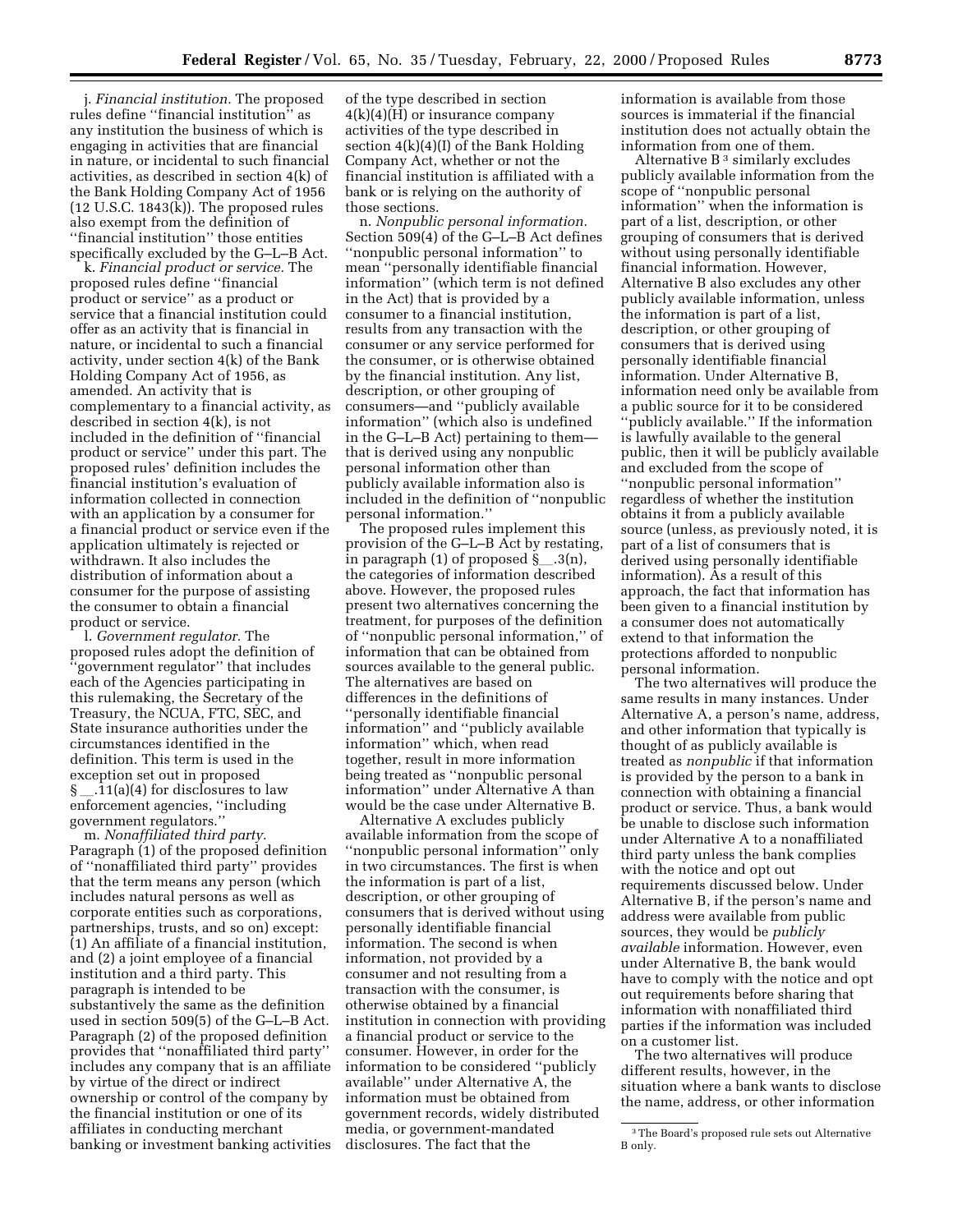j. *Financial institution.* The proposed rules define ''financial institution'' as any institution the business of which is engaging in activities that are financial in nature, or incidental to such financial activities, as described in section 4(k) of the Bank Holding Company Act of 1956 (12 U.S.C. 1843(k)). The proposed rules also exempt from the definition of ''financial institution'' those entities specifically excluded by the G–L–B Act.

k. *Financial product or service.* The proposed rules define ''financial product or service'' as a product or service that a financial institution could offer as an activity that is financial in nature, or incidental to such a financial activity, under section 4(k) of the Bank Holding Company Act of 1956, as amended. An activity that is complementary to a financial activity, as described in section 4(k), is not included in the definition of ''financial product or service'' under this part. The proposed rules' definition includes the financial institution's evaluation of information collected in connection with an application by a consumer for a financial product or service even if the application ultimately is rejected or withdrawn. It also includes the distribution of information about a consumer for the purpose of assisting the consumer to obtain a financial product or service.

l. *Government regulator.* The proposed rules adopt the definition of ''government regulator'' that includes each of the Agencies participating in this rulemaking, the Secretary of the Treasury, the NCUA, FTC, SEC, and State insurance authorities under the circumstances identified in the definition. This term is used in the exception set out in proposed § __.11(a)(4) for disclosures to law enforcement agencies, ''including government regulators.''

m. *Nonaffiliated third party.* Paragraph (1) of the proposed definition of ''nonaffiliated third party'' provides that the term means any person (which includes natural persons as well as corporate entities such as corporations, partnerships, trusts, and so on) except: (1) An affiliate of a financial institution, and (2) a joint employee of a financial institution and a third party. This paragraph is intended to be substantively the same as the definition used in section 509(5) of the G–L–B Act. Paragraph (2) of the proposed definition provides that ''nonaffiliated third party'' includes any company that is an affiliate by virtue of the direct or indirect ownership or control of the company by the financial institution or one of its affiliates in conducting merchant banking or investment banking activities of the type described in section 4(k)(4)(H) or insurance company activities of the type described in section 4(k)(4)(I) of the Bank Holding Company Act, whether or not the financial institution is affiliated with a bank or is relying on the authority of those sections.

n. *Nonpublic personal information.* Section 509(4) of the G–L–B Act defines ''nonpublic personal information'' to mean ''personally identifiable financial information'' (which term is not defined in the Act) that is provided by a consumer to a financial institution, results from any transaction with the consumer or any service performed for the consumer, or is otherwise obtained by the financial institution. Any list, description, or other grouping of consumers—and ''publicly available information'' (which also is undefined in the G–L–B Act) pertaining to them—that is derived using any nonpublic personal information other than publicly available information also is included in the definition of ''nonpublic personal information.''

The proposed rules implement this provision of the G–L–B Act by restating, in paragraph (1) of proposed § __.3(n), the categories of information described above. However, the proposed rules present two alternatives concerning the treatment, for purposes of the definition of ''nonpublic personal information,'' of information that can be obtained from sources available to the general public. The alternatives are based on differences in the definitions of ''personally identifiable financial information'' and ''publicly available information'' which, when read together, result in more information being treated as ''nonpublic personal information'' under Alternative A than would be the case under Alternative B.

Alternative A excludes publicly available information from the scope of ''nonpublic personal information'' only in two circumstances. The first is when the information is part of a list, description, or other grouping of consumers that is derived without using personally identifiable financial information. The second is when information, not provided by a consumer and not resulting from a transaction with the consumer, is otherwise obtained by a financial institution in connection with providing a financial product or service to the consumer. However, in order for the information to be considered ''publicly available'' under Alternative A, the information must be obtained from government records, widely distributed media, or government-mandated disclosures. The fact that the information is available from those sources is immaterial if the financial institution does not actually obtain the information from one of them.

Alternative B[3] similarly excludes publicly available information from the scope of ''nonpublic personal information'' when the information is part of a list, description, or other grouping of consumers that is derived without using personally identifiable financial information. However, Alternative B also excludes any other publicly available information, unless the information is part of a list, description, or other grouping of consumers that is derived using personally identifiable financial information. Under Alternative B, information need only be available from a public source for it to be considered ''publicly available.'' If the information is lawfully available to the general public, then it will be publicly available and excluded from the scope of ''nonpublic personal information'' regardless of whether the institution obtains it from a publicly available source (unless, as previously noted, it is part of a list of consumers that is derived using personally identifiable information). As a result of this approach, the fact that information has been given to a financial institution by a consumer does not automatically extend to that information the protections afforded to nonpublic personal information.

The two alternatives will produce the same results in many instances. Under Alternative A, a person's name, address, and other information that typically is thought of as publicly available is treated as *nonpublic* if that information is provided by the person to a bank in connection with obtaining a financial product or service. Thus, a bank would be unable to disclose such information under Alternative A to a nonaffiliated third party unless the bank complies with the notice and opt out requirements discussed below. Under Alternative B, if the person's name and address were available from public sources, they would be *publicly available* information. However, even under Alternative B, the bank would have to comply with the notice and opt out requirements before sharing that information with nonaffiliated third parties if the information was included on a customer list.

The two alternatives will produce different results, however, in the situation where a bank wants to disclose the name, address, or other information

[3] The Board's proposed rule sets out Alternative B only.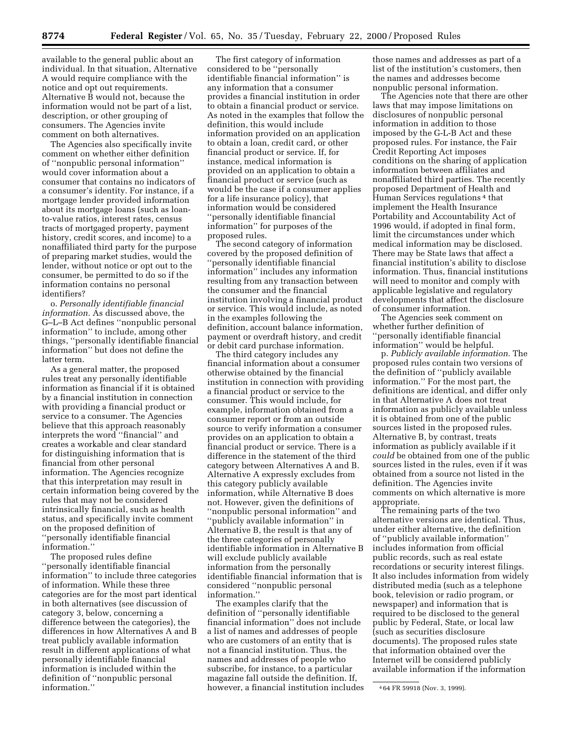available to the general public about an individual. In that situation, Alternative A would require compliance with the notice and opt out requirements. Alternative B would not, because the information would not be part of a list, description, or other grouping of consumers. The Agencies invite comment on both alternatives.

The Agencies also specifically invite comment on whether either definition of ''nonpublic personal information'' would cover information about a consumer that contains no indicators of a consumer's identity. For instance, if a mortgage lender provided information about its mortgage loans (such as loan-to-value ratios, interest rates, census tracts of mortgaged property, payment history, credit scores, and income) to a nonaffiliated third party for the purpose of preparing market studies, would the lender, without notice or opt out to the consumer, be permitted to do so if the information contains no personal identifiers?

o. *Personally identifiable financial information.* As discussed above, the G–L–B Act defines ''nonpublic personal information'' to include, among other things, ''personally identifiable financial information'' but does not define the latter term.

As a general matter, the proposed rules treat any personally identifiable information as financial if it is obtained by a financial institution in connection with providing a financial product or service to a consumer. The Agencies believe that this approach reasonably interprets the word ''financial'' and creates a workable and clear standard for distinguishing information that is financial from other personal information. The Agencies recognize that this interpretation may result in certain information being covered by the rules that may not be considered intrinsically financial, such as health status, and specifically invite comment on the proposed definition of ''personally identifiable financial information.''

The proposed rules define ''personally identifiable financial information'' to include three categories of information. While these three categories are for the most part identical in both alternatives (see discussion of category 3, below, concerning a difference between the categories), the differences in how Alternatives A and B treat publicly available information result in different applications of what personally identifiable financial information is included within the definition of ''nonpublic personal information.''

The first category of information considered to be ''personally identifiable financial information'' is any information that a consumer provides a financial institution in order to obtain a financial product or service. As noted in the examples that follow the definition, this would include information provided on an application to obtain a loan, credit card, or other financial product or service. If, for instance, medical information is provided on an application to obtain a financial product or service (such as would be the case if a consumer applies for a life insurance policy), that information would be considered ''personally identifiable financial information'' for purposes of the proposed rules.

The second category of information covered by the proposed definition of ''personally identifiable financial information'' includes any information resulting from any transaction between the consumer and the financial institution involving a financial product or service. This would include, as noted in the examples following the definition, account balance information, payment or overdraft history, and credit or debit card purchase information.

The third category includes any financial information about a consumer otherwise obtained by the financial institution in connection with providing a financial product or service to the consumer. This would include, for example, information obtained from a consumer report or from an outside source to verify information a consumer provides on an application to obtain a financial product or service. There is a difference in the statement of the third category between Alternatives A and B. Alternative A expressly excludes from this category publicly available information, while Alternative B does not. However, given the definitions of ''nonpublic personal information'' and ''publicly available information'' in Alternative B, the result is that any of the three categories of personally identifiable information in Alternative B will exclude publicly available information from the personally identifiable financial information that is considered ''nonpublic personal information.''

The examples clarify that the definition of ''personally identifiable financial information'' does not include a list of names and addresses of people who are customers of an entity that is not a financial institution. Thus, the names and addresses of people who subscribe, for instance, to a particular magazine fall outside the definition. If, however, a financial institution includes those names and addresses as part of a list of the institution's customers, then the names and addresses become nonpublic personal information.

The Agencies note that there are other laws that may impose limitations on disclosures of nonpublic personal information in addition to those imposed by the G-L-B Act and these proposed rules. For instance, the Fair Credit Reporting Act imposes conditions on the sharing of application information between affiliates and nonaffiliated third parties. The recently proposed Department of Health and Human Services regulations [4] that implement the Health Insurance Portability and Accountability Act of 1996 would, if adopted in final form, limit the circumstances under which medical information may be disclosed. There may be State laws that affect a financial institution's ability to disclose information. Thus, financial institutions will need to monitor and comply with applicable legislative and regulatory developments that affect the disclosure of consumer information.

The Agencies seek comment on whether further definition of ''personally identifiable financial information'' would be helpful.

p. *Publicly available information.* The proposed rules contain two versions of the definition of ''publicly available information.'' For the most part, the definitions are identical, and differ only in that Alternative A does not treat information as publicly available unless it is obtained from one of the public sources listed in the proposed rules. Alternative B, by contrast, treats information as publicly available if it *could* be obtained from one of the public sources listed in the rules, even if it was obtained from a source not listed in the definition. The Agencies invite comments on which alternative is more appropriate.

The remaining parts of the two alternative versions are identical. Thus, under either alternative, the definition of ''publicly available information'' includes information from official public records, such as real estate recordations or security interest filings. It also includes information from widely distributed media (such as a telephone book, television or radio program, or newspaper) and information that is required to be disclosed to the general public by Federal, State, or local law (such as securities disclosure documents). The proposed rules state that information obtained over the Internet will be considered publicly available information if the information

[4] 64 FR 59918 (Nov. 3, 1999).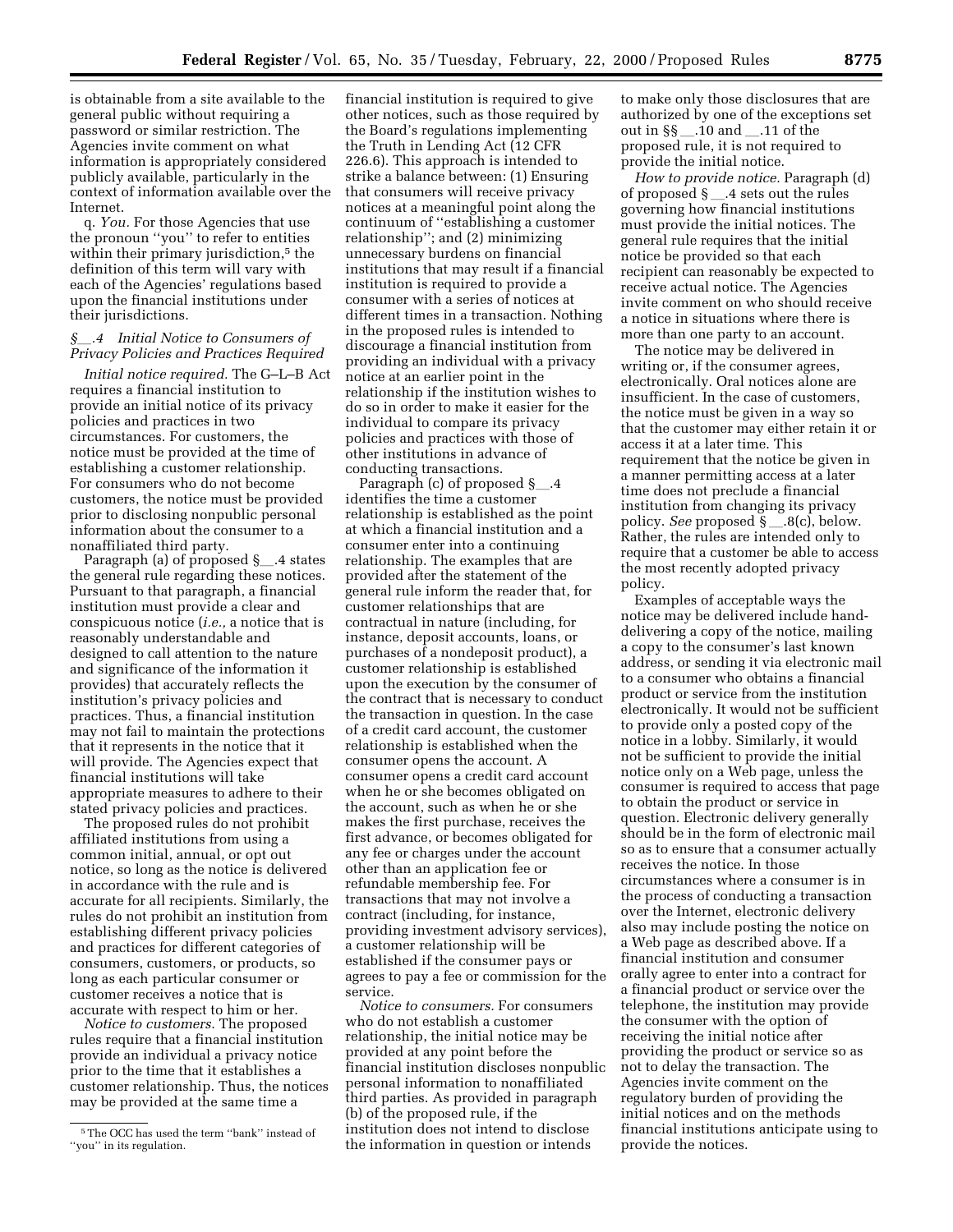is obtainable from a site available to the general public without requiring a password or similar restriction. The Agencies invite comment on what information is appropriately considered publicly available, particularly in the context of information available over the Internet.

q. *You.* For those Agencies that use the pronoun ''you'' to refer to entities within their primary jurisdiction,[5] the definition of this term will vary with each of the Agencies' regulations based upon the financial institutions under their jurisdictions.

### *§__.4 Initial Notice to Consumers of Privacy Policies and Practices Required*

*Initial notice required.* The G–L–B Act requires a financial institution to provide an initial notice of its privacy policies and practices in two circumstances. For customers, the notice must be provided at the time of establishing a customer relationship. For consumers who do not become customers, the notice must be provided prior to disclosing nonpublic personal information about the consumer to a nonaffiliated third party.

Paragraph (a) of proposed §__.4 states the general rule regarding these notices. Pursuant to that paragraph, a financial institution must provide a clear and conspicuous notice (*i.e.,* a notice that is reasonably understandable and designed to call attention to the nature and significance of the information it provides) that accurately reflects the institution's privacy policies and practices. Thus, a financial institution may not fail to maintain the protections that it represents in the notice that it will provide. The Agencies expect that financial institutions will take appropriate measures to adhere to their stated privacy policies and practices.

The proposed rules do not prohibit affiliated institutions from using a common initial, annual, or opt out notice, so long as the notice is delivered in accordance with the rule and is accurate for all recipients. Similarly, the rules do not prohibit an institution from establishing different privacy policies and practices for different categories of consumers, customers, or products, so long as each particular consumer or customer receives a notice that is accurate with respect to him or her.

*Notice to customers.* The proposed rules require that a financial institution provide an individual a privacy notice prior to the time that it establishes a customer relationship. Thus, the notices may be provided at the same time a financial institution is required to give other notices, such as those required by the Board's regulations implementing the Truth in Lending Act (12 CFR 226.6). This approach is intended to strike a balance between: (1) Ensuring that consumers will receive privacy notices at a meaningful point along the continuum of ''establishing a customer relationship''; and (2) minimizing unnecessary burdens on financial institutions that may result if a financial institution is required to provide a consumer with a series of notices at different times in a transaction. Nothing in the proposed rules is intended to discourage a financial institution from providing an individual with a privacy notice at an earlier point in the relationship if the institution wishes to do so in order to make it easier for the individual to compare its privacy policies and practices with those of other institutions in advance of conducting transactions.

Paragraph (c) of proposed §__.4 identifies the time a customer relationship is established as the point at which a financial institution and a consumer enter into a continuing relationship. The examples that are provided after the statement of the general rule inform the reader that, for customer relationships that are contractual in nature (including, for instance, deposit accounts, loans, or purchases of a nondeposit product), a customer relationship is established upon the execution by the consumer of the contract that is necessary to conduct the transaction in question. In the case of a credit card account, the customer relationship is established when the consumer opens the account. A consumer opens a credit card account when he or she becomes obligated on the account, such as when he or she makes the first purchase, receives the first advance, or becomes obligated for any fee or charges under the account other than an application fee or refundable membership fee. For transactions that may not involve a contract (including, for instance, providing investment advisory services), a customer relationship will be established if the consumer pays or agrees to pay a fee or commission for the service.

*Notice to consumers.* For consumers who do not establish a customer relationship, the initial notice may be provided at any point before the financial institution discloses nonpublic personal information to nonaffiliated third parties. As provided in paragraph (b) of the proposed rule, if the institution does not intend to disclose the information in question or intends to make only those disclosures that are authorized by one of the exceptions set out in §§__.10 and __.11 of the proposed rule, it is not required to provide the initial notice.

*How to provide notice.* Paragraph (d) of proposed §__.4 sets out the rules governing how financial institutions must provide the initial notices. The general rule requires that the initial notice be provided so that each recipient can reasonably be expected to receive actual notice. The Agencies invite comment on who should receive a notice in situations where there is more than one party to an account.

The notice may be delivered in writing or, if the consumer agrees, electronically. Oral notices alone are insufficient. In the case of customers, the notice must be given in a way so that the customer may either retain it or access it at a later time. This requirement that the notice be given in a manner permitting access at a later time does not preclude a financial institution from changing its privacy policy. *See* proposed §__.8(c), below. Rather, the rules are intended only to require that a customer be able to access the most recently adopted privacy policy.

Examples of acceptable ways the notice may be delivered include hand-delivering a copy of the notice, mailing a copy to the consumer's last known address, or sending it via electronic mail to a consumer who obtains a financial product or service from the institution electronically. It would not be sufficient to provide only a posted copy of the notice in a lobby. Similarly, it would not be sufficient to provide the initial notice only on a Web page, unless the consumer is required to access that page to obtain the product or service in question. Electronic delivery generally should be in the form of electronic mail so as to ensure that a consumer actually receives the notice. In those circumstances where a consumer is in the process of conducting a transaction over the Internet, electronic delivery also may include posting the notice on a Web page as described above. If a financial institution and consumer orally agree to enter into a contract for a financial product or service over the telephone, the institution may provide the consumer with the option of receiving the initial notice after providing the product or service so as not to delay the transaction. The Agencies invite comment on the regulatory burden of providing the initial notices and on the methods financial institutions anticipate using to provide the notices.

---

[5] The OCC has used the term ''bank'' instead of ''you'' in its regulation.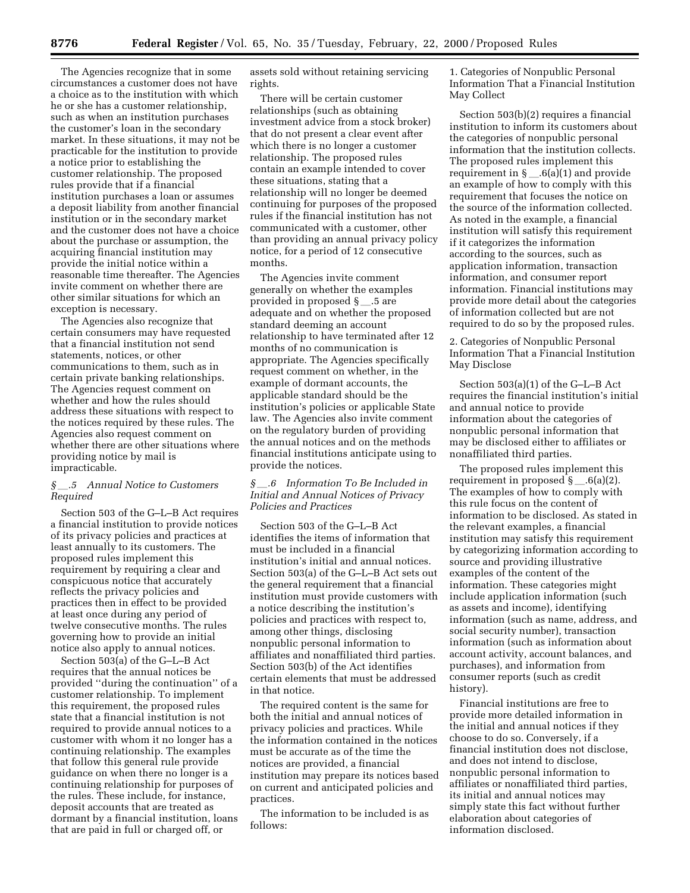The Agencies recognize that in some circumstances a customer does not have a choice as to the institution with which he or she has a customer relationship, such as when an institution purchases the customer's loan in the secondary market. In these situations, it may not be practicable for the institution to provide a notice prior to establishing the customer relationship. The proposed rules provide that if a financial institution purchases a loan or assumes a deposit liability from another financial institution or in the secondary market and the customer does not have a choice about the purchase or assumption, the acquiring financial institution may provide the initial notice within a reasonable time thereafter. The Agencies invite comment on whether there are other similar situations for which an exception is necessary.

The Agencies also recognize that certain consumers may have requested that a financial institution not send statements, notices, or other communications to them, such as in certain private banking relationships. The Agencies request comment on whether and how the rules should address these situations with respect to the notices required by these rules. The Agencies also request comment on whether there are other situations where providing notice by mail is impracticable.

### *§ __.5 Annual Notice to Customers Required*

Section 503 of the G–L–B Act requires a financial institution to provide notices of its privacy policies and practices at least annually to its customers. The proposed rules implement this requirement by requiring a clear and conspicuous notice that accurately reflects the privacy policies and practices then in effect to be provided at least once during any period of twelve consecutive months. The rules governing how to provide an initial notice also apply to annual notices.

Section 503(a) of the G–L–B Act requires that the annual notices be provided "during the continuation" of a customer relationship. To implement this requirement, the proposed rules state that a financial institution is not required to provide annual notices to a customer with whom it no longer has a continuing relationship. The examples that follow this general rule provide guidance on when there no longer is a continuing relationship for purposes of the rules. These include, for instance, deposit accounts that are treated as dormant by a financial institution, loans that are paid in full or charged off, or assets sold without retaining servicing rights.

There will be certain customer relationships (such as obtaining investment advice from a stock broker) that do not present a clear event after which there is no longer a customer relationship. The proposed rules contain an example intended to cover these situations, stating that a relationship will no longer be deemed continuing for purposes of the proposed rules if the financial institution has not communicated with a customer, other than providing an annual privacy policy notice, for a period of 12 consecutive months.

The Agencies invite comment generally on whether the examples provided in proposed § __.5 are adequate and on whether the proposed standard deeming an account relationship to have terminated after 12 months of no communication is appropriate. The Agencies specifically request comment on whether, in the example of dormant accounts, the applicable standard should be the institution's policies or applicable State law. The Agencies also invite comment on the regulatory burden of providing the annual notices and on the methods financial institutions anticipate using to provide the notices.

### *§ __.6 Information To Be Included in Initial and Annual Notices of Privacy Policies and Practices*

Section 503 of the G–L–B Act identifies the items of information that must be included in a financial institution's initial and annual notices. Section 503(a) of the G–L–B Act sets out the general requirement that a financial institution must provide customers with a notice describing the institution's policies and practices with respect to, among other things, disclosing nonpublic personal information to affiliates and nonaffiliated third parties. Section 503(b) of the Act identifies certain elements that must be addressed in that notice.

The required content is the same for both the initial and annual notices of privacy policies and practices. While the information contained in the notices must be accurate as of the time the notices are provided, a financial institution may prepare its notices based on current and anticipated policies and practices.

The information to be included is as follows:

1. Categories of Nonpublic Personal Information That a Financial Institution May Collect

Section 503(b)(2) requires a financial institution to inform its customers about the categories of nonpublic personal information that the institution collects. The proposed rules implement this requirement in § __.6(a)(1) and provide an example of how to comply with this requirement that focuses the notice on the source of the information collected. As noted in the example, a financial institution will satisfy this requirement if it categorizes the information according to the sources, such as application information, transaction information, and consumer report information. Financial institutions may provide more detail about the categories of information collected but are not required to do so by the proposed rules.

2. Categories of Nonpublic Personal Information That a Financial Institution May Disclose

Section 503(a)(1) of the G–L–B Act requires the financial institution's initial and annual notice to provide information about the categories of nonpublic personal information that may be disclosed either to affiliates or nonaffiliated third parties.

The proposed rules implement this requirement in proposed § __.6(a)(2). The examples of how to comply with this rule focus on the content of information to be disclosed. As stated in the relevant examples, a financial institution may satisfy this requirement by categorizing information according to source and providing illustrative examples of the content of the information. These categories might include application information (such as assets and income), identifying information (such as name, address, and social security number), transaction information (such as information about account activity, account balances, and purchases), and information from consumer reports (such as credit history).

Financial institutions are free to provide more detailed information in the initial and annual notices if they choose to do so. Conversely, if a financial institution does not disclose, and does not intend to disclose, nonpublic personal information to affiliates or nonaffiliated third parties, its initial and annual notices may simply state this fact without further elaboration about categories of information disclosed.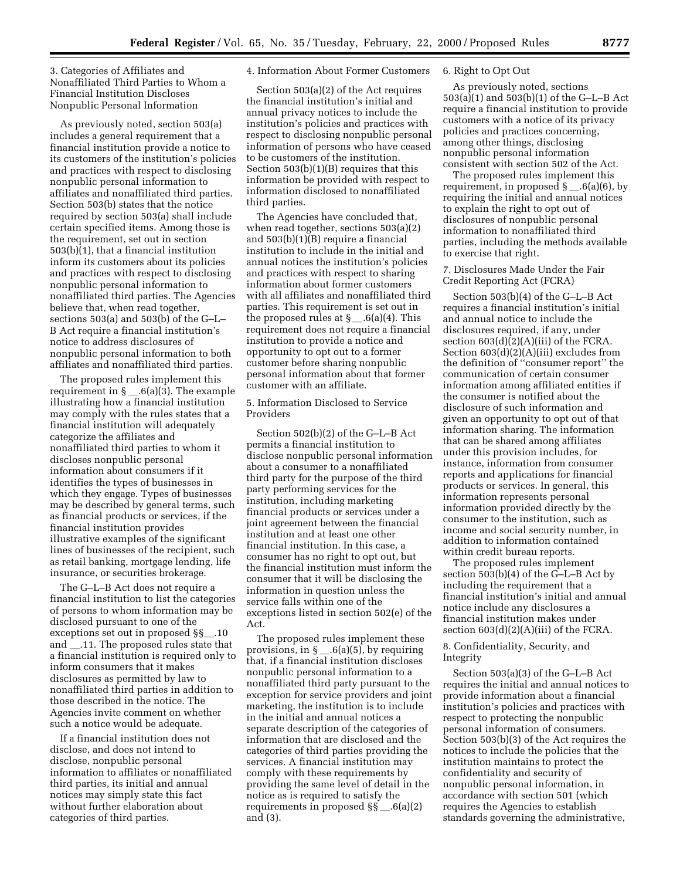3. Categories of Affiliates and Nonaffiliated Third Parties to Whom a Financial Institution Discloses Nonpublic Personal Information

As previously noted, section 503(a) includes a general requirement that a financial institution provide a notice to its customers of the institution's policies and practices with respect to disclosing nonpublic personal information to affiliates and nonaffiliated third parties. Section 503(b) states that the notice required by section 503(a) shall include certain specified items. Among those is the requirement, set out in section 503(b)(1), that a financial institution inform its customers about its policies and practices with respect to disclosing nonpublic personal information to nonaffiliated third parties. The Agencies believe that, when read together, sections 503(a) and 503(b) of the G–L–B Act require a financial institution's notice to address disclosures of nonpublic personal information to both affiliates and nonaffiliated third parties.

The proposed rules implement this requirement in § __.6(a)(3). The example illustrating how a financial institution may comply with the rules states that a financial institution will adequately categorize the affiliates and nonaffiliated third parties to whom it discloses nonpublic personal information about consumers if it identifies the types of businesses in which they engage. Types of businesses may be described by general terms, such as financial products or services, if the financial institution provides illustrative examples of the significant lines of businesses of the recipient, such as retail banking, mortgage lending, life insurance, or securities brokerage.

The G–L–B Act does not require a financial institution to list the categories of persons to whom information may be disclosed pursuant to one of the exceptions set out in proposed §§ __.10 and __.11. The proposed rules state that a financial institution is required only to inform consumers that it makes disclosures as permitted by law to nonaffiliated third parties in addition to those described in the notice. The Agencies invite comment on whether such a notice would be adequate.

If a financial institution does not disclose, and does not intend to disclose, nonpublic personal information to affiliates or nonaffiliated third parties, its initial and annual notices may simply state this fact without further elaboration about categories of third parties.

4. Information About Former Customers

Section 503(a)(2) of the Act requires the financial institution's initial and annual privacy notices to include the institution's policies and practices with respect to disclosing nonpublic personal information of persons who have ceased to be customers of the institution. Section 503(b)(1)(B) requires that this information be provided with respect to information disclosed to nonaffiliated third parties.

The Agencies have concluded that, when read together, sections 503(a)(2) and 503(b)(1)(B) require a financial institution to include in the initial and annual notices the institution's policies and practices with respect to sharing information about former customers with all affiliates and nonaffiliated third parties. This requirement is set out in the proposed rules at § __.6(a)(4). This requirement does not require a financial institution to provide a notice and opportunity to opt out to a former customer before sharing nonpublic personal information about that former customer with an affiliate.

5. Information Disclosed to Service Providers

Section 502(b)(2) of the G–L–B Act permits a financial institution to disclose nonpublic personal information about a consumer to a nonaffiliated third party for the purpose of the third party performing services for the institution, including marketing financial products or services under a joint agreement between the financial institution and at least one other financial institution. In this case, a consumer has no right to opt out, but the financial institution must inform the consumer that it will be disclosing the information in question unless the service falls within one of the exceptions listed in section 502(e) of the Act.

The proposed rules implement these provisions, in § __.6(a)(5), by requiring that, if a financial institution discloses nonpublic personal information to a nonaffiliated third party pursuant to the exception for service providers and joint marketing, the institution is to include in the initial and annual notices a separate description of the categories of information that are disclosed and the categories of third parties providing the services. A financial institution may comply with these requirements by providing the same level of detail in the notice as is required to satisfy the requirements in proposed §§ __.6(a)(2) and (3).

6. Right to Opt Out

As previously noted, sections 503(a)(1) and 503(b)(1) of the G–L–B Act require a financial institution to provide customers with a notice of its privacy policies and practices concerning, among other things, disclosing nonpublic personal information consistent with section 502 of the Act.

The proposed rules implement this requirement, in proposed § __.6(a)(6), by requiring the initial and annual notices to explain the right to opt out of disclosures of nonpublic personal information to nonaffiliated third parties, including the methods available to exercise that right.

7. Disclosures Made Under the Fair Credit Reporting Act (FCRA)

Section 503(b)(4) of the G–L–B Act requires a financial institution's initial and annual notice to include the disclosures required, if any, under section 603(d)(2)(A)(iii) of the FCRA. Section 603(d)(2)(A)(iii) excludes from the definition of "consumer report" the communication of certain consumer information among affiliated entities if the consumer is notified about the disclosure of such information and given an opportunity to opt out of that information sharing. The information that can be shared among affiliates under this provision includes, for instance, information from consumer reports and applications for financial products or services. In general, this information represents personal information provided directly by the consumer to the institution, such as income and social security number, in addition to information contained within credit bureau reports.

The proposed rules implement section 503(b)(4) of the G–L–B Act by including the requirement that a financial institution's initial and annual notice include any disclosures a financial institution makes under section 603(d)(2)(A)(iii) of the FCRA.

8. Confidentiality, Security, and Integrity

Section 503(a)(3) of the G–L–B Act requires the initial and annual notices to provide information about a financial institution's policies and practices with respect to protecting the nonpublic personal information of consumers. Section 503(b)(3) of the Act requires the notices to include the policies that the institution maintains to protect the confidentiality and security of nonpublic personal information, in accordance with section 501 (which requires the Agencies to establish standards governing the administrative,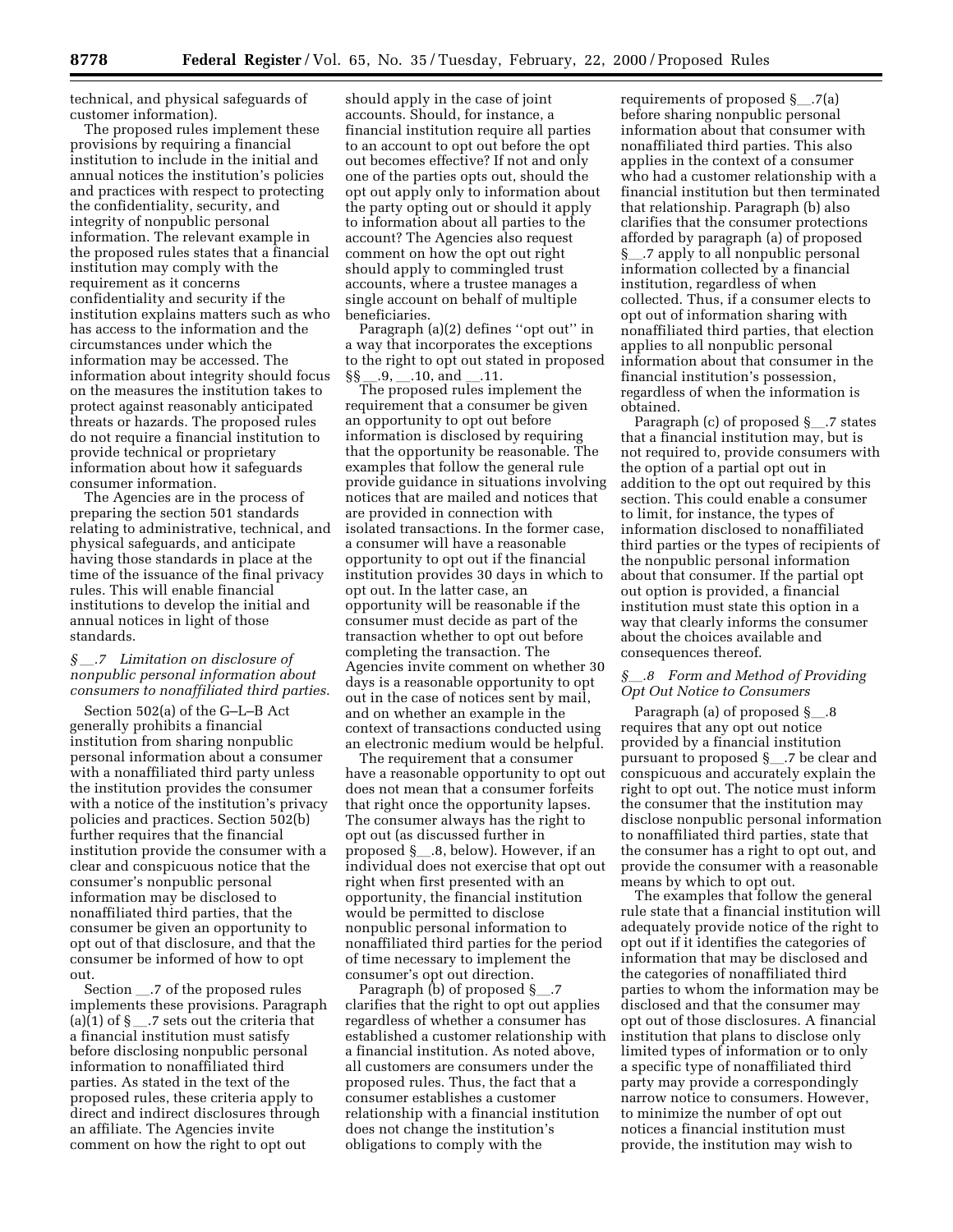technical, and physical safeguards of customer information).

The proposed rules implement these provisions by requiring a financial institution to include in the initial and annual notices the institution's policies and practices with respect to protecting the confidentiality, security, and integrity of nonpublic personal information. The relevant example in the proposed rules states that a financial institution may comply with the requirement as it concerns confidentiality and security if the institution explains matters such as who has access to the information and the circumstances under which the information may be accessed. The information about integrity should focus on the measures the institution takes to protect against reasonably anticipated threats or hazards. The proposed rules do not require a financial institution to provide technical or proprietary information about how it safeguards consumer information.

The Agencies are in the process of preparing the section 501 standards relating to administrative, technical, and physical safeguards, and anticipate having those standards in place at the time of the issuance of the final privacy rules. This will enable financial institutions to develop the initial and annual notices in light of those standards.

### *§__.7 Limitation on disclosure of nonpublic personal information about consumers to nonaffiliated third parties.*

Section 502(a) of the G–L–B Act generally prohibits a financial institution from sharing nonpublic personal information about a consumer with a nonaffiliated third party unless the institution provides the consumer with a notice of the institution's privacy policies and practices. Section 502(b) further requires that the financial institution provide the consumer with a clear and conspicuous notice that the consumer's nonpublic personal information may be disclosed to nonaffiliated third parties, that the consumer be given an opportunity to opt out of that disclosure, and that the consumer be informed of how to opt out.

Section __.7 of the proposed rules implements these provisions. Paragraph (a)(1) of §__.7 sets out the criteria that a financial institution must satisfy before disclosing nonpublic personal information to nonaffiliated third parties. As stated in the text of the proposed rules, these criteria apply to direct and indirect disclosures through an affiliate. The Agencies invite comment on how the right to opt out should apply in the case of joint accounts. Should, for instance, a financial institution require all parties to an account to opt out before the opt out becomes effective? If not and only one of the parties opts out, should the opt out apply only to information about the party opting out or should it apply to information about all parties to the account? The Agencies also request comment on how the opt out right should apply to commingled trust accounts, where a trustee manages a single account on behalf of multiple beneficiaries.

Paragraph (a)(2) defines ''opt out'' in a way that incorporates the exceptions to the right to opt out stated in proposed §§__.9, __.10, and __.11.

The proposed rules implement the requirement that a consumer be given an opportunity to opt out before information is disclosed by requiring that the opportunity be reasonable. The examples that follow the general rule provide guidance in situations involving notices that are mailed and notices that are provided in connection with isolated transactions. In the former case, a consumer will have a reasonable opportunity to opt out if the financial institution provides 30 days in which to opt out. In the latter case, an opportunity will be reasonable if the consumer must decide as part of the transaction whether to opt out before completing the transaction. The Agencies invite comment on whether 30 days is a reasonable opportunity to opt out in the case of notices sent by mail, and on whether an example in the context of transactions conducted using an electronic medium would be helpful.

The requirement that a consumer have a reasonable opportunity to opt out does not mean that a consumer forfeits that right once the opportunity lapses. The consumer always has the right to opt out (as discussed further in proposed §__.8, below). However, if an individual does not exercise that opt out right when first presented with an opportunity, the financial institution would be permitted to disclose nonpublic personal information to nonaffiliated third parties for the period of time necessary to implement the consumer's opt out direction.

Paragraph (b) of proposed §__.7 clarifies that the right to opt out applies regardless of whether a consumer has established a customer relationship with a financial institution. As noted above, all customers are consumers under the proposed rules. Thus, the fact that a consumer establishes a customer relationship with a financial institution does not change the institution's obligations to comply with the requirements of proposed §__.7(a) before sharing nonpublic personal information about that consumer with nonaffiliated third parties. This also applies in the context of a consumer who had a customer relationship with a financial institution but then terminated that relationship. Paragraph (b) also clarifies that the consumer protections afforded by paragraph (a) of proposed §__.7 apply to all nonpublic personal information collected by a financial institution, regardless of when collected. Thus, if a consumer elects to opt out of information sharing with nonaffiliated third parties, that election applies to all nonpublic personal information about that consumer in the financial institution's possession, regardless of when the information is obtained.

Paragraph (c) of proposed §__.7 states that a financial institution may, but is not required to, provide consumers with the option of a partial opt out in addition to the opt out required by this section. This could enable a consumer to limit, for instance, the types of information disclosed to nonaffiliated third parties or the types of recipients of the nonpublic personal information about that consumer. If the partial opt out option is provided, a financial institution must state this option in a way that clearly informs the consumer about the choices available and consequences thereof.

### *§__.8 Form and Method of Providing Opt Out Notice to Consumers*

Paragraph (a) of proposed §__.8 requires that any opt out notice provided by a financial institution pursuant to proposed §__.7 be clear and conspicuous and accurately explain the right to opt out. The notice must inform the consumer that the institution may disclose nonpublic personal information to nonaffiliated third parties, state that the consumer has a right to opt out, and provide the consumer with a reasonable means by which to opt out.

The examples that follow the general rule state that a financial institution will adequately provide notice of the right to opt out if it identifies the categories of information that may be disclosed and the categories of nonaffiliated third parties to whom the information may be disclosed and that the consumer may opt out of those disclosures. A financial institution that plans to disclose only limited types of information or to only a specific type of nonaffiliated third party may provide a correspondingly narrow notice to consumers. However, to minimize the number of opt out notices a financial institution must provide, the institution may wish to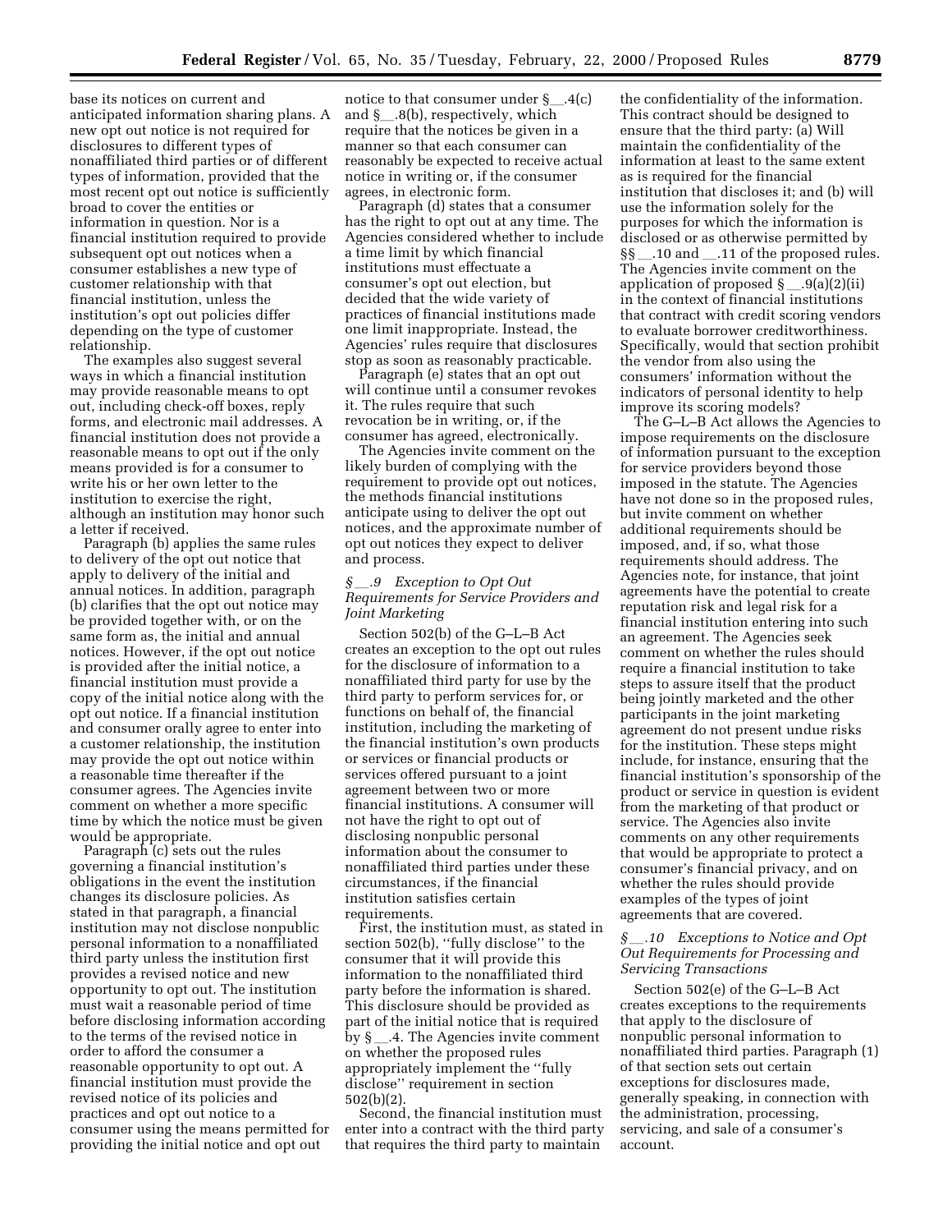base its notices on current and anticipated information sharing plans. A new opt out notice is not required for disclosures to different types of nonaffiliated third parties or of different types of information, provided that the most recent opt out notice is sufficiently broad to cover the entities or information in question. Nor is a financial institution required to provide subsequent opt out notices when a consumer establishes a new type of customer relationship with that financial institution, unless the institution's opt out policies differ depending on the type of customer relationship.

The examples also suggest several ways in which a financial institution may provide reasonable means to opt out, including check-off boxes, reply forms, and electronic mail addresses. A financial institution does not provide a reasonable means to opt out if the only means provided is for a consumer to write his or her own letter to the institution to exercise the right, although an institution may honor such a letter if received.

Paragraph (b) applies the same rules to delivery of the opt out notice that apply to delivery of the initial and annual notices. In addition, paragraph (b) clarifies that the opt out notice may be provided together with, or on the same form as, the initial and annual notices. However, if the opt out notice is provided after the initial notice, a financial institution must provide a copy of the initial notice along with the opt out notice. If a financial institution and consumer orally agree to enter into a customer relationship, the institution may provide the opt out notice within a reasonable time thereafter if the consumer agrees. The Agencies invite comment on whether a more specific time by which the notice must be given would be appropriate.

Paragraph (c) sets out the rules governing a financial institution's obligations in the event the institution changes its disclosure policies. As stated in that paragraph, a financial institution may not disclose nonpublic personal information to a nonaffiliated third party unless the institution first provides a revised notice and new opportunity to opt out. The institution must wait a reasonable period of time before disclosing information according to the terms of the revised notice in order to afford the consumer a reasonable opportunity to opt out. A financial institution must provide the revised notice of its policies and practices and opt out notice to a consumer using the means permitted for providing the initial notice and opt out notice to that consumer under §__.4(c) and §__.8(b), respectively, which require that the notices be given in a manner so that each consumer can reasonably be expected to receive actual notice in writing or, if the consumer agrees, in electronic form.

Paragraph (d) states that a consumer has the right to opt out at any time. The Agencies considered whether to include a time limit by which financial institutions must effectuate a consumer's opt out election, but decided that the wide variety of practices of financial institutions made one limit inappropriate. Instead, the Agencies' rules require that disclosures stop as soon as reasonably practicable.

Paragraph (e) states that an opt out will continue until a consumer revokes it. The rules require that such revocation be in writing, or, if the consumer has agreed, electronically.

The Agencies invite comment on the likely burden of complying with the requirement to provide opt out notices, the methods financial institutions anticipate using to deliver the opt out notices, and the approximate number of opt out notices they expect to deliver and process.

### *§__.9 Exception to Opt Out Requirements for Service Providers and Joint Marketing*

Section 502(b) of the G–L–B Act creates an exception to the opt out rules for the disclosure of information to a nonaffiliated third party for use by the third party to perform services for, or functions on behalf of, the financial institution, including the marketing of the financial institution's own products or services or financial products or services offered pursuant to a joint agreement between two or more financial institutions. A consumer will not have the right to opt out of disclosing nonpublic personal information about the consumer to nonaffiliated third parties under these circumstances, if the financial institution satisfies certain requirements.

First, the institution must, as stated in section 502(b), "fully disclose" to the consumer that it will provide this information to the nonaffiliated third party before the information is shared. This disclosure should be provided as part of the initial notice that is required by §__.4. The Agencies invite comment on whether the proposed rules appropriately implement the "fully disclose" requirement in section 502(b)(2).

Second, the financial institution must enter into a contract with the third party that requires the third party to maintain the confidentiality of the information. This contract should be designed to ensure that the third party: (a) Will maintain the confidentiality of the information at least to the same extent as is required for the financial institution that discloses it; and (b) will use the information solely for the purposes for which the information is disclosed or as otherwise permitted by §§__.10 and __.11 of the proposed rules. The Agencies invite comment on the application of proposed §__.9(a)(2)(ii) in the context of financial institutions that contract with credit scoring vendors to evaluate borrower creditworthiness. Specifically, would that section prohibit the vendor from also using the consumers' information without the indicators of personal identity to help improve its scoring models?

The G–L–B Act allows the Agencies to impose requirements on the disclosure of information pursuant to the exception for service providers beyond those imposed in the statute. The Agencies have not done so in the proposed rules, but invite comment on whether additional requirements should be imposed, and, if so, what those requirements should address. The Agencies note, for instance, that joint agreements have the potential to create reputation risk and legal risk for a financial institution entering into such an agreement. The Agencies seek comment on whether the rules should require a financial institution to take steps to assure itself that the product being jointly marketed and the other participants in the joint marketing agreement do not present undue risks for the institution. These steps might include, for instance, ensuring that the financial institution's sponsorship of the product or service in question is evident from the marketing of that product or service. The Agencies also invite comments on any other requirements that would be appropriate to protect a consumer's financial privacy, and on whether the rules should provide examples of the types of joint agreements that are covered.

### *§__.10 Exceptions to Notice and Opt Out Requirements for Processing and Servicing Transactions*

Section 502(e) of the G–L–B Act creates exceptions to the requirements that apply to the disclosure of nonpublic personal information to nonaffiliated third parties. Paragraph (1) of that section sets out certain exceptions for disclosures made, generally speaking, in connection with the administration, processing, servicing, and sale of a consumer's account.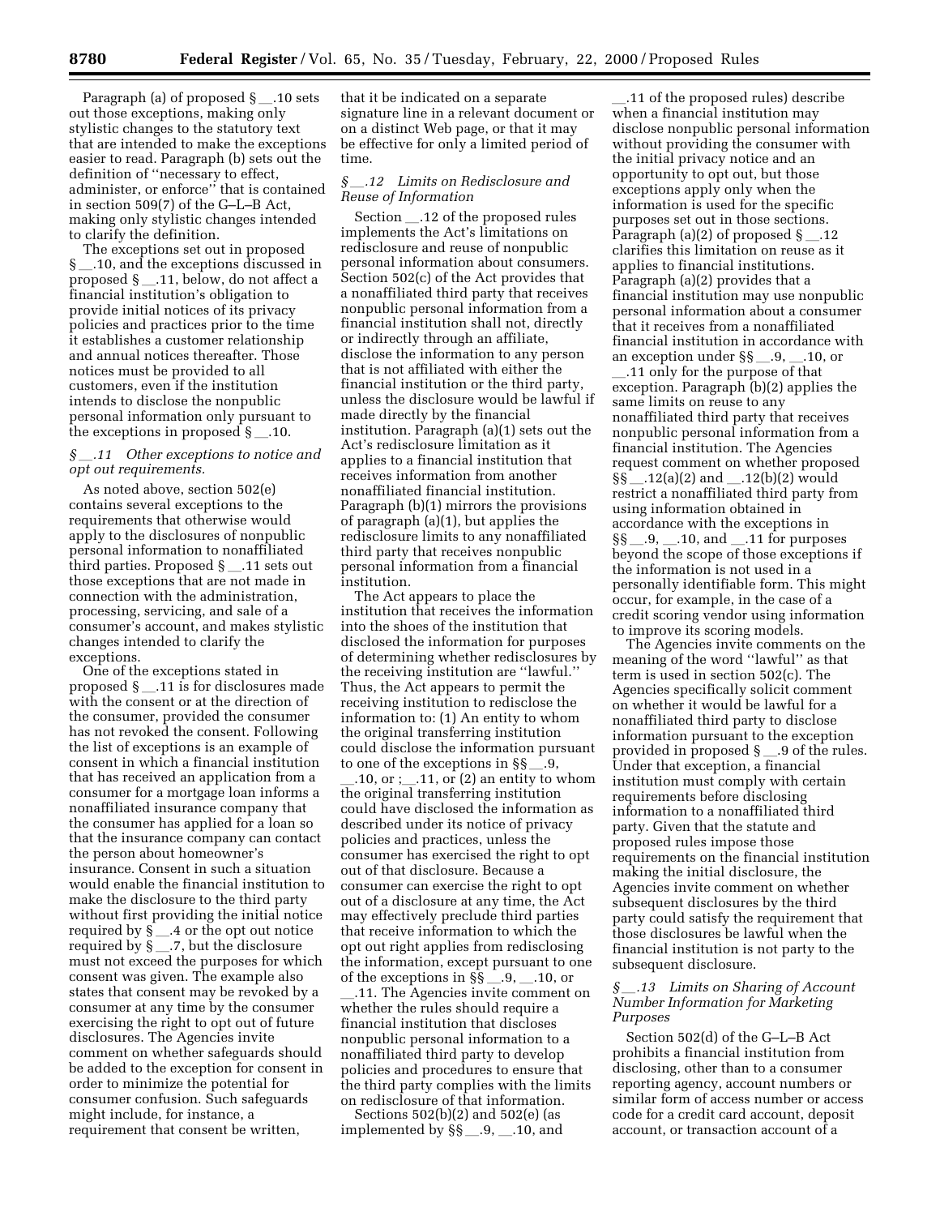Paragraph (a) of proposed § __.10 sets out those exceptions, making only stylistic changes to the statutory text that are intended to make the exceptions easier to read. Paragraph (b) sets out the definition of ''necessary to effect, administer, or enforce'' that is contained in section 509(7) of the G–L–B Act, making only stylistic changes intended to clarify the definition.

The exceptions set out in proposed § __.10, and the exceptions discussed in proposed § __.11, below, do not affect a financial institution's obligation to provide initial notices of its privacy policies and practices prior to the time it establishes a customer relationship and annual notices thereafter. Those notices must be provided to all customers, even if the institution intends to disclose the nonpublic personal information only pursuant to the exceptions in proposed § __.10.

### *§ __.11 Other exceptions to notice and opt out requirements.*

As noted above, section 502(e) contains several exceptions to the requirements that otherwise would apply to the disclosures of nonpublic personal information to nonaffiliated third parties. Proposed § __.11 sets out those exceptions that are not made in connection with the administration, processing, servicing, and sale of a consumer's account, and makes stylistic changes intended to clarify the exceptions.

One of the exceptions stated in proposed § __.11 is for disclosures made with the consent or at the direction of the consumer, provided the consumer has not revoked the consent. Following the list of exceptions is an example of consent in which a financial institution that has received an application from a consumer for a mortgage loan informs a nonaffiliated insurance company that the consumer has applied for a loan so that the insurance company can contact the person about homeowner's insurance. Consent in such a situation would enable the financial institution to make the disclosure to the third party without first providing the initial notice required by § __.4 or the opt out notice required by § __.7, but the disclosure must not exceed the purposes for which consent was given. The example also states that consent may be revoked by a consumer at any time by the consumer exercising the right to opt out of future disclosures. The Agencies invite comment on whether safeguards should be added to the exception for consent in order to minimize the potential for consumer confusion. Such safeguards might include, for instance, a requirement that consent be written, that it be indicated on a separate signature line in a relevant document or on a distinct Web page, or that it may be effective for only a limited period of time.

### *§ __.12 Limits on Redisclosure and Reuse of Information*

Section __.12 of the proposed rules implements the Act's limitations on redisclosure and reuse of nonpublic personal information about consumers. Section 502(c) of the Act provides that a nonaffiliated third party that receives nonpublic personal information from a financial institution shall not, directly or indirectly through an affiliate, disclose the information to any person that is not affiliated with either the financial institution or the third party, unless the disclosure would be lawful if made directly by the financial institution. Paragraph (a)(1) sets out the Act's redisclosure limitation as it applies to a financial institution that receives information from another nonaffiliated financial institution. Paragraph (b)(1) mirrors the provisions of paragraph (a)(1), but applies the redisclosure limits to any nonaffiliated third party that receives nonpublic personal information from a financial institution.

The Act appears to place the institution that receives the information into the shoes of the institution that disclosed the information for purposes of determining whether redisclosures by the receiving institution are ''lawful.'' Thus, the Act appears to permit the receiving institution to redisclose the information to: (1) An entity to whom the original transferring institution could disclose the information pursuant to one of the exceptions in §§ __.9, __.10, or ;__.11, or (2) an entity to whom the original transferring institution could have disclosed the information as described under its notice of privacy policies and practices, unless the consumer has exercised the right to opt out of that disclosure. Because a consumer can exercise the right to opt out of a disclosure at any time, the Act may effectively preclude third parties that receive information to which the opt out right applies from redisclosing the information, except pursuant to one of the exceptions in §§ __.9, __.10, or __.11. The Agencies invite comment on whether the rules should require a financial institution that discloses nonpublic personal information to a nonaffiliated third party to develop policies and procedures to ensure that the third party complies with the limits on redisclosure of that information.

Sections 502(b)(2) and 502(e) (as implemented by §§ __.9, __.10, and __.11 of the proposed rules) describe when a financial institution may disclose nonpublic personal information without providing the consumer with the initial privacy notice and an opportunity to opt out, but those exceptions apply only when the information is used for the specific purposes set out in those sections. Paragraph (a)(2) of proposed § __.12 clarifies this limitation on reuse as it applies to financial institutions. Paragraph (a)(2) provides that a financial institution may use nonpublic personal information about a consumer that it receives from a nonaffiliated financial institution in accordance with an exception under §§ __.9, __.10, or __.11 only for the purpose of that exception. Paragraph (b)(2) applies the same limits on reuse to any nonaffiliated third party that receives nonpublic personal information from a financial institution. The Agencies request comment on whether proposed §§ __.12(a)(2) and __.12(b)(2) would restrict a nonaffiliated third party from using information obtained in accordance with the exceptions in §§ __.9, __.10, and __.11 for purposes beyond the scope of those exceptions if the information is not used in a personally identifiable form. This might occur, for example, in the case of a credit scoring vendor using information to improve its scoring models.

The Agencies invite comments on the meaning of the word ''lawful'' as that term is used in section 502(c). The Agencies specifically solicit comment on whether it would be lawful for a nonaffiliated third party to disclose information pursuant to the exception provided in proposed § __.9 of the rules. Under that exception, a financial institution must comply with certain requirements before disclosing information to a nonaffiliated third party. Given that the statute and proposed rules impose those requirements on the financial institution making the initial disclosure, the Agencies invite comment on whether subsequent disclosures by the third party could satisfy the requirement that those disclosures be lawful when the financial institution is not party to the subsequent disclosure.

### *§ __.13 Limits on Sharing of Account Number Information for Marketing Purposes*

Section 502(d) of the G–L–B Act prohibits a financial institution from disclosing, other than to a consumer reporting agency, account numbers or similar form of access number or access code for a credit card account, deposit account, or transaction account of a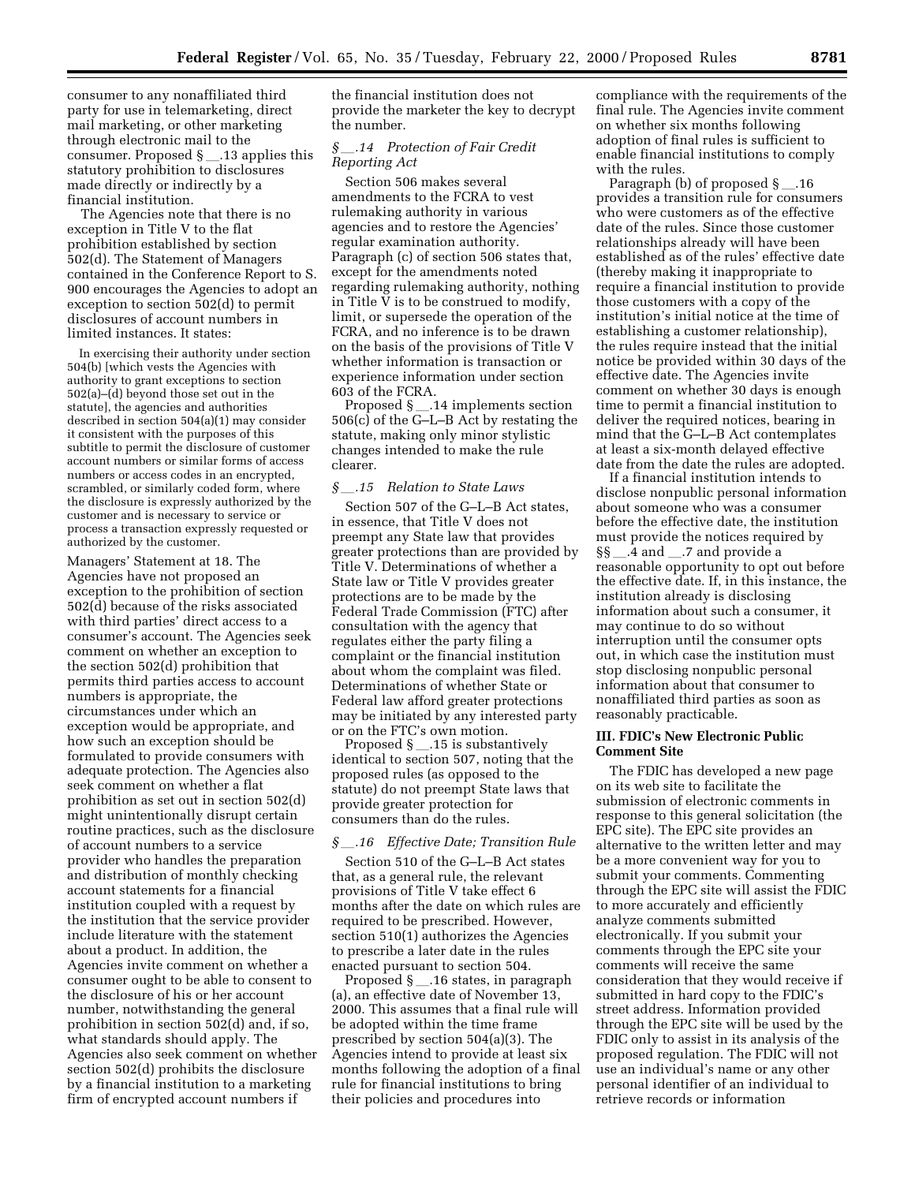consumer to any nonaffiliated third party for use in telemarketing, direct mail marketing, or other marketing through electronic mail to the consumer. Proposed § __.13 applies this statutory prohibition to disclosures made directly or indirectly by a financial institution.

The Agencies note that there is no exception in Title V to the flat prohibition established by section 502(d). The Statement of Managers contained in the Conference Report to S. 900 encourages the Agencies to adopt an exception to section 502(d) to permit disclosures of account numbers in limited instances. It states:

> In exercising their authority under section 504(b) [which vests the Agencies with authority to grant exceptions to section 502(a)–(d) beyond those set out in the statute], the agencies and authorities described in section 504(a)(1) may consider it consistent with the purposes of this subtitle to permit the disclosure of customer account numbers or similar forms of access numbers or access codes in an encrypted, scrambled, or similarly coded form, where the disclosure is expressly authorized by the customer and is necessary to service or process a transaction expressly requested or authorized by the customer.

Managers' Statement at 18. The Agencies have not proposed an exception to the prohibition of section 502(d) because of the risks associated with third parties' direct access to a consumer's account. The Agencies seek comment on whether an exception to the section 502(d) prohibition that permits third parties access to account numbers is appropriate, the circumstances under which an exception would be appropriate, and how such an exception should be formulated to provide consumers with adequate protection. The Agencies also seek comment on whether a flat prohibition as set out in section 502(d) might unintentionally disrupt certain routine practices, such as the disclosure of account numbers to a service provider who handles the preparation and distribution of monthly checking account statements for a financial institution coupled with a request by the institution that the service provider include literature with the statement about a product. In addition, the Agencies invite comment on whether a consumer ought to be able to consent to the disclosure of his or her account number, notwithstanding the general prohibition in section 502(d) and, if so, what standards should apply. The Agencies also seek comment on whether section 502(d) prohibits the disclosure by a financial institution to a marketing firm of encrypted account numbers if the financial institution does not provide the marketer the key to decrypt the number.

*§ __.14 Protection of Fair Credit Reporting Act*

Section 506 makes several amendments to the FCRA to vest rulemaking authority in various agencies and to restore the Agencies' regular examination authority. Paragraph (c) of section 506 states that, except for the amendments noted regarding rulemaking authority, nothing in Title V is to be construed to modify, limit, or supersede the operation of the FCRA, and no inference is to be drawn on the basis of the provisions of Title V whether information is transaction or experience information under section 603 of the FCRA.

Proposed § __.14 implements section 506(c) of the G–L–B Act by restating the statute, making only minor stylistic changes intended to make the rule clearer.

*§ __.15 Relation to State Laws*

Section 507 of the G–L–B Act states, in essence, that Title V does not preempt any State law that provides greater protections than are provided by Title V. Determinations of whether a State law or Title V provides greater protections are to be made by the Federal Trade Commission (FTC) after consultation with the agency that regulates either the party filing a complaint or the financial institution about whom the complaint was filed. Determinations of whether State or Federal law afford greater protections may be initiated by any interested party or on the FTC's own motion.

Proposed § __.15 is substantively identical to section 507, noting that the proposed rules (as opposed to the statute) do not preempt State laws that provide greater protection for consumers than do the rules.

*§ __.16 Effective Date; Transition Rule*

Section 510 of the G–L–B Act states that, as a general rule, the relevant provisions of Title V take effect 6 months after the date on which rules are required to be prescribed. However, section 510(1) authorizes the Agencies to prescribe a later date in the rules enacted pursuant to section 504.

Proposed § __.16 states, in paragraph (a), an effective date of November 13, 2000. This assumes that a final rule will be adopted within the time frame prescribed by section 504(a)(3). The Agencies intend to provide at least six months following the adoption of a final rule for financial institutions to bring their policies and procedures into compliance with the requirements of the final rule. The Agencies invite comment on whether six months following adoption of final rules is sufficient to enable financial institutions to comply with the rules.

Paragraph (b) of proposed § __.16 provides a transition rule for consumers who were customers as of the effective date of the rules. Since those customer relationships already will have been established as of the rules' effective date (thereby making it inappropriate to require a financial institution to provide those customers with a copy of the institution's initial notice at the time of establishing a customer relationship), the rules require instead that the initial notice be provided within 30 days of the effective date. The Agencies invite comment on whether 30 days is enough time to permit a financial institution to deliver the required notices, bearing in mind that the G–L–B Act contemplates at least a six-month delayed effective date from the date the rules are adopted.

If a financial institution intends to disclose nonpublic personal information about someone who was a consumer before the effective date, the institution must provide the notices required by §§ __.4 and __.7 and provide a reasonable opportunity to opt out before the effective date. If, in this instance, the institution already is disclosing information about such a consumer, it may continue to do so without interruption until the consumer opts out, in which case the institution must stop disclosing nonpublic personal information about that consumer to nonaffiliated third parties as soon as reasonably practicable.

## III. FDIC's New Electronic Public Comment Site

The FDIC has developed a new page on its web site to facilitate the submission of electronic comments in response to this general solicitation (the EPC site). The EPC site provides an alternative to the written letter and may be a more convenient way for you to submit your comments. Commenting through the EPC site will assist the FDIC to more accurately and efficiently analyze comments submitted electronically. If you submit your comments through the EPC site your comments will receive the same consideration that they would receive if submitted in hard copy to the FDIC's street address. Information provided through the EPC site will be used by the FDIC only to assist in its analysis of the proposed regulation. The FDIC will not use an individual's name or any other personal identifier of an individual to retrieve records or information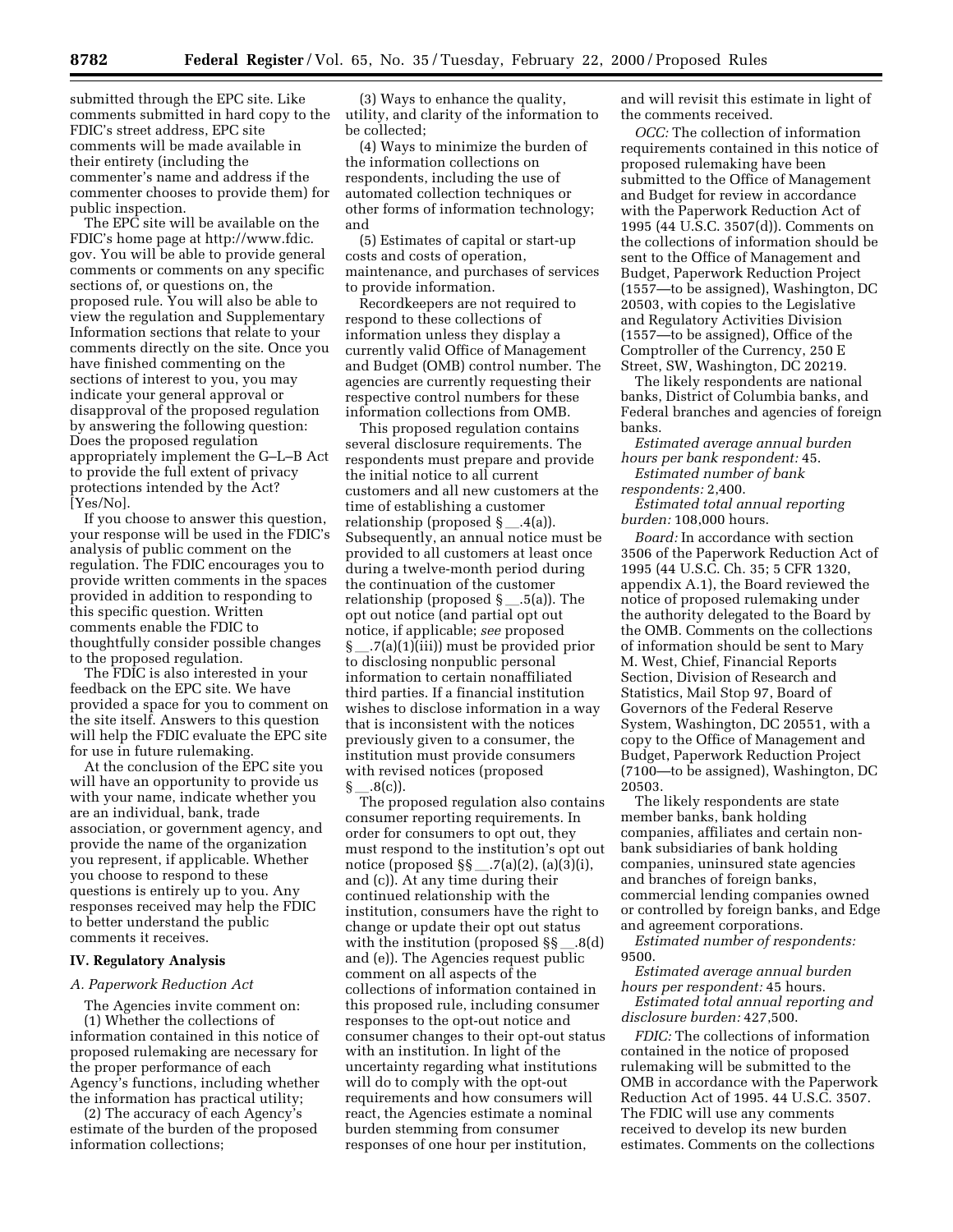submitted through the EPC site. Like comments submitted in hard copy to the FDIC's street address, EPC site comments will be made available in their entirety (including the commenter's name and address if the commenter chooses to provide them) for public inspection.

The EPC site will be available on the FDIC's home page at http://www.fdic.gov. You will be able to provide general comments or comments on any specific sections of, or questions on, the proposed rule. You will also be able to view the regulation and Supplementary Information sections that relate to your comments directly on the site. Once you have finished commenting on the sections of interest to you, you may indicate your general approval or disapproval of the proposed regulation by answering the following question: Does the proposed regulation appropriately implement the G–L–B Act to provide the full extent of privacy protections intended by the Act? [Yes/No].

If you choose to answer this question, your response will be used in the FDIC's analysis of public comment on the regulation. The FDIC encourages you to provide written comments in the spaces provided in addition to responding to this specific question. Written comments enable the FDIC to thoughtfully consider possible changes to the proposed regulation.

The FDIC is also interested in your feedback on the EPC site. We have provided a space for you to comment on the site itself. Answers to this question will help the FDIC evaluate the EPC site for use in future rulemaking.

At the conclusion of the EPC site you will have an opportunity to provide us with your name, indicate whether you are an individual, bank, trade association, or government agency, and provide the name of the organization you represent, if applicable. Whether you choose to respond to these questions is entirely up to you. Any responses received may help the FDIC to better understand the public comments it receives.

## IV. Regulatory Analysis

### *A. Paperwork Reduction Act*

The Agencies invite comment on:

(1) Whether the collections of information contained in this notice of proposed rulemaking are necessary for the proper performance of each Agency's functions, including whether the information has practical utility;

(2) The accuracy of each Agency's estimate of the burden of the proposed information collections;

(3) Ways to enhance the quality, utility, and clarity of the information to be collected;

(4) Ways to minimize the burden of the information collections on respondents, including the use of automated collection techniques or other forms of information technology; and

(5) Estimates of capital or start-up costs and costs of operation, maintenance, and purchases of services to provide information.

Recordkeepers are not required to respond to these collections of information unless they display a currently valid Office of Management and Budget (OMB) control number. The agencies are currently requesting their respective control numbers for these information collections from OMB.

This proposed regulation contains several disclosure requirements. The respondents must prepare and provide the initial notice to all current customers and all new customers at the time of establishing a customer relationship (proposed § __.4(a)). Subsequently, an annual notice must be provided to all customers at least once during a twelve-month period during the continuation of the customer relationship (proposed § __.5(a)). The opt out notice (and partial opt out notice, if applicable; *see* proposed § __.7(a)(1)(iii)) must be provided prior to disclosing nonpublic personal information to certain nonaffiliated third parties. If a financial institution wishes to disclose information in a way that is inconsistent with the notices previously given to a consumer, the institution must provide consumers with revised notices (proposed § __.8(c)).

The proposed regulation also contains consumer reporting requirements. In order for consumers to opt out, they must respond to the institution's opt out notice (proposed §§ __.7(a)(2), (a)(3)(i), and (c)). At any time during their continued relationship with the institution, consumers have the right to change or update their opt out status with the institution (proposed §§ __.8(d) and (e)). The Agencies request public comment on all aspects of the collections of information contained in this proposed rule, including consumer responses to the opt-out notice and consumer changes to their opt-out status with an institution. In light of the uncertainty regarding what institutions will do to comply with the opt-out requirements and how consumers will react, the Agencies estimate a nominal burden stemming from consumer responses of one hour per institution, and will revisit this estimate in light of the comments received.

*OCC:* The collection of information requirements contained in this notice of proposed rulemaking have been submitted to the Office of Management and Budget for review in accordance with the Paperwork Reduction Act of 1995 (44 U.S.C. 3507(d)). Comments on the collections of information should be sent to the Office of Management and Budget, Paperwork Reduction Project (1557—to be assigned), Washington, DC 20503, with copies to the Legislative and Regulatory Activities Division (1557—to be assigned), Office of the Comptroller of the Currency, 250 E Street, SW, Washington, DC 20219.

The likely respondents are national banks, District of Columbia banks, and Federal branches and agencies of foreign banks.

*Estimated average annual burden hours per bank respondent:* 45.

*Estimated number of bank respondents:* 2,400.

*Estimated total annual reporting burden:* 108,000 hours.

*Board:* In accordance with section 3506 of the Paperwork Reduction Act of 1995 (44 U.S.C. Ch. 35; 5 CFR 1320, appendix A.1), the Board reviewed the notice of proposed rulemaking under the authority delegated to the Board by the OMB. Comments on the collections of information should be sent to Mary M. West, Chief, Financial Reports Section, Division of Research and Statistics, Mail Stop 97, Board of Governors of the Federal Reserve System, Washington, DC 20551, with a copy to the Office of Management and Budget, Paperwork Reduction Project (7100—to be assigned), Washington, DC 20503.

The likely respondents are state member banks, bank holding companies, affiliates and certain non-bank subsidiaries of bank holding companies, uninsured state agencies and branches of foreign banks, commercial lending companies owned or controlled by foreign banks, and Edge and agreement corporations.

*Estimated number of respondents:* 9500.

*Estimated average annual burden hours per respondent:* 45 hours.

*Estimated total annual reporting and disclosure burden:* 427,500.

*FDIC:* The collections of information contained in the notice of proposed rulemaking will be submitted to the OMB in accordance with the Paperwork Reduction Act of 1995. 44 U.S.C. 3507. The FDIC will use any comments received to develop its new burden estimates. Comments on the collections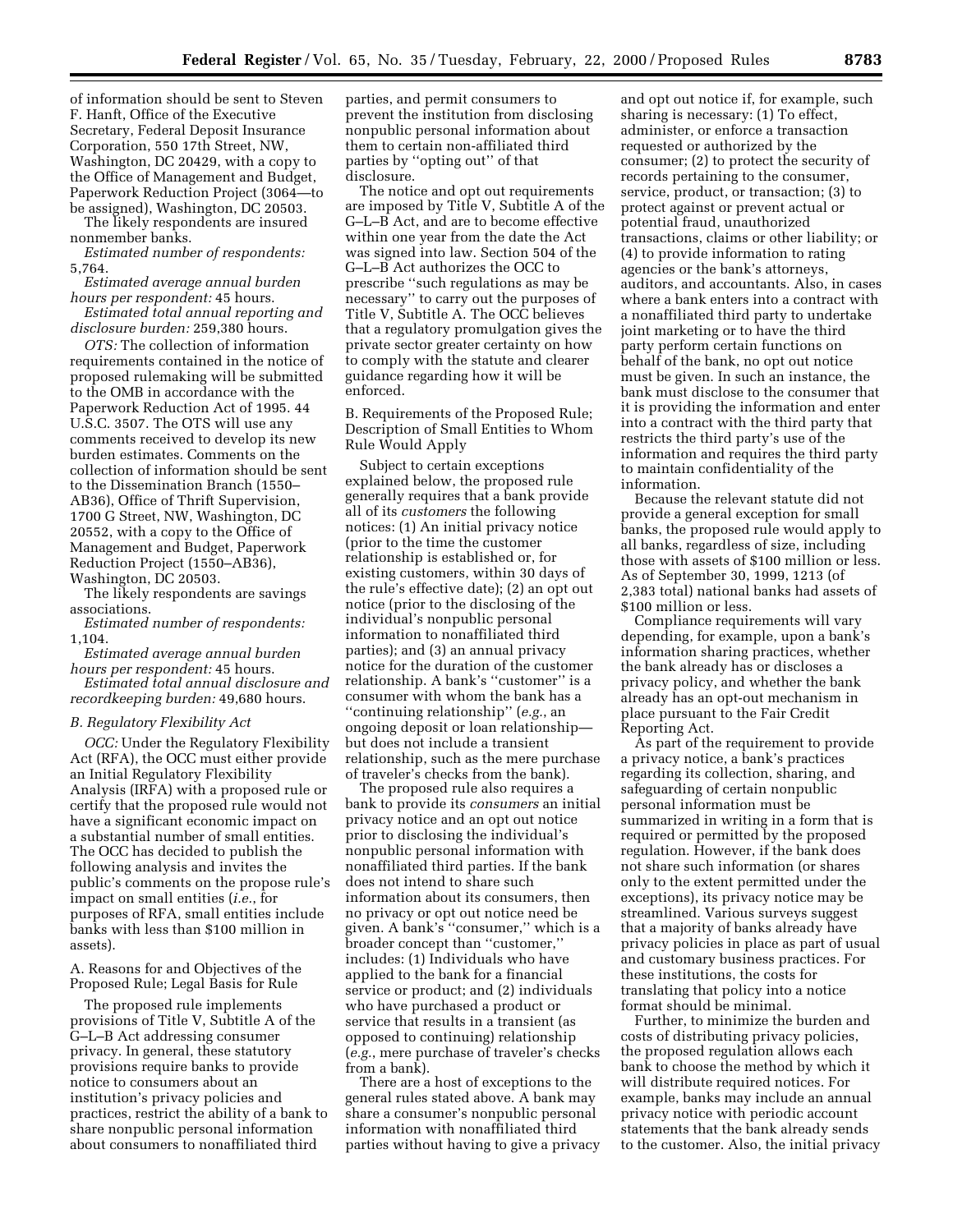of information should be sent to Steven F. Hanft, Office of the Executive Secretary, Federal Deposit Insurance Corporation, 550 17th Street, NW, Washington, DC 20429, with a copy to the Office of Management and Budget, Paperwork Reduction Project (3064—to be assigned), Washington, DC 20503.

The likely respondents are insured nonmember banks.

*Estimated number of respondents:* 5,764.

*Estimated average annual burden hours per respondent:* 45 hours.

*Estimated total annual reporting and disclosure burden:* 259,380 hours.

*OTS:* The collection of information requirements contained in the notice of proposed rulemaking will be submitted to the OMB in accordance with the Paperwork Reduction Act of 1995. 44 U.S.C. 3507. The OTS will use any comments received to develop its new burden estimates. Comments on the collection of information should be sent to the Dissemination Branch (1550–AB36), Office of Thrift Supervision, 1700 G Street, NW, Washington, DC 20552, with a copy to the Office of Management and Budget, Paperwork Reduction Project (1550–AB36), Washington, DC 20503.

The likely respondents are savings associations.

*Estimated number of respondents:* 1,104.

*Estimated average annual burden hours per respondent:* 45 hours.

*Estimated total annual disclosure and recordkeeping burden:* 49,680 hours.

### *B. Regulatory Flexibility Act*

*OCC:* Under the Regulatory Flexibility Act (RFA), the OCC must either provide an Initial Regulatory Flexibility Analysis (IRFA) with a proposed rule or certify that the proposed rule would not have a significant economic impact on a substantial number of small entities. The OCC has decided to publish the following analysis and invites the public's comments on the propose rule's impact on small entities (*i.e.*, for purposes of RFA, small entities include banks with less than $100 million in assets).

A. Reasons for and Objectives of the Proposed Rule; Legal Basis for Rule

The proposed rule implements provisions of Title V, Subtitle A of the G–L–B Act addressing consumer privacy. In general, these statutory provisions require banks to provide notice to consumers about an institution's privacy policies and practices, restrict the ability of a bank to share nonpublic personal information about consumers to nonaffiliated third parties, and permit consumers to prevent the institution from disclosing nonpublic personal information about them to certain non-affiliated third parties by ''opting out'' of that disclosure.

The notice and opt out requirements are imposed by Title V, Subtitle A of the G–L–B Act, and are to become effective within one year from the date the Act was signed into law. Section 504 of the G–L–B Act authorizes the OCC to prescribe ''such regulations as may be necessary'' to carry out the purposes of Title V, Subtitle A. The OCC believes that a regulatory promulgation gives the private sector greater certainty on how to comply with the statute and clearer guidance regarding how it will be enforced.

B. Requirements of the Proposed Rule; Description of Small Entities to Whom Rule Would Apply

Subject to certain exceptions explained below, the proposed rule generally requires that a bank provide all of its *customers* the following notices: (1) An initial privacy notice (prior to the time the customer relationship is established or, for existing customers, within 30 days of the rule's effective date); (2) an opt out notice (prior to the disclosing of the individual's nonpublic personal information to nonaffiliated third parties); and (3) an annual privacy notice for the duration of the customer relationship. A bank's ''customer'' is a consumer with whom the bank has a ''continuing relationship'' (*e.g.*, an ongoing deposit or loan relationship—but does not include a transient relationship, such as the mere purchase of traveler's checks from the bank).

The proposed rule also requires a bank to provide its *consumers* an initial privacy notice and an opt out notice prior to disclosing the individual's nonpublic personal information with nonaffiliated third parties. If the bank does not intend to share such information about its consumers, then no privacy or opt out notice need be given. A bank's ''consumer,'' which is a broader concept than ''customer,'' includes: (1) Individuals who have applied to the bank for a financial service or product; and (2) individuals who have purchased a product or service that results in a transient (as opposed to continuing) relationship (*e.g.*, mere purchase of traveler's checks from a bank).

There are a host of exceptions to the general rules stated above. A bank may share a consumer's nonpublic personal information with nonaffiliated third parties without having to give a privacy and opt out notice if, for example, such sharing is necessary: (1) To effect, administer, or enforce a transaction requested or authorized by the consumer; (2) to protect the security of records pertaining to the consumer, service, product, or transaction; (3) to protect against or prevent actual or potential fraud, unauthorized transactions, claims or other liability; or (4) to provide information to rating agencies or the bank's attorneys, auditors, and accountants. Also, in cases where a bank enters into a contract with a nonaffiliated third party to undertake joint marketing or to have the third party perform certain functions on behalf of the bank, no opt out notice must be given. In such an instance, the bank must disclose to the consumer that it is providing the information and enter into a contract with the third party that restricts the third party's use of the information and requires the third party to maintain confidentiality of the information.

Because the relevant statute did not provide a general exception for small banks, the proposed rule would apply to all banks, regardless of size, including those with assets of $100 million or less. As of September 30, 1999, 1213 (of 2,383 total) national banks had assets of $100 million or less.

Compliance requirements will vary depending, for example, upon a bank's information sharing practices, whether the bank already has or discloses a privacy policy, and whether the bank already has an opt-out mechanism in place pursuant to the Fair Credit Reporting Act.

As part of the requirement to provide a privacy notice, a bank's practices regarding its collection, sharing, and safeguarding of certain nonpublic personal information must be summarized in writing in a form that is required or permitted by the proposed regulation. However, if the bank does not share such information (or shares only to the extent permitted under the exceptions), its privacy notice may be streamlined. Various surveys suggest that a majority of banks already have privacy policies in place as part of usual and customary business practices. For these institutions, the costs for translating that policy into a notice format should be minimal.

Further, to minimize the burden and costs of distributing privacy policies, the proposed regulation allows each bank to choose the method by which it will distribute required notices. For example, banks may include an annual privacy notice with periodic account statements that the bank already sends to the customer. Also, the initial privacy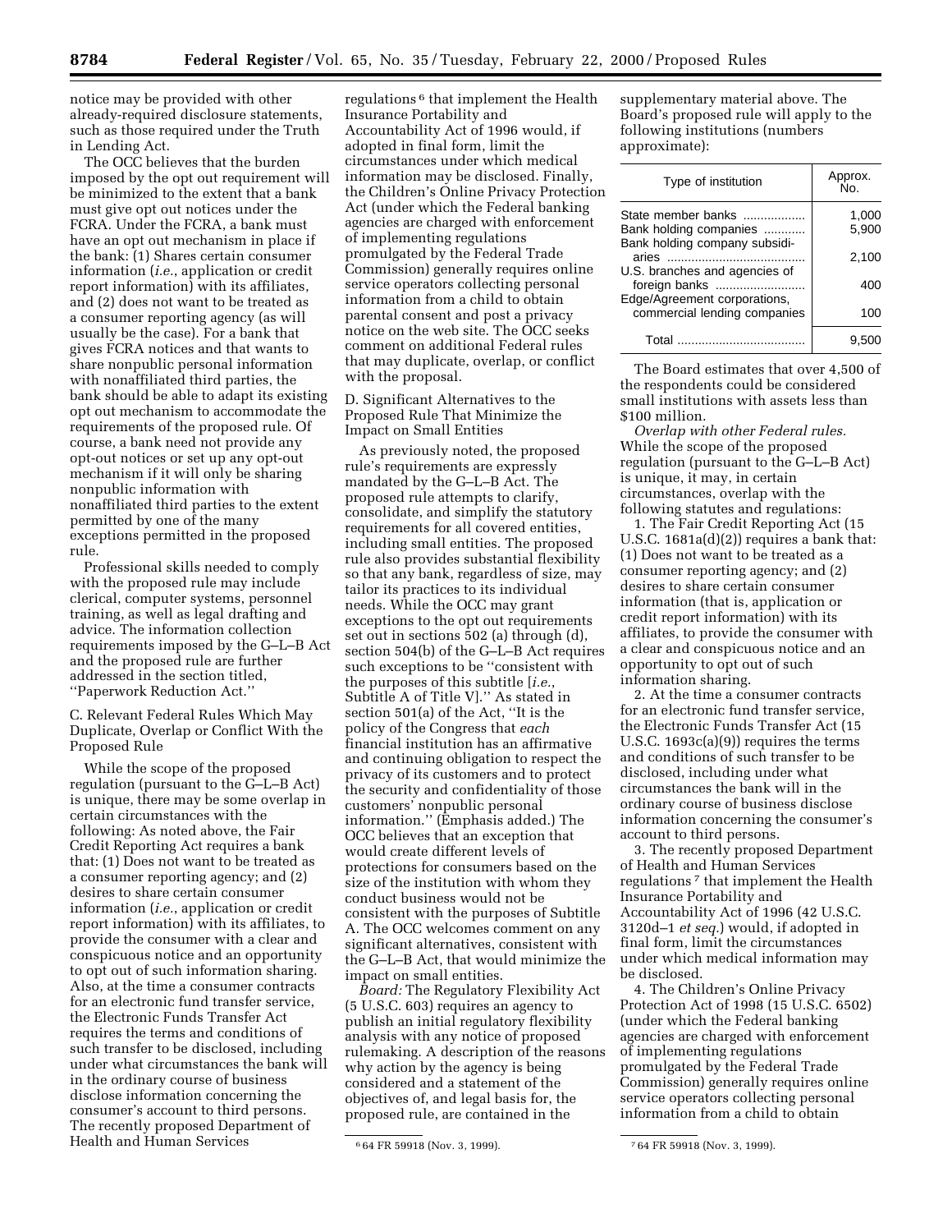notice may be provided with other already-required disclosure statements, such as those required under the Truth in Lending Act.

The OCC believes that the burden imposed by the opt out requirement will be minimized to the extent that a bank must give opt out notices under the FCRA. Under the FCRA, a bank must have an opt out mechanism in place if the bank: (1) Shares certain consumer information (*i.e.*, application or credit report information) with its affiliates, and (2) does not want to be treated as a consumer reporting agency (as will usually be the case). For a bank that gives FCRA notices and that wants to share nonpublic personal information with nonaffiliated third parties, the bank should be able to adapt its existing opt out mechanism to accommodate the requirements of the proposed rule. Of course, a bank need not provide any opt-out notices or set up any opt-out mechanism if it will only be sharing nonpublic information with nonaffiliated third parties to the extent permitted by one of the many exceptions permitted in the proposed rule.

Professional skills needed to comply with the proposed rule may include clerical, computer systems, personnel training, as well as legal drafting and advice. The information collection requirements imposed by the G–L–B Act and the proposed rule are further addressed in the section titled, ''Paperwork Reduction Act.''

C. Relevant Federal Rules Which May Duplicate, Overlap or Conflict With the Proposed Rule

While the scope of the proposed regulation (pursuant to the G–L–B Act) is unique, there may be some overlap in certain circumstances with the following: As noted above, the Fair Credit Reporting Act requires a bank that: (1) Does not want to be treated as a consumer reporting agency; and (2) desires to share certain consumer information (*i.e.*, application or credit report information) with its affiliates, to provide the consumer with a clear and conspicuous notice and an opportunity to opt out of such information sharing. Also, at the time a consumer contracts for an electronic fund transfer service, the Electronic Funds Transfer Act requires the terms and conditions of such transfer to be disclosed, including under what circumstances the bank will in the ordinary course of business disclose information concerning the consumer's account to third persons. The recently proposed Department of Health and Human Services regulations[6] that implement the Health Insurance Portability and Accountability Act of 1996 would, if adopted in final form, limit the circumstances under which medical information may be disclosed. Finally, the Children's Online Privacy Protection Act (under which the Federal banking agencies are charged with enforcement of implementing regulations promulgated by the Federal Trade Commission) generally requires online service operators collecting personal information from a child to obtain parental consent and post a privacy notice on the web site. The OCC seeks comment on additional Federal rules that may duplicate, overlap, or conflict with the proposal.

D. Significant Alternatives to the Proposed Rule That Minimize the Impact on Small Entities

As previously noted, the proposed rule's requirements are expressly mandated by the G–L–B Act. The proposed rule attempts to clarify, consolidate, and simplify the statutory requirements for all covered entities, including small entities. The proposed rule also provides substantial flexibility so that any bank, regardless of size, may tailor its practices to its individual needs. While the OCC may grant exceptions to the opt out requirements set out in sections 502 (a) through (d), section 504(b) of the G–L–B Act requires such exceptions to be ''consistent with the purposes of this subtitle [*i.e.*, Subtitle A of Title V].'' As stated in section 501(a) of the Act, ''It is the policy of the Congress that *each* financial institution has an affirmative and continuing obligation to respect the privacy of its customers and to protect the security and confidentiality of those customers' nonpublic personal information.'' (Emphasis added.) The OCC believes that an exception that would create different levels of protections for consumers based on the size of the institution with whom they conduct business would not be consistent with the purposes of Subtitle A. The OCC welcomes comment on any significant alternatives, consistent with the G–L–B Act, that would minimize the impact on small entities.

*Board:* The Regulatory Flexibility Act (5 U.S.C. 603) requires an agency to publish an initial regulatory flexibility analysis with any notice of proposed rulemaking. A description of the reasons why action by the agency is being considered and a statement of the objectives of, and legal basis for, the proposed rule, are contained in the supplementary material above. The Board's proposed rule will apply to the following institutions (numbers approximate):

| Type of institution | Approx. No. |
|---|---|
| State member banks | 1,000 |
| Bank holding companies | 5,900 |
| Bank holding company subsidiaries | 2,100 |
| U.S. branches and agencies of foreign banks | 400 |
| Edge/Agreement corporations, commercial lending companies | 100 |
| Total | 9,500 |

The Board estimates that over 4,500 of the respondents could be considered small institutions with assets less than $100 million.

*Overlap with other Federal rules.* While the scope of the proposed regulation (pursuant to the G–L–B Act) is unique, it may, in certain circumstances, overlap with the following statutes and regulations:

1. The Fair Credit Reporting Act (15 U.S.C. 1681a(d)(2)) requires a bank that: (1) Does not want to be treated as a consumer reporting agency; and (2) desires to share certain consumer information (that is, application or credit report information) with its affiliates, to provide the consumer with a clear and conspicuous notice and an opportunity to opt out of such information sharing.

2. At the time a consumer contracts for an electronic fund transfer service, the Electronic Funds Transfer Act (15 U.S.C. 1693c(a)(9)) requires the terms and conditions of such transfer to be disclosed, including under what circumstances the bank will in the ordinary course of business disclose information concerning the consumer's account to third persons.

3. The recently proposed Department of Health and Human Services regulations[7] that implement the Health Insurance Portability and Accountability Act of 1996 (42 U.S.C. 3120d–1 *et seq.*) would, if adopted in final form, limit the circumstances under which medical information may be disclosed.

4. The Children's Online Privacy Protection Act of 1998 (15 U.S.C. 6502) (under which the Federal banking agencies are charged with enforcement of implementing regulations promulgated by the Federal Trade Commission) generally requires online service operators collecting personal information from a child to obtain

[6] 64 FR 59918 (Nov. 3, 1999).

[7] 64 FR 59918 (Nov. 3, 1999).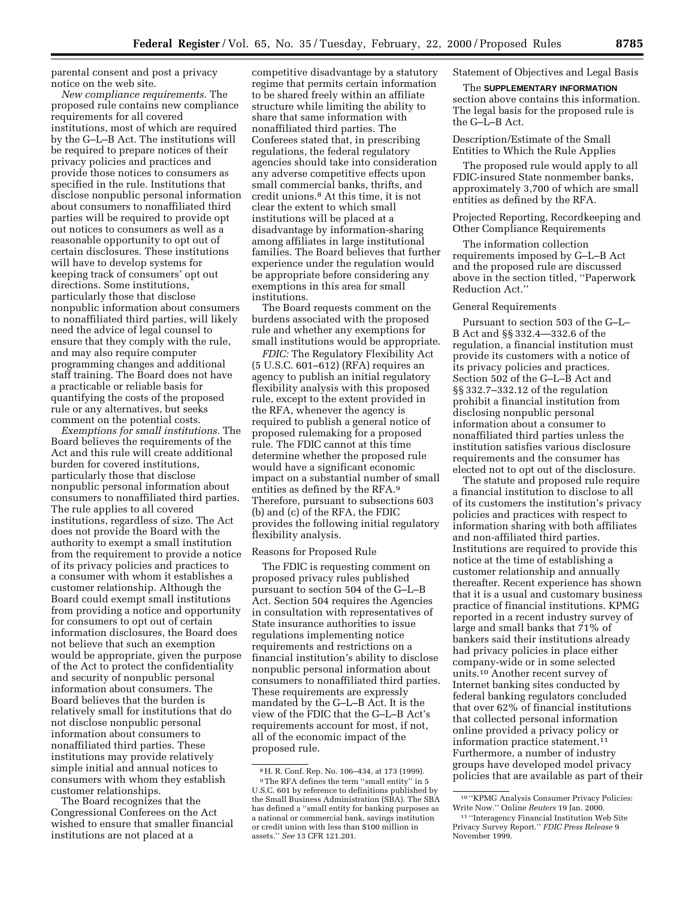parental consent and post a privacy notice on the web site.

*New compliance requirements.* The proposed rule contains new compliance requirements for all covered institutions, most of which are required by the G–L–B Act. The institutions will be required to prepare notices of their privacy policies and practices and provide those notices to consumers as specified in the rule. Institutions that disclose nonpublic personal information about consumers to nonaffiliated third parties will be required to provide opt out notices to consumers as well as a reasonable opportunity to opt out of certain disclosures. These institutions will have to develop systems for keeping track of consumers' opt out directions. Some institutions, particularly those that disclose nonpublic information about consumers to nonaffiliated third parties, will likely need the advice of legal counsel to ensure that they comply with the rule, and may also require computer programming changes and additional staff training. The Board does not have a practicable or reliable basis for quantifying the costs of the proposed rule or any alternatives, but seeks comment on the potential costs.

*Exemptions for small institutions.* The Board believes the requirements of the Act and this rule will create additional burden for covered institutions, particularly those that disclose nonpublic personal information about consumers to nonaffiliated third parties. The rule applies to all covered institutions, regardless of size. The Act does not provide the Board with the authority to exempt a small institution from the requirement to provide a notice of its privacy policies and practices to a consumer with whom it establishes a customer relationship. Although the Board could exempt small institutions from providing a notice and opportunity for consumers to opt out of certain information disclosures, the Board does not believe that such an exemption would be appropriate, given the purpose of the Act to protect the confidentiality and security of nonpublic personal information about consumers. The Board believes that the burden is relatively small for institutions that do not disclose nonpublic personal information about consumers to nonaffiliated third parties. These institutions may provide relatively simple initial and annual notices to consumers with whom they establish customer relationships.

The Board recognizes that the Congressional Conferees on the Act wished to ensure that smaller financial institutions are not placed at a competitive disadvantage by a statutory regime that permits certain information to be shared freely within an affiliate structure while limiting the ability to share that same information with nonaffiliated third parties. The Conferees stated that, in prescribing regulations, the federal regulatory agencies should take into consideration any adverse competitive effects upon small commercial banks, thrifts, and credit unions.[8] At this time, it is not clear the extent to which small institutions will be placed at a disadvantage by information-sharing among affiliates in large institutional families. The Board believes that further experience under the regulation would be appropriate before considering any exemptions in this area for small institutions.

The Board requests comment on the burdens associated with the proposed rule and whether any exemptions for small institutions would be appropriate.

*FDIC:* The Regulatory Flexibility Act (5 U.S.C. 601–612) (RFA) requires an agency to publish an initial regulatory flexibility analysis with this proposed rule, except to the extent provided in the RFA, whenever the agency is required to publish a general notice of proposed rulemaking for a proposed rule. The FDIC cannot at this time determine whether the proposed rule would have a significant economic impact on a substantial number of small entities as defined by the RFA.[9] Therefore, pursuant to subsections 603 (b) and (c) of the RFA, the FDIC provides the following initial regulatory flexibility analysis.

Reasons for Proposed Rule

The FDIC is requesting comment on proposed privacy rules published pursuant to section 504 of the G–L–B Act. Section 504 requires the Agencies in consultation with representatives of State insurance authorities to issue regulations implementing notice requirements and restrictions on a financial institution's ability to disclose nonpublic personal information about consumers to nonaffiliated third parties. These requirements are expressly mandated by the G–L–B Act. It is the view of the FDIC that the G–L–B Act's requirements account for most, if not, all of the economic impact of the proposed rule.

Statement of Objectives and Legal Basis

The **SUPPLEMENTARY INFORMATION** section above contains this information. The legal basis for the proposed rule is the G–L–B Act.

Description/Estimate of the Small Entities to Which the Rule Applies

The proposed rule would apply to all FDIC-insured State nonmember banks, approximately 3,700 of which are small entities as defined by the RFA.

Projected Reporting, Recordkeeping and Other Compliance Requirements

The information collection requirements imposed by G–L–B Act and the proposed rule are discussed above in the section titled, "Paperwork Reduction Act."

General Requirements

Pursuant to section 503 of the G–L–B Act and §§ 332.4—332.6 of the regulation, a financial institution must provide its customers with a notice of its privacy policies and practices. Section 502 of the G–L–B Act and §§ 332.7–332.12 of the regulation prohibit a financial institution from disclosing nonpublic personal information about a consumer to nonaffiliated third parties unless the institution satisfies various disclosure requirements and the consumer has elected not to opt out of the disclosure.

The statute and proposed rule require a financial institution to disclose to all of its customers the institution's privacy policies and practices with respect to information sharing with both affiliates and non-affiliated third parties. Institutions are required to provide this notice at the time of establishing a customer relationship and annually thereafter. Recent experience has shown that it is a usual and customary business practice of financial institutions. KPMG reported in a recent industry survey of large and small banks that 71% of bankers said their institutions already had privacy policies in place either company-wide or in some selected units.[10] Another recent survey of Internet banking sites conducted by federal banking regulators concluded that over 62% of financial institutions that collected personal information online provided a privacy policy or information practice statement.[11] Furthermore, a number of industry groups have developed model privacy policies that are available as part of their

---

[8] H. R. Conf. Rep. No. 106–434, at 173 (1999).

[9] The RFA defines the term "small entity" in 5 U.S.C. 601 by reference to definitions published by the Small Business Administration (SBA). The SBA has defined a "small entity for banking purposes as a national or commercial bank, savings institution or credit union with less than $100 million in assets." *See* 13 CFR 121.201.

[10] "KPMG Analysis Consumer Privacy Policies: Write Now." Online *Reuters* 19 Jan. 2000.

[11] "Interagency Financial Institution Web Site Privacy Survey Report." *FDIC Press Release* 9 November 1999.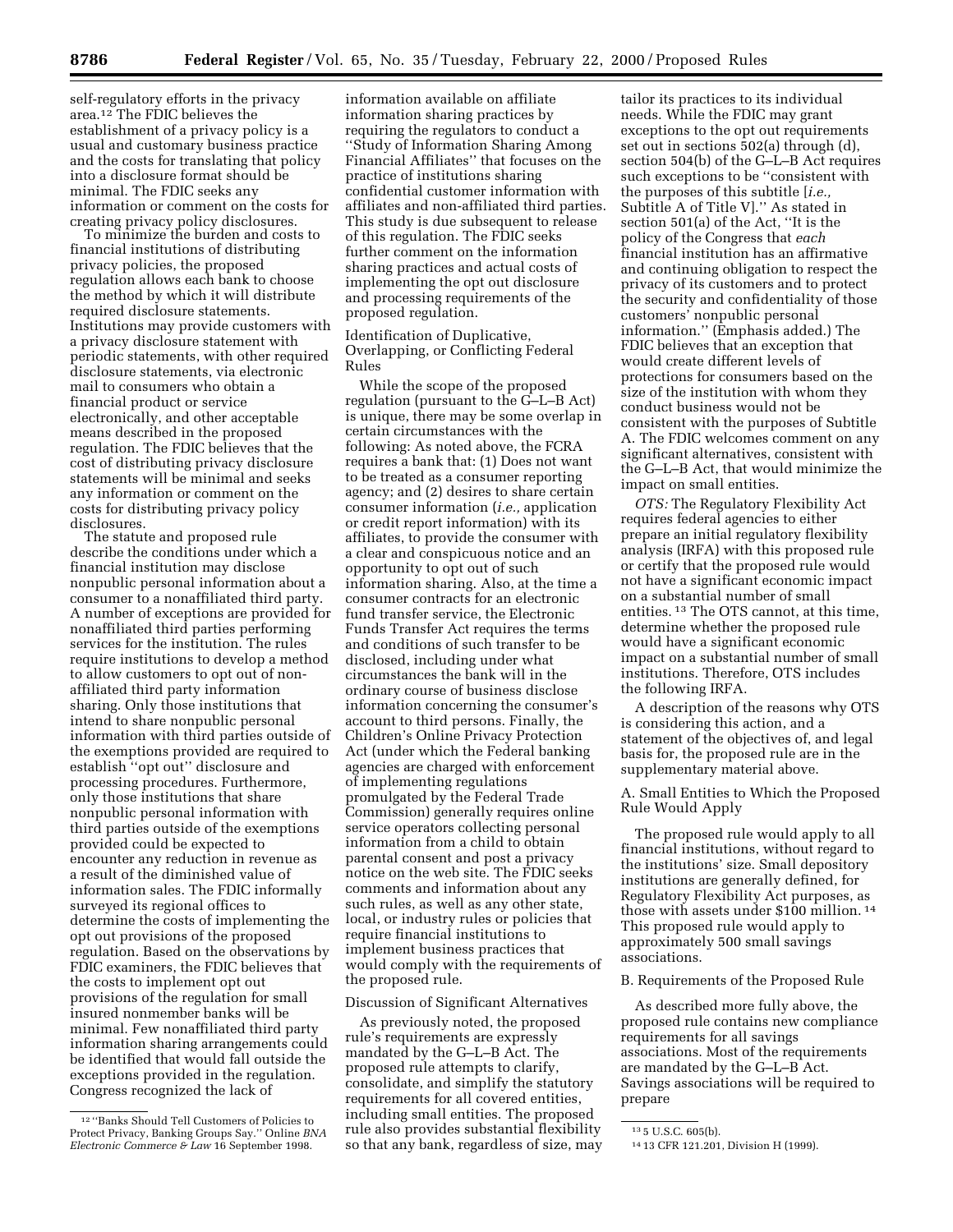self-regulatory efforts in the privacy area.[12] The FDIC believes the establishment of a privacy policy is a usual and customary business practice and the costs for translating that policy into a disclosure format should be minimal. The FDIC seeks any information or comment on the costs for creating privacy policy disclosures.

To minimize the burden and costs to financial institutions of distributing privacy policies, the proposed regulation allows each bank to choose the method by which it will distribute required disclosure statements. Institutions may provide customers with a privacy disclosure statement with periodic statements, with other required disclosure statements, via electronic mail to consumers who obtain a financial product or service electronically, and other acceptable means described in the proposed regulation. The FDIC believes that the cost of distributing privacy disclosure statements will be minimal and seeks any information or comment on the costs for distributing privacy policy disclosures.

The statute and proposed rule describe the conditions under which a financial institution may disclose nonpublic personal information about a consumer to a nonaffiliated third party. A number of exceptions are provided for nonaffiliated third parties performing services for the institution. The rules require institutions to develop a method to allow customers to opt out of non-affiliated third party information sharing. Only those institutions that intend to share nonpublic personal information with third parties outside of the exemptions provided are required to establish "opt out" disclosure and processing procedures. Furthermore, only those institutions that share nonpublic personal information with third parties outside of the exemptions provided could be expected to encounter any reduction in revenue as a result of the diminished value of information sales. The FDIC informally surveyed its regional offices to determine the costs of implementing the opt out provisions of the proposed regulation. Based on the observations by FDIC examiners, the FDIC believes that the costs to implement opt out provisions of the regulation for small insured nonmember banks will be minimal. Few nonaffiliated third party information sharing arrangements could be identified that would fall outside the exceptions provided in the regulation. Congress recognized the lack of information available on affiliate information sharing practices by requiring the regulators to conduct a "Study of Information Sharing Among Financial Affiliates" that focuses on the practice of institutions sharing confidential customer information with affiliates and non-affiliated third parties. This study is due subsequent to release of this regulation. The FDIC seeks further comment on the information sharing practices and actual costs of implementing the opt out disclosure and processing requirements of the proposed regulation.

Identification of Duplicative, Overlapping, or Conflicting Federal Rules

While the scope of the proposed regulation (pursuant to the G–L–B Act) is unique, there may be some overlap in certain circumstances with the following: As noted above, the FCRA requires a bank that: (1) Does not want to be treated as a consumer reporting agency; and (2) desires to share certain consumer information (*i.e.,* application or credit report information) with its affiliates, to provide the consumer with a clear and conspicuous notice and an opportunity to opt out of such information sharing. Also, at the time a consumer contracts for an electronic fund transfer service, the Electronic Funds Transfer Act requires the terms and conditions of such transfer to be disclosed, including under what circumstances the bank will in the ordinary course of business disclose information concerning the consumer's account to third persons. Finally, the Children's Online Privacy Protection Act (under which the Federal banking agencies are charged with enforcement of implementing regulations promulgated by the Federal Trade Commission) generally requires online service operators collecting personal information from a child to obtain parental consent and post a privacy notice on the web site. The FDIC seeks comments and information about any such rules, as well as any other state, local, or industry rules or policies that require financial institutions to implement business practices that would comply with the requirements of the proposed rule.

Discussion of Significant Alternatives

As previously noted, the proposed rule's requirements are expressly mandated by the G–L–B Act. The proposed rule attempts to clarify, consolidate, and simplify the statutory requirements for all covered entities, including small entities. The proposed rule also provides substantial flexibility so that any bank, regardless of size, may tailor its practices to its individual needs. While the FDIC may grant exceptions to the opt out requirements set out in sections 502(a) through (d), section 504(b) of the G–L–B Act requires such exceptions to be "consistent with the purposes of this subtitle [*i.e.,* Subtitle A of Title V]." As stated in section 501(a) of the Act, "It is the policy of the Congress that *each* financial institution has an affirmative and continuing obligation to respect the privacy of its customers and to protect the security and confidentiality of those customers' nonpublic personal information." (Emphasis added.) The FDIC believes that an exception that would create different levels of protections for consumers based on the size of the institution with whom they conduct business would not be consistent with the purposes of Subtitle A. The FDIC welcomes comment on any significant alternatives, consistent with the G–L–B Act, that would minimize the impact on small entities.

*OTS:* The Regulatory Flexibility Act requires federal agencies to either prepare an initial regulatory flexibility analysis (IRFA) with this proposed rule or certify that the proposed rule would not have a significant economic impact on a substantial number of small entities.[13] The OTS cannot, at this time, determine whether the proposed rule would have a significant economic impact on a substantial number of small institutions. Therefore, OTS includes the following IRFA.

A description of the reasons why OTS is considering this action, and a statement of the objectives of, and legal basis for, the proposed rule are in the supplementary material above.

A. Small Entities to Which the Proposed Rule Would Apply

The proposed rule would apply to all financial institutions, without regard to the institutions' size. Small depository institutions are generally defined, for Regulatory Flexibility Act purposes, as those with assets under $100 million.[14] This proposed rule would apply to approximately 500 small savings associations.

B. Requirements of the Proposed Rule

As described more fully above, the proposed rule contains new compliance requirements for all savings associations. Most of the requirements are mandated by the G–L–B Act. Savings associations will be required to prepare

---

[12] "Banks Should Tell Customers of Policies to Protect Privacy, Banking Groups Say." Online *BNA Electronic Commerce & Law* 16 September 1998.

[13] 5 U.S.C. 605(b).

[14] 13 CFR 121.201, Division H (1999).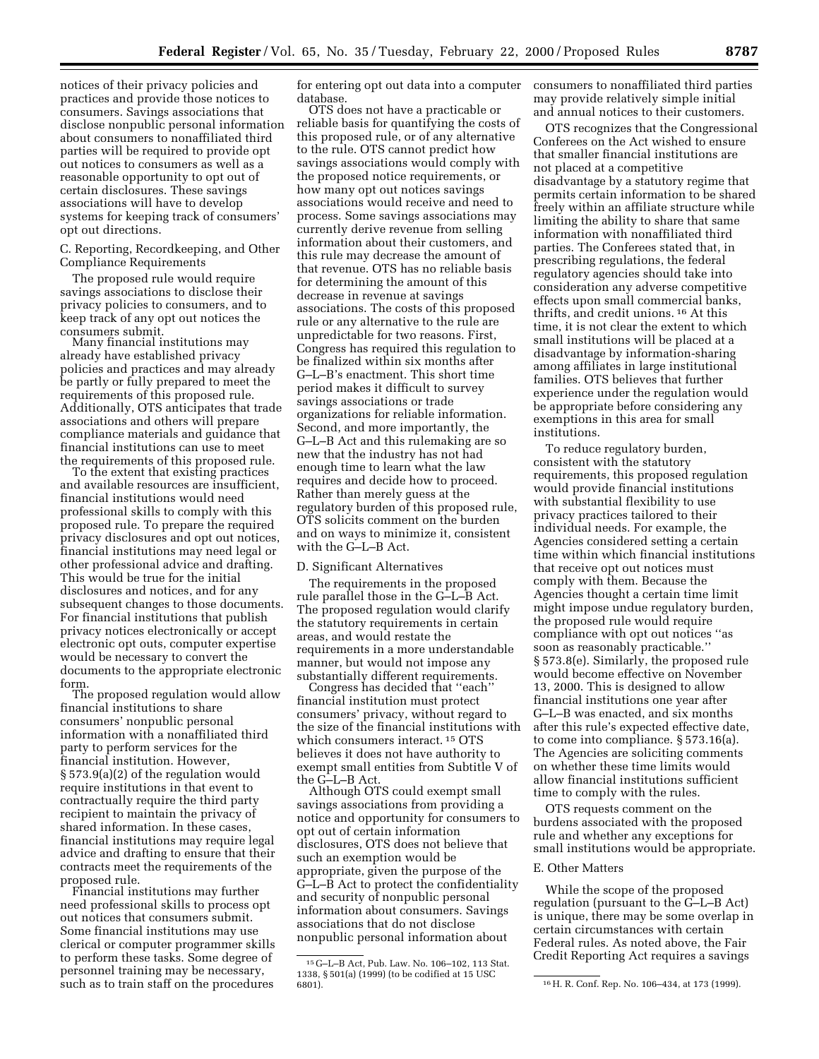notices of their privacy policies and practices and provide those notices to consumers. Savings associations that disclose nonpublic personal information about consumers to nonaffiliated third parties will be required to provide opt out notices to consumers as well as a reasonable opportunity to opt out of certain disclosures. These savings associations will have to develop systems for keeping track of consumers' opt out directions.

C. Reporting, Recordkeeping, and Other Compliance Requirements

The proposed rule would require savings associations to disclose their privacy policies to consumers, and to keep track of any opt out notices the consumers submit.

Many financial institutions may already have established privacy policies and practices and may already be partly or fully prepared to meet the requirements of this proposed rule. Additionally, OTS anticipates that trade associations and others will prepare compliance materials and guidance that financial institutions can use to meet the requirements of this proposed rule.

To the extent that existing practices and available resources are insufficient, financial institutions would need professional skills to comply with this proposed rule. To prepare the required privacy disclosures and opt out notices, financial institutions may need legal or other professional advice and drafting. This would be true for the initial disclosures and notices, and for any subsequent changes to those documents. For financial institutions that publish privacy notices electronically or accept electronic opt outs, computer expertise would be necessary to convert the documents to the appropriate electronic form.

The proposed regulation would allow financial institutions to share consumers' nonpublic personal information with a nonaffiliated third party to perform services for the financial institution. However, § 573.9(a)(2) of the regulation would require institutions in that event to contractually require the third party recipient to maintain the privacy of shared information. In these cases, financial institutions may require legal advice and drafting to ensure that their contracts meet the requirements of the proposed rule.

Financial institutions may further need professional skills to process opt out notices that consumers submit. Some financial institutions may use clerical or computer programmer skills to perform these tasks. Some degree of personnel training may be necessary, such as to train staff on the procedures for entering opt out data into a computer database.

OTS does not have a practicable or reliable basis for quantifying the costs of this proposed rule, or of any alternative to the rule. OTS cannot predict how savings associations would comply with the proposed notice requirements, or how many opt out notices savings associations would receive and need to process. Some savings associations may currently derive revenue from selling information about their customers, and this rule may decrease the amount of that revenue. OTS has no reliable basis for determining the amount of this decrease in revenue at savings associations. The costs of this proposed rule or any alternative to the rule are unpredictable for two reasons. First, Congress has required this regulation to be finalized within six months after G–L–B's enactment. This short time period makes it difficult to survey savings associations or trade organizations for reliable information. Second, and more importantly, the G–L–B Act and this rulemaking are so new that the industry has not had enough time to learn what the law requires and decide how to proceed. Rather than merely guess at the regulatory burden of this proposed rule, OTS solicits comment on the burden and on ways to minimize it, consistent with the G–L–B Act.

D. Significant Alternatives

The requirements in the proposed rule parallel those in the G–L–B Act. The proposed regulation would clarify the statutory requirements in certain areas, and would restate the requirements in a more understandable manner, but would not impose any substantially different requirements.

Congress has decided that "each" financial institution must protect consumers' privacy, without regard to the size of the financial institutions with which consumers interact.[15] OTS believes it does not have authority to exempt small entities from Subtitle V of the G–L–B Act.

Although OTS could exempt small savings associations from providing a notice and opportunity for consumers to opt out of certain information disclosures, OTS does not believe that such an exemption would be appropriate, given the purpose of the G–L–B Act to protect the confidentiality and security of nonpublic personal information about consumers. Savings associations that do not disclose nonpublic personal information about consumers to nonaffiliated third parties may provide relatively simple initial and annual notices to their customers.

OTS recognizes that the Congressional Conferees on the Act wished to ensure that smaller financial institutions are not placed at a competitive disadvantage by a statutory regime that permits certain information to be shared freely within an affiliate structure while limiting the ability to share that same information with nonaffiliated third parties. The Conferees stated that, in prescribing regulations, the federal regulatory agencies should take into consideration any adverse competitive effects upon small commercial banks, thrifts, and credit unions.[16] At this time, it is not clear the extent to which small institutions will be placed at a disadvantage by information-sharing among affiliates in large institutional families. OTS believes that further experience under the regulation would be appropriate before considering any exemptions in this area for small institutions.

To reduce regulatory burden, consistent with the statutory requirements, this proposed regulation would provide financial institutions with substantial flexibility to use privacy practices tailored to their individual needs. For example, the Agencies considered setting a certain time within which financial institutions that receive opt out notices must comply with them. Because the Agencies thought a certain time limit might impose undue regulatory burden, the proposed rule would require compliance with opt out notices "as soon as reasonably practicable." § 573.8(e). Similarly, the proposed rule would become effective on November 13, 2000. This is designed to allow financial institutions one year after G–L–B was enacted, and six months after this rule's expected effective date, to come into compliance. § 573.16(a). The Agencies are soliciting comments on whether these time limits would allow financial institutions sufficient time to comply with the rules.

OTS requests comment on the burdens associated with the proposed rule and whether any exceptions for small institutions would be appropriate.

E. Other Matters

While the scope of the proposed regulation (pursuant to the G–L–B Act) is unique, there may be some overlap in certain circumstances with certain Federal rules. As noted above, the Fair Credit Reporting Act requires a savings

[15] G–L–B Act, Pub. Law. No. 106–102, 113 Stat. 1338, § 501(a) (1999) (to be codified at 15 USC 6801).

[16] H. R. Conf. Rep. No. 106–434, at 173 (1999).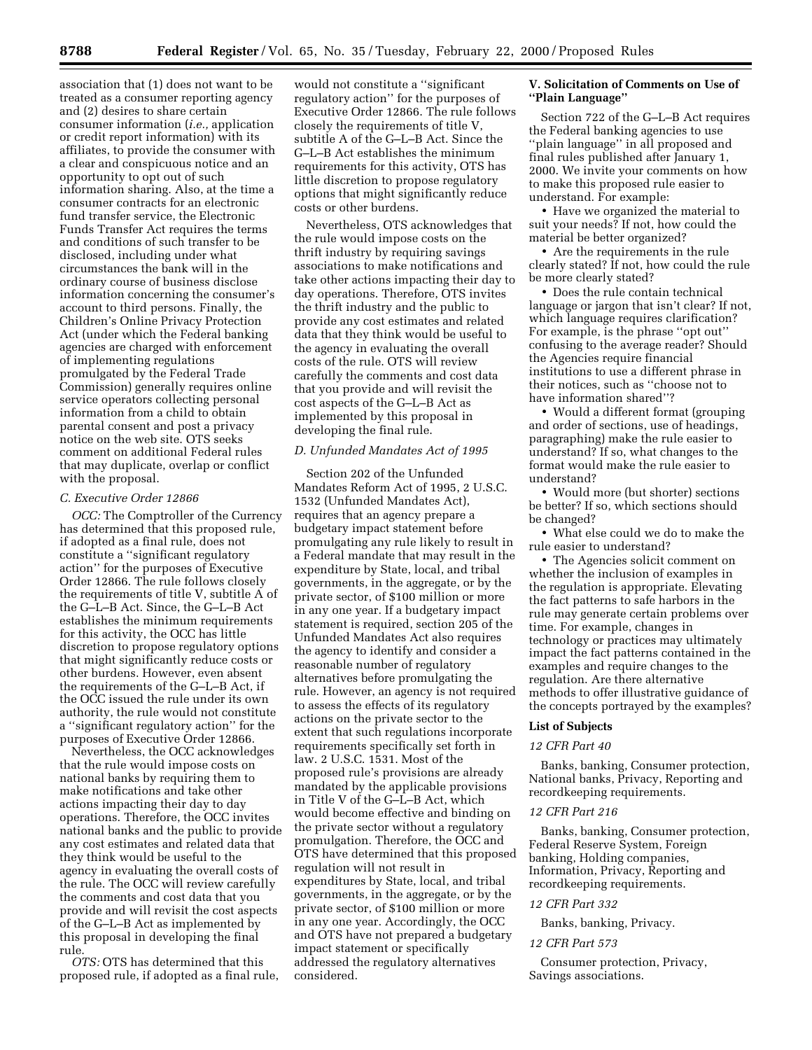association that (1) does not want to be treated as a consumer reporting agency and (2) desires to share certain consumer information (*i.e.,* application or credit report information) with its affiliates, to provide the consumer with a clear and conspicuous notice and an opportunity to opt out of such information sharing. Also, at the time a consumer contracts for an electronic fund transfer service, the Electronic Funds Transfer Act requires the terms and conditions of such transfer to be disclosed, including under what circumstances the bank will in the ordinary course of business disclose information concerning the consumer's account to third persons. Finally, the Children's Online Privacy Protection Act (under which the Federal banking agencies are charged with enforcement of implementing regulations promulgated by the Federal Trade Commission) generally requires online service operators collecting personal information from a child to obtain parental consent and post a privacy notice on the web site. OTS seeks comment on additional Federal rules that may duplicate, overlap or conflict with the proposal.

### *C. Executive Order 12866*

*OCC:* The Comptroller of the Currency has determined that this proposed rule, if adopted as a final rule, does not constitute a ''significant regulatory action'' for the purposes of Executive Order 12866. The rule follows closely the requirements of title V, subtitle A of the G–L–B Act. Since, the G–L–B Act establishes the minimum requirements for this activity, the OCC has little discretion to propose regulatory options that might significantly reduce costs or other burdens. However, even absent the requirements of the G–L–B Act, if the OCC issued the rule under its own authority, the rule would not constitute a ''significant regulatory action'' for the purposes of Executive Order 12866.

Nevertheless, the OCC acknowledges that the rule would impose costs on national banks by requiring them to make notifications and take other actions impacting their day to day operations. Therefore, the OCC invites national banks and the public to provide any cost estimates and related data that they think would be useful to the agency in evaluating the overall costs of the rule. The OCC will review carefully the comments and cost data that you provide and will revisit the cost aspects of the G–L–B Act as implemented by this proposal in developing the final rule.

*OTS:* OTS has determined that this proposed rule, if adopted as a final rule, would not constitute a ''significant regulatory action'' for the purposes of Executive Order 12866. The rule follows closely the requirements of title V, subtitle A of the G–L–B Act. Since the G–L–B Act establishes the minimum requirements for this activity, OTS has little discretion to propose regulatory options that might significantly reduce costs or other burdens.

Nevertheless, OTS acknowledges that the rule would impose costs on the thrift industry by requiring savings associations to make notifications and take other actions impacting their day to day operations. Therefore, OTS invites the thrift industry and the public to provide any cost estimates and related data that they think would be useful to the agency in evaluating the overall costs of the rule. OTS will review carefully the comments and cost data that you provide and will revisit the cost aspects of the G–L–B Act as implemented by this proposal in developing the final rule.

### *D. Unfunded Mandates Act of 1995*

Section 202 of the Unfunded Mandates Reform Act of 1995, 2 U.S.C. 1532 (Unfunded Mandates Act), requires that an agency prepare a budgetary impact statement before promulgating any rule likely to result in a Federal mandate that may result in the expenditure by State, local, and tribal governments, in the aggregate, or by the private sector, of $100 million or more in any one year. If a budgetary impact statement is required, section 205 of the Unfunded Mandates Act also requires the agency to identify and consider a reasonable number of regulatory alternatives before promulgating the rule. However, an agency is not required to assess the effects of its regulatory actions on the private sector to the extent that such regulations incorporate requirements specifically set forth in law. 2 U.S.C. 1531. Most of the proposed rule's provisions are already mandated by the applicable provisions in Title V of the G–L–B Act, which would become effective and binding on the private sector without a regulatory promulgation. Therefore, the OCC and OTS have determined that this proposed regulation will not result in expenditures by State, local, and tribal governments, in the aggregate, or by the private sector, of $100 million or more in any one year. Accordingly, the OCC and OTS have not prepared a budgetary impact statement or specifically addressed the regulatory alternatives considered.

## V. Solicitation of Comments on Use of ''Plain Language''

Section 722 of the G–L–B Act requires the Federal banking agencies to use ''plain language'' in all proposed and final rules published after January 1, 2000. We invite your comments on how to make this proposed rule easier to understand. For example:

- Have we organized the material to suit your needs? If not, how could the material be better organized?
- Are the requirements in the rule clearly stated? If not, how could the rule be more clearly stated?
- Does the rule contain technical language or jargon that isn't clear? If not, which language requires clarification? For example, is the phrase ''opt out'' confusing to the average reader? Should the Agencies require financial institutions to use a different phrase in their notices, such as ''choose not to have information shared''?
- Would a different format (grouping and order of sections, use of headings, paragraphing) make the rule easier to understand? If so, what changes to the format would make the rule easier to understand?
- Would more (but shorter) sections be better? If so, which sections should be changed?
- What else could we do to make the rule easier to understand?
- The Agencies solicit comment on whether the inclusion of examples in the regulation is appropriate. Elevating the fact patterns to safe harbors in the rule may generate certain problems over time. For example, changes in technology or practices may ultimately impact the fact patterns contained in the examples and require changes to the regulation. Are there alternative methods to offer illustrative guidance of the concepts portrayed by the examples?

## List of Subjects

### *12 CFR Part 40*

Banks, banking, Consumer protection, National banks, Privacy, Reporting and recordkeeping requirements.

### *12 CFR Part 216*

Banks, banking, Consumer protection, Federal Reserve System, Foreign banking, Holding companies, Information, Privacy, Reporting and recordkeeping requirements.

### *12 CFR Part 332*

Banks, banking, Privacy.

### *12 CFR Part 573*

Consumer protection, Privacy, Savings associations.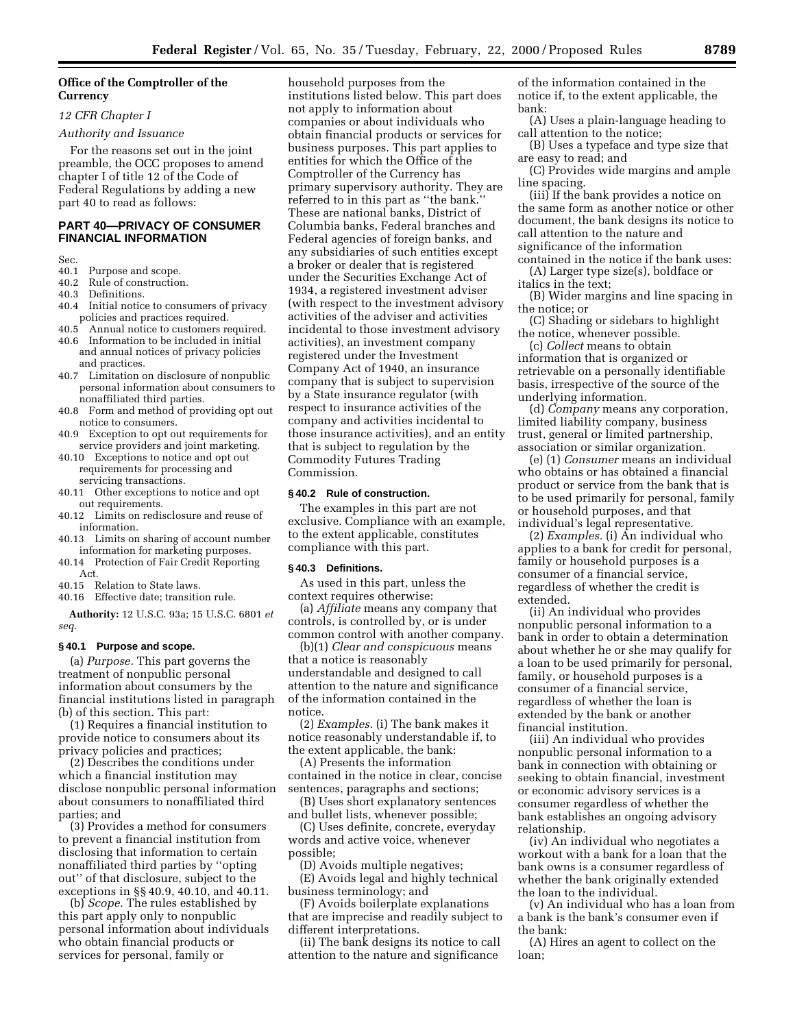**Office of the Comptroller of the Currency**

*12 CFR Chapter I*

*Authority and Issuance*

For the reasons set out in the joint preamble, the OCC proposes to amend chapter I of title 12 of the Code of Federal Regulations by adding a new part 40 to read as follows:

## PART 40—PRIVACY OF CONSUMER FINANCIAL INFORMATION

Sec.
40.1 Purpose and scope.
40.2 Rule of construction.
40.3 Definitions.
40.4 Initial notice to consumers of privacy policies and practices required.
40.5 Annual notice to customers required.
40.6 Information to be included in initial and annual notices of privacy policies and practices.
40.7 Limitation on disclosure of nonpublic personal information about consumers to nonaffiliated third parties.
40.8 Form and method of providing opt out notice to consumers.
40.9 Exception to opt out requirements for service providers and joint marketing.
40.10 Exceptions to notice and opt out requirements for processing and servicing transactions.
40.11 Other exceptions to notice and opt out requirements.
40.12 Limits on redisclosure and reuse of information.
40.13 Limits on sharing of account number information for marketing purposes.
40.14 Protection of Fair Credit Reporting Act.
40.15 Relation to State laws.
40.16 Effective date; transition rule.

**Authority:** 12 U.S.C. 93a; 15 U.S.C. 6801 *et seq.*

### § 40.1 Purpose and scope.

(a) *Purpose.* This part governs the treatment of nonpublic personal information about consumers by the financial institutions listed in paragraph (b) of this section. This part:

(1) Requires a financial institution to provide notice to consumers about its privacy policies and practices;

(2) Describes the conditions under which a financial institution may disclose nonpublic personal information about consumers to nonaffiliated third parties; and

(3) Provides a method for consumers to prevent a financial institution from disclosing that information to certain nonaffiliated third parties by ''opting out'' of that disclosure, subject to the exceptions in §§ 40.9, 40.10, and 40.11.

(b) *Scope.* The rules established by this part apply only to nonpublic personal information about individuals who obtain financial products or services for personal, family or household purposes from the institutions listed below. This part does not apply to information about companies or about individuals who obtain financial products or services for business purposes. This part applies to entities for which the Office of the Comptroller of the Currency has primary supervisory authority. They are referred to in this part as ''the bank.'' These are national banks, District of Columbia banks, Federal branches and Federal agencies of foreign banks, and any subsidiaries of such entities except a broker or dealer that is registered under the Securities Exchange Act of 1934, a registered investment adviser (with respect to the investment advisory activities of the adviser and activities incidental to those investment advisory activities), an investment company registered under the Investment Company Act of 1940, an insurance company that is subject to supervision by a State insurance regulator (with respect to insurance activities of the company and activities incidental to those insurance activities), and an entity that is subject to regulation by the Commodity Futures Trading Commission.

### § 40.2 Rule of construction.

The examples in this part are not exclusive. Compliance with an example, to the extent applicable, constitutes compliance with this part.

### § 40.3 Definitions.

As used in this part, unless the context requires otherwise:

(a) *Affiliate* means any company that controls, is controlled by, or is under common control with another company.

(b)(1) *Clear and conspicuous* means that a notice is reasonably understandable and designed to call attention to the nature and significance of the information contained in the notice.

(2) *Examples.* (i) The bank makes it notice reasonably understandable if, to the extent applicable, the bank:

(A) Presents the information contained in the notice in clear, concise sentences, paragraphs and sections;

(B) Uses short explanatory sentences and bullet lists, whenever possible;

(C) Uses definite, concrete, everyday words and active voice, whenever possible;

(D) Avoids multiple negatives;

(E) Avoids legal and highly technical business terminology; and

(F) Avoids boilerplate explanations that are imprecise and readily subject to different interpretations.

(ii) The bank designs its notice to call attention to the nature and significance of the information contained in the notice if, to the extent applicable, the bank:

(A) Uses a plain-language heading to call attention to the notice;

(B) Uses a typeface and type size that are easy to read; and

(C) Provides wide margins and ample line spacing.

(iii) If the bank provides a notice on the same form as another notice or other document, the bank designs its notice to call attention to the nature and significance of the information contained in the notice if the bank uses:

(A) Larger type size(s), boldface or italics in the text;

(B) Wider margins and line spacing in the notice; or

(C) Shading or sidebars to highlight the notice, whenever possible.

(c) *Collect* means to obtain information that is organized or retrievable on a personally identifiable basis, irrespective of the source of the underlying information.

(d) *Company* means any corporation, limited liability company, business trust, general or limited partnership, association or similar organization.

(e) (1) *Consumer* means an individual who obtains or has obtained a financial product or service from the bank that is to be used primarily for personal, family or household purposes, and that individual's legal representative.

(2) *Examples.* (i) An individual who applies to a bank for credit for personal, family or household purposes is a consumer of a financial service, regardless of whether the credit is extended.

(ii) An individual who provides nonpublic personal information to a bank in order to obtain a determination about whether he or she may qualify for a loan to be used primarily for personal, family, or household purposes is a consumer of a financial service, regardless of whether the loan is extended by the bank or another financial institution.

(iii) An individual who provides nonpublic personal information to a bank in connection with obtaining or seeking to obtain financial, investment or economic advisory services is a consumer regardless of whether the bank establishes an ongoing advisory relationship.

(iv) An individual who negotiates a workout with a bank for a loan that the bank owns is a consumer regardless of whether the bank originally extended the loan to the individual.

(v) An individual who has a loan from a bank is the bank's consumer even if the bank:

(A) Hires an agent to collect on the loan;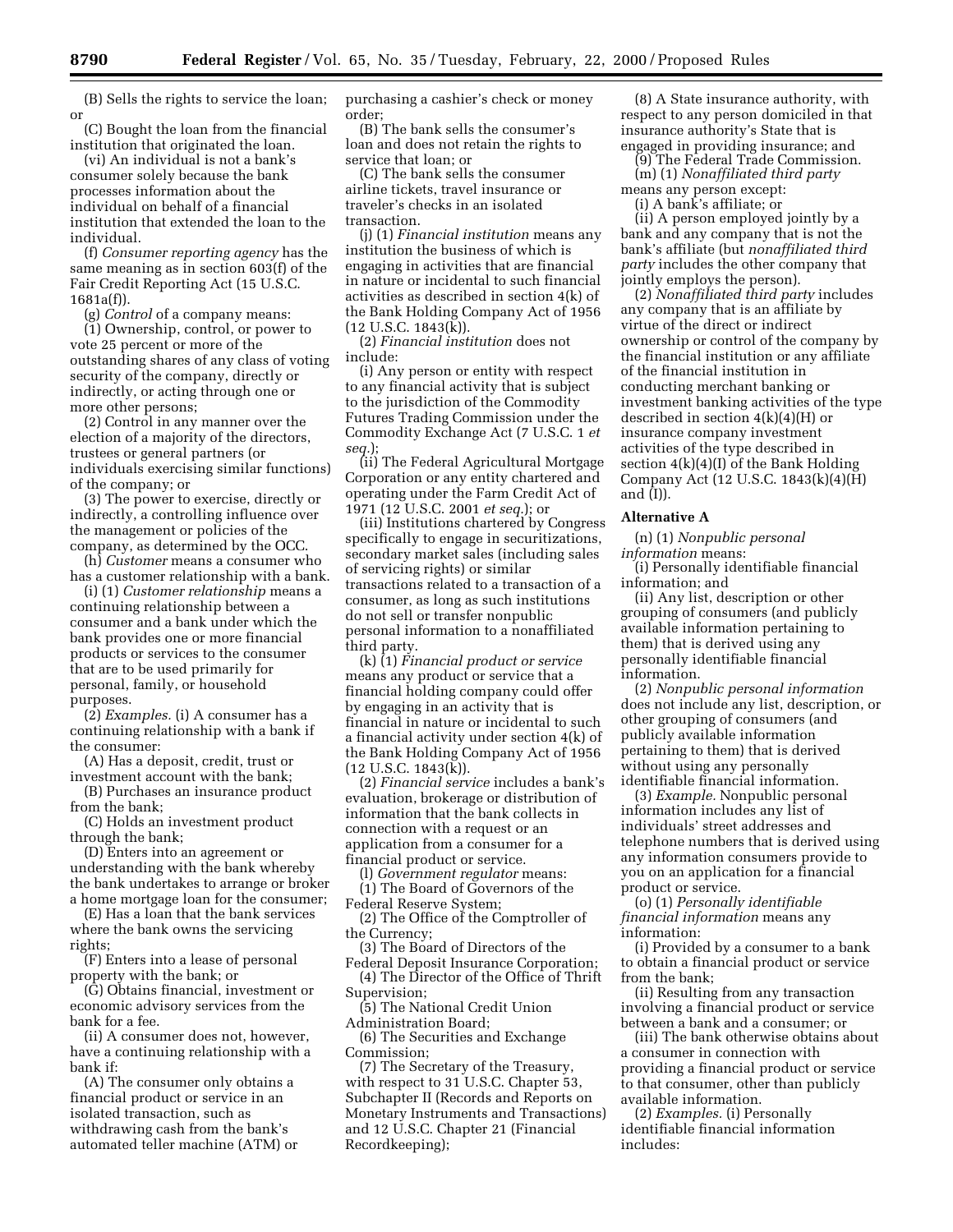(B) Sells the rights to service the loan; or

(C) Bought the loan from the financial institution that originated the loan.

(vi) An individual is not a bank's consumer solely because the bank processes information about the individual on behalf of a financial institution that extended the loan to the individual.

(f) *Consumer reporting agency* has the same meaning as in section 603(f) of the Fair Credit Reporting Act (15 U.S.C. 1681a(f)).

(g) *Control* of a company means:

(1) Ownership, control, or power to vote 25 percent or more of the outstanding shares of any class of voting security of the company, directly or indirectly, or acting through one or more other persons;

(2) Control in any manner over the election of a majority of the directors, trustees or general partners (or individuals exercising similar functions) of the company; or

(3) The power to exercise, directly or indirectly, a controlling influence over the management or policies of the company, as determined by the OCC.

(h) *Customer* means a consumer who has a customer relationship with a bank.

(i) (1) *Customer relationship* means a continuing relationship between a consumer and a bank under which the bank provides one or more financial products or services to the consumer that are to be used primarily for personal, family, or household purposes.

(2) *Examples.* (i) A consumer has a continuing relationship with a bank if the consumer:

(A) Has a deposit, credit, trust or investment account with the bank;

(B) Purchases an insurance product from the bank;

(C) Holds an investment product through the bank;

(D) Enters into an agreement or understanding with the bank whereby the bank undertakes to arrange or broker a home mortgage loan for the consumer;

(E) Has a loan that the bank services where the bank owns the servicing rights;

(F) Enters into a lease of personal property with the bank; or

(G) Obtains financial, investment or economic advisory services from the bank for a fee.

(ii) A consumer does not, however, have a continuing relationship with a bank if:

(A) The consumer only obtains a financial product or service in an isolated transaction, such as withdrawing cash from the bank's automated teller machine (ATM) or purchasing a cashier's check or money order;

(B) The bank sells the consumer's loan and does not retain the rights to service that loan; or

(C) The bank sells the consumer airline tickets, travel insurance or traveler's checks in an isolated transaction.

(j) (1) *Financial institution* means any institution the business of which is engaging in activities that are financial in nature or incidental to such financial activities as described in section 4(k) of the Bank Holding Company Act of 1956 (12 U.S.C. 1843(k)).

(2) *Financial institution* does not include:

(i) Any person or entity with respect to any financial activity that is subject to the jurisdiction of the Commodity Futures Trading Commission under the Commodity Exchange Act (7 U.S.C. 1 *et seq.*);

(ii) The Federal Agricultural Mortgage Corporation or any entity chartered and operating under the Farm Credit Act of 1971 (12 U.S.C. 2001 *et seq.*); or

(iii) Institutions chartered by Congress specifically to engage in securitizations, secondary market sales (including sales of servicing rights) or similar transactions related to a transaction of a consumer, as long as such institutions do not sell or transfer nonpublic personal information to a nonaffiliated third party.

(k) (1) *Financial product or service* means any product or service that a financial holding company could offer by engaging in an activity that is financial in nature or incidental to such a financial activity under section 4(k) of the Bank Holding Company Act of 1956 (12 U.S.C. 1843(k)).

(2) *Financial service* includes a bank's evaluation, brokerage or distribution of information that the bank collects in connection with a request or an application from a consumer for a financial product or service.

(l) *Government regulator* means:

(1) The Board of Governors of the Federal Reserve System;

(2) The Office of the Comptroller of the Currency;

(3) The Board of Directors of the Federal Deposit Insurance Corporation;

(4) The Director of the Office of Thrift Supervision;

(5) The National Credit Union Administration Board;

(6) The Securities and Exchange Commission;

(7) The Secretary of the Treasury, with respect to 31 U.S.C. Chapter 53, Subchapter II (Records and Reports on Monetary Instruments and Transactions) and 12 U.S.C. Chapter 21 (Financial Recordkeeping);

(8) A State insurance authority, with respect to any person domiciled in that insurance authority's State that is engaged in providing insurance; and

(9) The Federal Trade Commission.

(m) (1) *Nonaffiliated third party* means any person except:

(i) A bank's affiliate; or

(ii) A person employed jointly by a bank and any company that is not the bank's affiliate (but *nonaffiliated third party* includes the other company that jointly employs the person).

(2) *Nonaffiliated third party* includes any company that is an affiliate by virtue of the direct or indirect ownership or control of the company by the financial institution or any affiliate of the financial institution in conducting merchant banking or investment banking activities of the type described in section 4(k)(4)(H) or insurance company investment activities of the type described in section 4(k)(4)(I) of the Bank Holding Company Act (12 U.S.C. 1843(k)(4)(H) and (I)).

**Alternative A**

(n) (1) *Nonpublic personal information* means:

(i) Personally identifiable financial information; and

(ii) Any list, description or other grouping of consumers (and publicly available information pertaining to them) that is derived using any personally identifiable financial information.

(2) *Nonpublic personal information* does not include any list, description, or other grouping of consumers (and publicly available information pertaining to them) that is derived without using any personally identifiable financial information.

(3) *Example.* Nonpublic personal information includes any list of individuals' street addresses and telephone numbers that is derived using any information consumers provide to you on an application for a financial product or service.

(o) (1) *Personally identifiable financial information* means any information:

(i) Provided by a consumer to a bank to obtain a financial product or service from the bank;

(ii) Resulting from any transaction involving a financial product or service between a bank and a consumer; or

(iii) The bank otherwise obtains about a consumer in connection with providing a financial product or service to that consumer, other than publicly available information.

(2) *Examples.* (i) Personally identifiable financial information includes: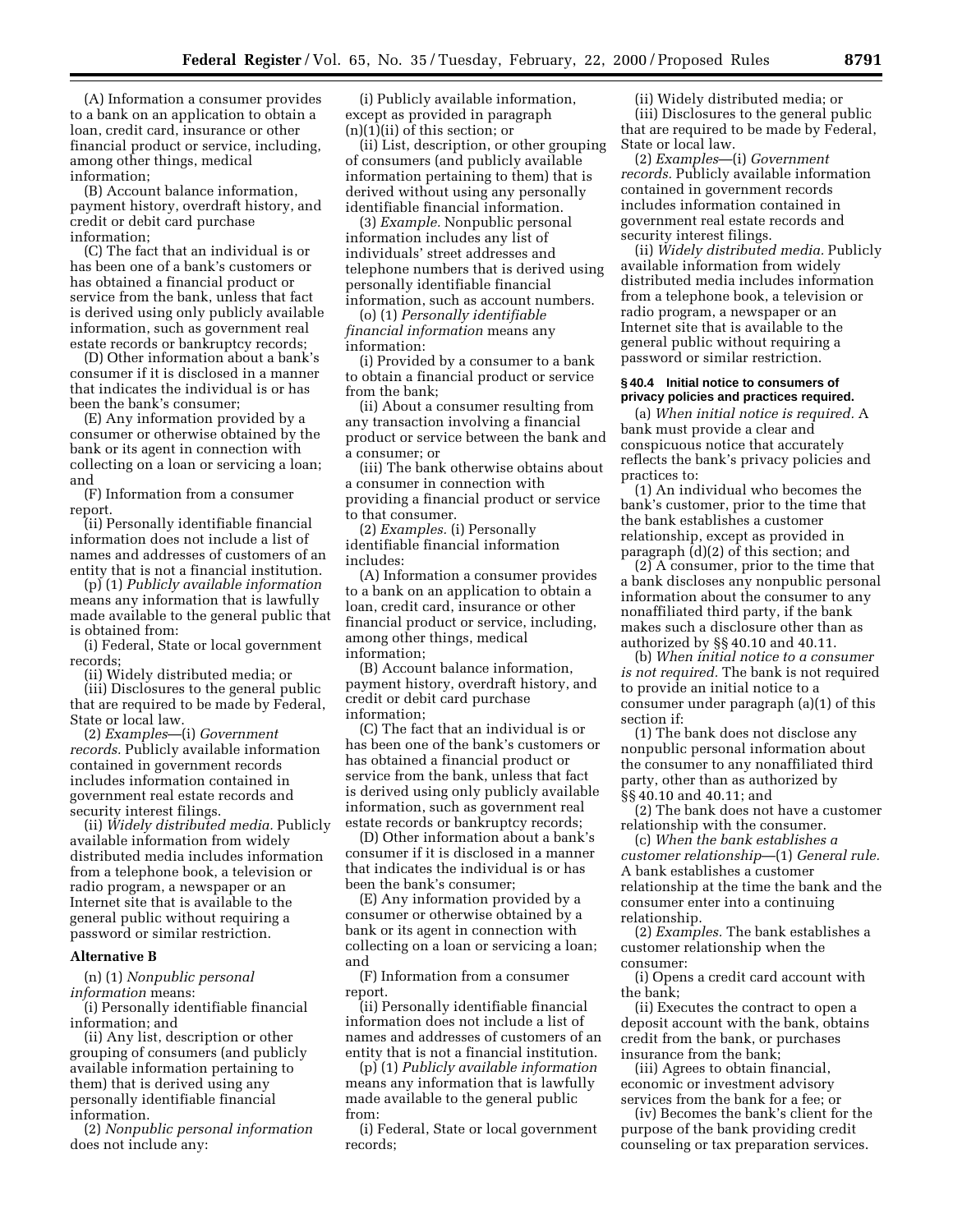(A) Information a consumer provides to a bank on an application to obtain a loan, credit card, insurance or other financial product or service, including, among other things, medical information;

(B) Account balance information, payment history, overdraft history, and credit or debit card purchase information;

(C) The fact that an individual is or has been one of a bank's customers or has obtained a financial product or service from the bank, unless that fact is derived using only publicly available information, such as government real estate records or bankruptcy records;

(D) Other information about a bank's consumer if it is disclosed in a manner that indicates the individual is or has been the bank's consumer;

(E) Any information provided by a consumer or otherwise obtained by the bank or its agent in connection with collecting on a loan or servicing a loan; and

(F) Information from a consumer report.

(ii) Personally identifiable financial information does not include a list of names and addresses of customers of an entity that is not a financial institution.

(p) (1) *Publicly available information* means any information that is lawfully made available to the general public that is obtained from:

(i) Federal, State or local government records;

(ii) Widely distributed media; or

(iii) Disclosures to the general public that are required to be made by Federal, State or local law.

(2) *Examples*—(i) *Government records.* Publicly available information contained in government records includes information contained in government real estate records and security interest filings.

(ii) *Widely distributed media.* Publicly available information from widely distributed media includes information from a telephone book, a television or radio program, a newspaper or an Internet site that is available to the general public without requiring a password or similar restriction.

**Alternative B**

(n) (1) *Nonpublic personal information* means:

(i) Personally identifiable financial information; and

(ii) Any list, description or other grouping of consumers (and publicly available information pertaining to them) that is derived using any personally identifiable financial information.

(2) *Nonpublic personal information* does not include any:

(i) Publicly available information, except as provided in paragraph (n)(1)(ii) of this section; or

(ii) List, description, or other grouping of consumers (and publicly available information pertaining to them) that is derived without using any personally identifiable financial information.

(3) *Example.* Nonpublic personal information includes any list of individuals' street addresses and telephone numbers that is derived using personally identifiable financial information, such as account numbers.

(o) (1) *Personally identifiable financial information* means any information:

(i) Provided by a consumer to a bank to obtain a financial product or service from the bank;

(ii) About a consumer resulting from any transaction involving a financial product or service between the bank and a consumer; or

(iii) The bank otherwise obtains about a consumer in connection with providing a financial product or service to that consumer.

(2) *Examples.* (i) Personally identifiable financial information includes:

(A) Information a consumer provides to a bank on an application to obtain a loan, credit card, insurance or other financial product or service, including, among other things, medical information;

(B) Account balance information, payment history, overdraft history, and credit or debit card purchase information;

(C) The fact that an individual is or has been one of the bank's customers or has obtained a financial product or service from the bank, unless that fact is derived using only publicly available information, such as government real estate records or bankruptcy records;

(D) Other information about a bank's consumer if it is disclosed in a manner that indicates the individual is or has been the bank's consumer;

(E) Any information provided by a consumer or otherwise obtained by a bank or its agent in connection with collecting on a loan or servicing a loan; and

(F) Information from a consumer report.

(ii) Personally identifiable financial information does not include a list of names and addresses of customers of an entity that is not a financial institution.

(p) (1) *Publicly available information* means any information that is lawfully made available to the general public from:

(i) Federal, State or local government records;

(ii) Widely distributed media; or

(iii) Disclosures to the general public that are required to be made by Federal, State or local law.

(2) *Examples*—(i) *Government records.* Publicly available information contained in government records includes information contained in government real estate records and security interest filings.

(ii) *Widely distributed media.* Publicly available information from widely distributed media includes information from a telephone book, a television or radio program, a newspaper or an Internet site that is available to the general public without requiring a password or similar restriction.

#### § 40.4 Initial notice to consumers of privacy policies and practices required.

(a) *When initial notice is required.* A bank must provide a clear and conspicuous notice that accurately reflects the bank's privacy policies and practices to:

(1) An individual who becomes the bank's customer, prior to the time that the bank establishes a customer relationship, except as provided in paragraph (d)(2) of this section; and

(2) A consumer, prior to the time that a bank discloses any nonpublic personal information about the consumer to any nonaffiliated third party, if the bank makes such a disclosure other than as authorized by §§ 40.10 and 40.11.

(b) *When initial notice to a consumer is not required.* The bank is not required to provide an initial notice to a consumer under paragraph (a)(1) of this section if:

(1) The bank does not disclose any nonpublic personal information about the consumer to any nonaffiliated third party, other than as authorized by §§ 40.10 and 40.11; and

(2) The bank does not have a customer relationship with the consumer.

(c) *When the bank establishes a customer relationship*—(1) *General rule.* A bank establishes a customer relationship at the time the bank and the consumer enter into a continuing relationship.

(2) *Examples.* The bank establishes a customer relationship when the consumer:

(i) Opens a credit card account with the bank;

(ii) Executes the contract to open a deposit account with the bank, obtains credit from the bank, or purchases insurance from the bank;

(iii) Agrees to obtain financial, economic or investment advisory services from the bank for a fee; or

(iv) Becomes the bank's client for the purpose of the bank providing credit counseling or tax preparation services.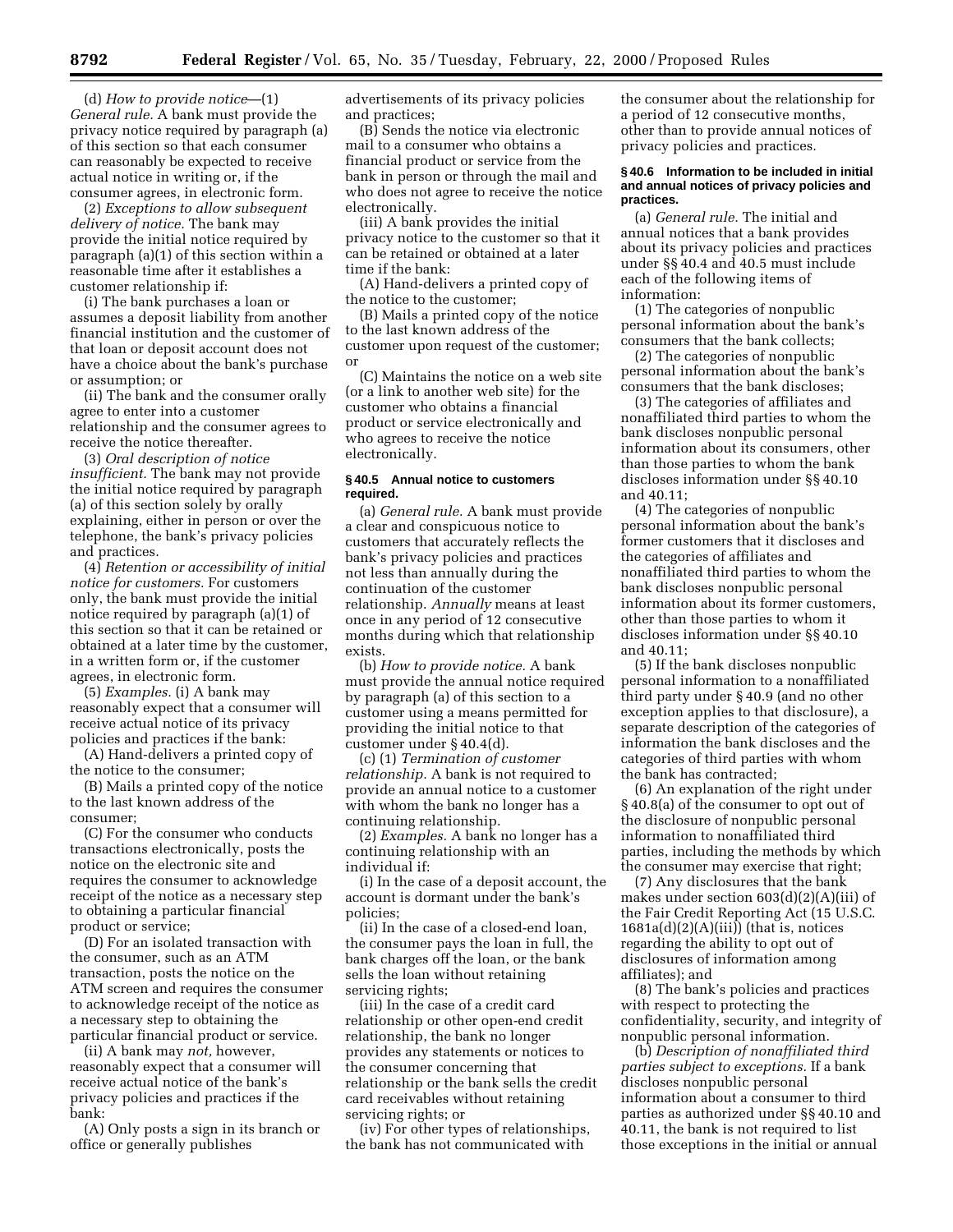(d) *How to provide notice*—(1) *General rule.* A bank must provide the privacy notice required by paragraph (a) of this section so that each consumer can reasonably be expected to receive actual notice in writing or, if the consumer agrees, in electronic form.

(2) *Exceptions to allow subsequent delivery of notice.* The bank may provide the initial notice required by paragraph (a)(1) of this section within a reasonable time after it establishes a customer relationship if:

(i) The bank purchases a loan or assumes a deposit liability from another financial institution and the customer of that loan or deposit account does not have a choice about the bank's purchase or assumption; or

(ii) The bank and the consumer orally agree to enter into a customer relationship and the consumer agrees to receive the notice thereafter.

(3) *Oral description of notice insufficient.* The bank may not provide the initial notice required by paragraph (a) of this section solely by orally explaining, either in person or over the telephone, the bank's privacy policies and practices.

(4) *Retention or accessibility of initial notice for customers.* For customers only, the bank must provide the initial notice required by paragraph (a)(1) of this section so that it can be retained or obtained at a later time by the customer, in a written form or, if the customer agrees, in electronic form.

(5) *Examples.* (i) A bank may reasonably expect that a consumer will receive actual notice of its privacy policies and practices if the bank:

(A) Hand-delivers a printed copy of the notice to the consumer;

(B) Mails a printed copy of the notice to the last known address of the consumer;

(C) For the consumer who conducts transactions electronically, posts the notice on the electronic site and requires the consumer to acknowledge receipt of the notice as a necessary step to obtaining a particular financial product or service;

(D) For an isolated transaction with the consumer, such as an ATM transaction, posts the notice on the ATM screen and requires the consumer to acknowledge receipt of the notice as a necessary step to obtaining the particular financial product or service.

(ii) A bank may *not,* however, reasonably expect that a consumer will receive actual notice of the bank's privacy policies and practices if the bank:

(A) Only posts a sign in its branch or office or generally publishes advertisements of its privacy policies and practices;

(B) Sends the notice via electronic mail to a consumer who obtains a financial product or service from the bank in person or through the mail and who does not agree to receive the notice electronically.

(iii) A bank provides the initial privacy notice to the customer so that it can be retained or obtained at a later time if the bank:

(A) Hand-delivers a printed copy of the notice to the customer;

(B) Mails a printed copy of the notice to the last known address of the customer upon request of the customer; or

(C) Maintains the notice on a web site (or a link to another web site) for the customer who obtains a financial product or service electronically and who agrees to receive the notice electronically.

#### § 40.5 Annual notice to customers required.

(a) *General rule.* A bank must provide a clear and conspicuous notice to customers that accurately reflects the bank's privacy policies and practices not less than annually during the continuation of the customer relationship. *Annually* means at least once in any period of 12 consecutive months during which that relationship exists.

(b) *How to provide notice.* A bank must provide the annual notice required by paragraph (a) of this section to a customer using a means permitted for providing the initial notice to that customer under § 40.4(d).

(c) (1) *Termination of customer relationship.* A bank is not required to provide an annual notice to a customer with whom the bank no longer has a continuing relationship.

(2) *Examples.* A bank no longer has a continuing relationship with an individual if:

(i) In the case of a deposit account, the account is dormant under the bank's policies;

(ii) In the case of a closed-end loan, the consumer pays the loan in full, the bank charges off the loan, or the bank sells the loan without retaining servicing rights;

(iii) In the case of a credit card relationship or other open-end credit relationship, the bank no longer provides any statements or notices to the consumer concerning that relationship or the bank sells the credit card receivables without retaining servicing rights; or

(iv) For other types of relationships, the bank has not communicated with the consumer about the relationship for a period of 12 consecutive months, other than to provide annual notices of privacy policies and practices.

#### § 40.6 Information to be included in initial and annual notices of privacy policies and practices.

(a) *General rule.* The initial and annual notices that a bank provides about its privacy policies and practices under §§ 40.4 and 40.5 must include each of the following items of information:

(1) The categories of nonpublic personal information about the bank's consumers that the bank collects;

(2) The categories of nonpublic personal information about the bank's consumers that the bank discloses;

(3) The categories of affiliates and nonaffiliated third parties to whom the bank discloses nonpublic personal information about its consumers, other than those parties to whom the bank discloses information under §§ 40.10 and 40.11;

(4) The categories of nonpublic personal information about the bank's former customers that it discloses and the categories of affiliates and nonaffiliated third parties to whom the bank discloses nonpublic personal information about its former customers, other than those parties to whom it discloses information under §§ 40.10 and 40.11;

(5) If the bank discloses nonpublic personal information to a nonaffiliated third party under § 40.9 (and no other exception applies to that disclosure), a separate description of the categories of information the bank discloses and the categories of third parties with whom the bank has contracted;

(6) An explanation of the right under § 40.8(a) of the consumer to opt out of the disclosure of nonpublic personal information to nonaffiliated third parties, including the methods by which the consumer may exercise that right;

(7) Any disclosures that the bank makes under section 603(d)(2)(A)(iii) of the Fair Credit Reporting Act (15 U.S.C. 1681a(d)(2)(A)(iii)) (that is, notices regarding the ability to opt out of disclosures of information among affiliates); and

(8) The bank's policies and practices with respect to protecting the confidentiality, security, and integrity of nonpublic personal information.

(b) *Description of nonaffiliated third parties subject to exceptions.* If a bank discloses nonpublic personal information about a consumer to third parties as authorized under §§ 40.10 and 40.11, the bank is not required to list those exceptions in the initial or annual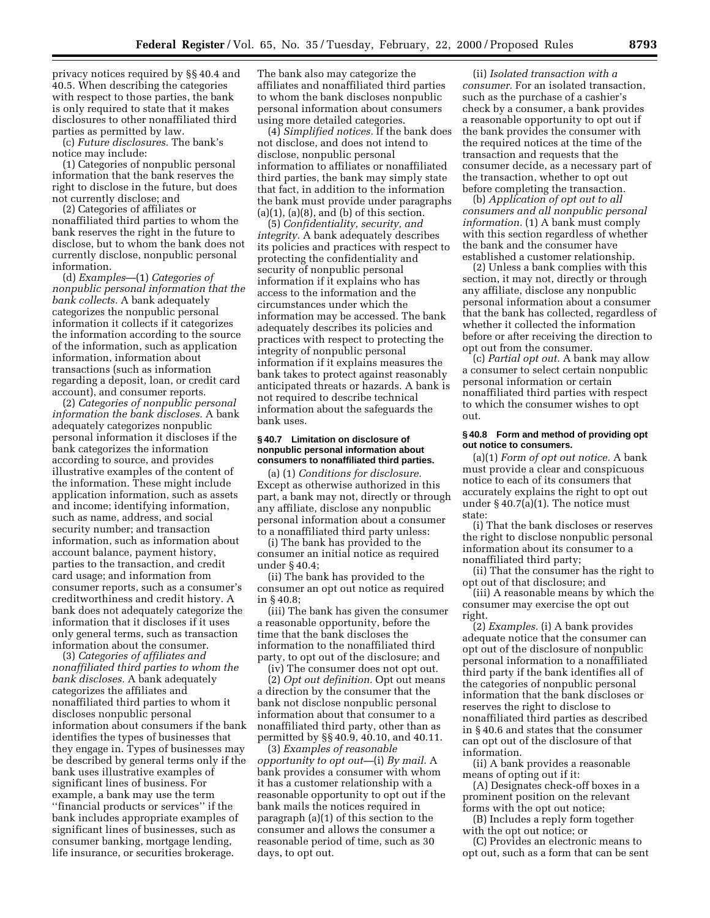privacy notices required by §§ 40.4 and 40.5. When describing the categories with respect to those parties, the bank is only required to state that it makes disclosures to other nonaffiliated third parties as permitted by law.

(c) *Future disclosures.* The bank's notice may include:

(1) Categories of nonpublic personal information that the bank reserves the right to disclose in the future, but does not currently disclose; and

(2) Categories of affiliates or nonaffiliated third parties to whom the bank reserves the right in the future to disclose, but to whom the bank does not currently disclose, nonpublic personal information.

(d) *Examples*—(1) *Categories of nonpublic personal information that the bank collects.* A bank adequately categorizes the nonpublic personal information it collects if it categorizes the information according to the source of the information, such as application information, information about transactions (such as information regarding a deposit, loan, or credit card account), and consumer reports.

(2) *Categories of nonpublic personal information the bank discloses.* A bank adequately categorizes nonpublic personal information it discloses if the bank categorizes the information according to source, and provides illustrative examples of the content of the information. These might include application information, such as assets and income; identifying information, such as name, address, and social security number; and transaction information, such as information about account balance, payment history, parties to the transaction, and credit card usage; and information from consumer reports, such as a consumer's creditworthiness and credit history. A bank does not adequately categorize the information that it discloses if it uses only general terms, such as transaction information about the consumer.

(3) *Categories of affiliates and nonaffiliated third parties to whom the bank discloses.* A bank adequately categorizes the affiliates and nonaffiliated third parties to whom it discloses nonpublic personal information about consumers if the bank identifies the types of businesses that they engage in. Types of businesses may be described by general terms only if the bank uses illustrative examples of significant lines of business. For example, a bank may use the term "financial products or services" if the bank includes appropriate examples of significant lines of businesses, such as consumer banking, mortgage lending, life insurance, or securities brokerage. The bank also may categorize the affiliates and nonaffiliated third parties to whom the bank discloses nonpublic personal information about consumers using more detailed categories.

(4) *Simplified notices.* If the bank does not disclose, and does not intend to disclose, nonpublic personal information to affiliates or nonaffiliated third parties, the bank may simply state that fact, in addition to the information the bank must provide under paragraphs (a)(1), (a)(8), and (b) of this section.

(5) *Confidentiality, security, and integrity.* A bank adequately describes its policies and practices with respect to protecting the confidentiality and security of nonpublic personal information if it explains who has access to the information and the circumstances under which the information may be accessed. The bank adequately describes its policies and practices with respect to protecting the integrity of nonpublic personal information if it explains measures the bank takes to protect against reasonably anticipated threats or hazards. A bank is not required to describe technical information about the safeguards the bank uses.

#### § 40.7 Limitation on disclosure of nonpublic personal information about consumers to nonaffiliated third parties.

(a) (1) *Conditions for disclosure.* Except as otherwise authorized in this part, a bank may not, directly or through any affiliate, disclose any nonpublic personal information about a consumer to a nonaffiliated third party unless:

(i) The bank has provided to the consumer an initial notice as required under § 40.4;

(ii) The bank has provided to the consumer an opt out notice as required in § 40.8;

(iii) The bank has given the consumer a reasonable opportunity, before the time that the bank discloses the information to the nonaffiliated third party, to opt out of the disclosure; and

(iv) The consumer does not opt out.

(2) *Opt out definition.* Opt out means a direction by the consumer that the bank not disclose nonpublic personal information about that consumer to a nonaffiliated third party, other than as permitted by §§ 40.9, 40.10, and 40.11.

(3) *Examples of reasonable opportunity to opt out*—(i) *By mail.* A bank provides a consumer with whom it has a customer relationship with a reasonable opportunity to opt out if the bank mails the notices required in paragraph (a)(1) of this section to the consumer and allows the consumer a reasonable period of time, such as 30 days, to opt out.

(ii) *Isolated transaction with a consumer.* For an isolated transaction, such as the purchase of a cashier's check by a consumer, a bank provides a reasonable opportunity to opt out if the bank provides the consumer with the required notices at the time of the transaction and requests that the consumer decide, as a necessary part of the transaction, whether to opt out before completing the transaction.

(b) *Application of opt out to all consumers and all nonpublic personal information.* (1) A bank must comply with this section regardless of whether the bank and the consumer have established a customer relationship.

(2) Unless a bank complies with this section, it may not, directly or through any affiliate, disclose any nonpublic personal information about a consumer that the bank has collected, regardless of whether it collected the information before or after receiving the direction to opt out from the consumer.

(c) *Partial opt out.* A bank may allow a consumer to select certain nonpublic personal information or certain nonaffiliated third parties with respect to which the consumer wishes to opt out.

#### § 40.8 Form and method of providing opt out notice to consumers.

(a)(1) *Form of opt out notice.* A bank must provide a clear and conspicuous notice to each of its consumers that accurately explains the right to opt out under § 40.7(a)(1). The notice must state:

(i) That the bank discloses or reserves the right to disclose nonpublic personal information about its consumer to a nonaffiliated third party;

(ii) That the consumer has the right to opt out of that disclosure; and

(iii) A reasonable means by which the consumer may exercise the opt out right.

(2) *Examples.* (i) A bank provides adequate notice that the consumer can opt out of the disclosure of nonpublic personal information to a nonaffiliated third party if the bank identifies all of the categories of nonpublic personal information that the bank discloses or reserves the right to disclose to nonaffiliated third parties as described in § 40.6 and states that the consumer can opt out of the disclosure of that information.

(ii) A bank provides a reasonable means of opting out if it:

(A) Designates check-off boxes in a prominent position on the relevant forms with the opt out notice;

(B) Includes a reply form together with the opt out notice; or

(C) Provides an electronic means to opt out, such as a form that can be sent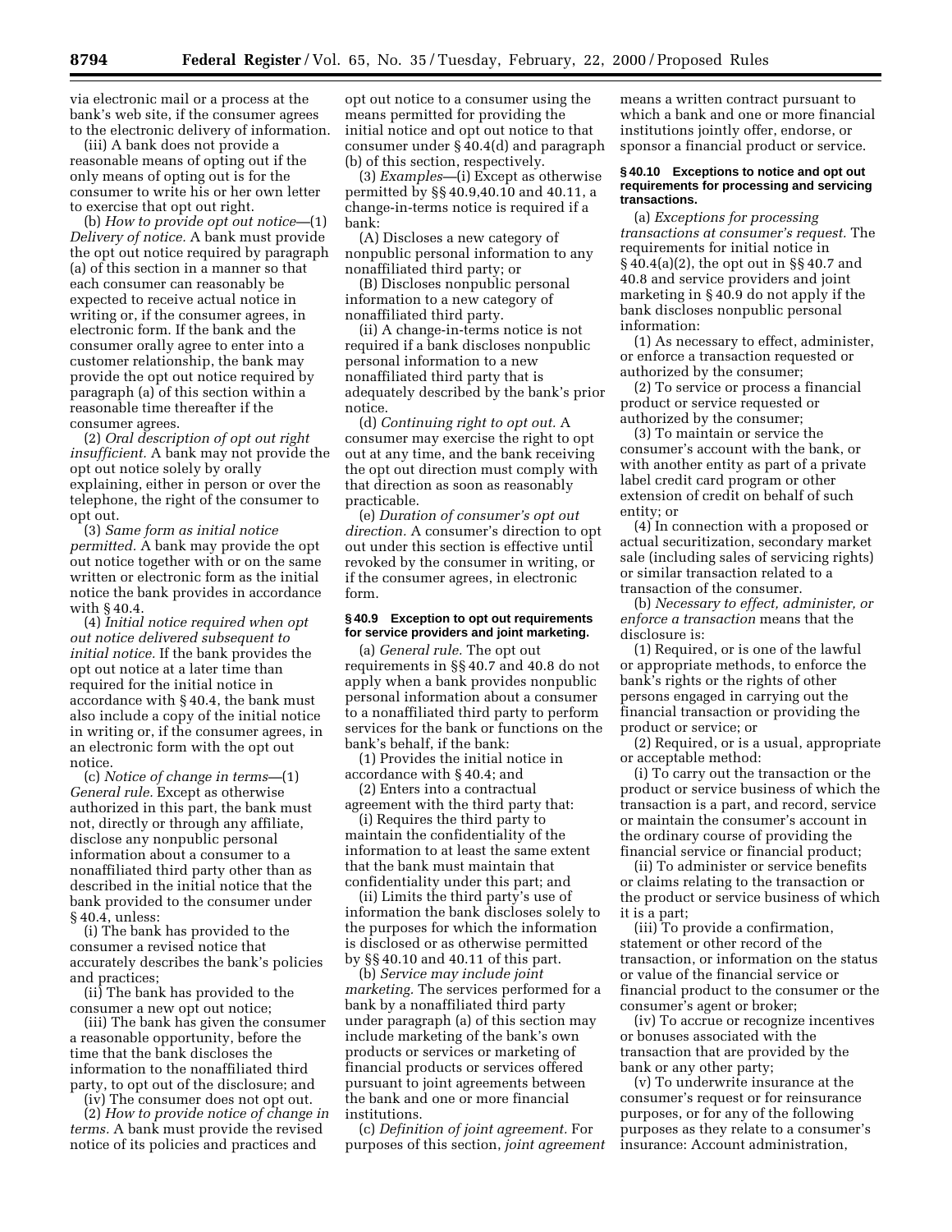via electronic mail or a process at the bank's web site, if the consumer agrees to the electronic delivery of information.

(iii) A bank does not provide a reasonable means of opting out if the only means of opting out is for the consumer to write his or her own letter to exercise that opt out right.

(b) *How to provide opt out notice*—(1) *Delivery of notice.* A bank must provide the opt out notice required by paragraph (a) of this section in a manner so that each consumer can reasonably be expected to receive actual notice in writing or, if the consumer agrees, in electronic form. If the bank and the consumer orally agree to enter into a customer relationship, the bank may provide the opt out notice required by paragraph (a) of this section within a reasonable time thereafter if the consumer agrees.

(2) *Oral description of opt out right insufficient.* A bank may not provide the opt out notice solely by orally explaining, either in person or over the telephone, the right of the consumer to opt out.

(3) *Same form as initial notice permitted.* A bank may provide the opt out notice together with or on the same written or electronic form as the initial notice the bank provides in accordance with § 40.4.

(4) *Initial notice required when opt out notice delivered subsequent to initial notice.* If the bank provides the opt out notice at a later time than required for the initial notice in accordance with § 40.4, the bank must also include a copy of the initial notice in writing or, if the consumer agrees, in an electronic form with the opt out notice.

(c) *Notice of change in terms*—(1) *General rule.* Except as otherwise authorized in this part, the bank must not, directly or through any affiliate, disclose any nonpublic personal information about a consumer to a nonaffiliated third party other than as described in the initial notice that the bank provided to the consumer under § 40.4, unless:

(i) The bank has provided to the consumer a revised notice that accurately describes the bank's policies and practices;

(ii) The bank has provided to the consumer a new opt out notice;

(iii) The bank has given the consumer a reasonable opportunity, before the time that the bank discloses the information to the nonaffiliated third party, to opt out of the disclosure; and

(iv) The consumer does not opt out.

(2) *How to provide notice of change in terms.* A bank must provide the revised notice of its policies and practices and opt out notice to a consumer using the means permitted for providing the initial notice and opt out notice to that consumer under § 40.4(d) and paragraph (b) of this section, respectively.

(3) *Examples*—(i) Except as otherwise permitted by §§ 40.9,40.10 and 40.11, a change-in-terms notice is required if a bank:

(A) Discloses a new category of nonpublic personal information to any nonaffiliated third party; or

(B) Discloses nonpublic personal information to a new category of nonaffiliated third party.

(ii) A change-in-terms notice is not required if a bank discloses nonpublic personal information to a new nonaffiliated third party that is adequately described by the bank's prior notice.

(d) *Continuing right to opt out.* A consumer may exercise the right to opt out at any time, and the bank receiving the opt out direction must comply with that direction as soon as reasonably practicable.

(e) *Duration of consumer's opt out direction.* A consumer's direction to opt out under this section is effective until revoked by the consumer in writing, or if the consumer agrees, in electronic form.

### § 40.9 Exception to opt out requirements for service providers and joint marketing.

(a) *General rule.* The opt out requirements in §§ 40.7 and 40.8 do not apply when a bank provides nonpublic personal information about a consumer to a nonaffiliated third party to perform services for the bank or functions on the bank's behalf, if the bank:

(1) Provides the initial notice in accordance with § 40.4; and

(2) Enters into a contractual agreement with the third party that:

(i) Requires the third party to maintain the confidentiality of the information to at least the same extent that the bank must maintain that confidentiality under this part; and

(ii) Limits the third party's use of information the bank discloses solely to the purposes for which the information is disclosed or as otherwise permitted by §§ 40.10 and 40.11 of this part.

(b) *Service may include joint marketing.* The services performed for a bank by a nonaffiliated third party under paragraph (a) of this section may include marketing of the bank's own products or services or marketing of financial products or services offered pursuant to joint agreements between the bank and one or more financial institutions.

(c) *Definition of joint agreement.* For purposes of this section, *joint agreement* means a written contract pursuant to which a bank and one or more financial institutions jointly offer, endorse, or sponsor a financial product or service.

### § 40.10 Exceptions to notice and opt out requirements for processing and servicing transactions.

(a) *Exceptions for processing transactions at consumer's request.* The requirements for initial notice in § 40.4(a)(2), the opt out in §§ 40.7 and 40.8 and service providers and joint marketing in § 40.9 do not apply if the bank discloses nonpublic personal information:

(1) As necessary to effect, administer, or enforce a transaction requested or authorized by the consumer;

(2) To service or process a financial product or service requested or authorized by the consumer;

(3) To maintain or service the consumer's account with the bank, or with another entity as part of a private label credit card program or other extension of credit on behalf of such entity; or

(4) In connection with a proposed or actual securitization, secondary market sale (including sales of servicing rights) or similar transaction related to a transaction of the consumer.

(b) *Necessary to effect, administer, or enforce a transaction* means that the disclosure is:

(1) Required, or is one of the lawful or appropriate methods, to enforce the bank's rights or the rights of other persons engaged in carrying out the financial transaction or providing the product or service; or

(2) Required, or is a usual, appropriate or acceptable method:

(i) To carry out the transaction or the product or service business of which the transaction is a part, and record, service or maintain the consumer's account in the ordinary course of providing the financial service or financial product;

(ii) To administer or service benefits or claims relating to the transaction or the product or service business of which it is a part;

(iii) To provide a confirmation, statement or other record of the transaction, or information on the status or value of the financial service or financial product to the consumer or the consumer's agent or broker;

(iv) To accrue or recognize incentives or bonuses associated with the transaction that are provided by the bank or any other party;

(v) To underwrite insurance at the consumer's request or for reinsurance purposes, or for any of the following purposes as they relate to a consumer's insurance: Account administration,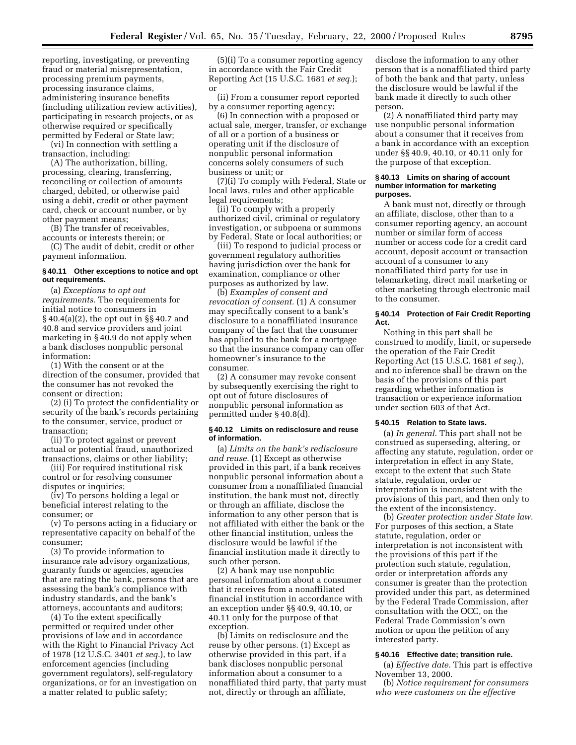reporting, investigating, or preventing fraud or material misrepresentation, processing premium payments, processing insurance claims, administering insurance benefits (including utilization review activities), participating in research projects, or as otherwise required or specifically permitted by Federal or State law;

(vi) In connection with settling a transaction, including:

(A) The authorization, billing, processing, clearing, transferring, reconciling or collection of amounts charged, debited, or otherwise paid using a debit, credit or other payment card, check or account number, or by other payment means;

(B) The transfer of receivables, accounts or interests therein; or

(C) The audit of debit, credit or other payment information.

#### § 40.11 Other exceptions to notice and opt out requirements.

(a) *Exceptions to opt out requirements.* The requirements for initial notice to consumers in § 40.4(a)(2), the opt out in §§ 40.7 and 40.8 and service providers and joint marketing in § 40.9 do not apply when a bank discloses nonpublic personal information:

(1) With the consent or at the direction of the consumer, provided that the consumer has not revoked the consent or direction;

(2) (i) To protect the confidentiality or security of the bank's records pertaining to the consumer, service, product or transaction;

(ii) To protect against or prevent actual or potential fraud, unauthorized transactions, claims or other liability;

(iii) For required institutional risk control or for resolving consumer disputes or inquiries;

(iv) To persons holding a legal or beneficial interest relating to the consumer; or

(v) To persons acting in a fiduciary or representative capacity on behalf of the consumer;

(3) To provide information to insurance rate advisory organizations, guaranty funds or agencies, agencies that are rating the bank, persons that are assessing the bank's compliance with industry standards, and the bank's attorneys, accountants and auditors;

(4) To the extent specifically permitted or required under other provisions of law and in accordance with the Right to Financial Privacy Act of 1978 (12 U.S.C. 3401 *et seq.*), to law enforcement agencies (including government regulators), self-regulatory organizations, or for an investigation on a matter related to public safety;

(5)(i) To a consumer reporting agency in accordance with the Fair Credit Reporting Act (15 U.S.C. 1681 *et seq.*); or

(ii) From a consumer report reported by a consumer reporting agency;

(6) In connection with a proposed or actual sale, merger, transfer, or exchange of all or a portion of a business or operating unit if the disclosure of nonpublic personal information concerns solely consumers of such business or unit; or

(7)(i) To comply with Federal, State or local laws, rules and other applicable legal requirements;

(ii) To comply with a properly authorized civil, criminal or regulatory investigation, or subpoena or summons by Federal, State or local authorities; or

(iii) To respond to judicial process or government regulatory authorities having jurisdiction over the bank for examination, compliance or other purposes as authorized by law.

(b) *Examples of consent and revocation of consent.* (1) A consumer may specifically consent to a bank's disclosure to a nonaffiliated insurance company of the fact that the consumer has applied to the bank for a mortgage so that the insurance company can offer homeowner's insurance to the consumer.

(2) A consumer may revoke consent by subsequently exercising the right to opt out of future disclosures of nonpublic personal information as permitted under § 40.8(d).

#### § 40.12 Limits on redisclosure and reuse of information.

(a) *Limits on the bank's redisclosure and reuse.* (1) Except as otherwise provided in this part, if a bank receives nonpublic personal information about a consumer from a nonaffiliated financial institution, the bank must not, directly or through an affiliate, disclose the information to any other person that is not affiliated with either the bank or the other financial institution, unless the disclosure would be lawful if the financial institution made it directly to such other person.

(2) A bank may use nonpublic personal information about a consumer that it receives from a nonaffiliated financial institution in accordance with an exception under §§ 40.9, 40.10, or 40.11 only for the purpose of that exception.

(b) Limits on redisclosure and the reuse by other persons. (1) Except as otherwise provided in this part, if a bank discloses nonpublic personal information about a consumer to a nonaffiliated third party, that party must not, directly or through an affiliate, disclose the information to any other person that is a nonaffiliated third party of both the bank and that party, unless the disclosure would be lawful if the bank made it directly to such other person.

(2) A nonaffiliated third party may use nonpublic personal information about a consumer that it receives from a bank in accordance with an exception under §§ 40.9, 40.10, or 40.11 only for the purpose of that exception.

#### § 40.13 Limits on sharing of account number information for marketing purposes.

A bank must not, directly or through an affiliate, disclose, other than to a consumer reporting agency, an account number or similar form of access number or access code for a credit card account, deposit account or transaction account of a consumer to any nonaffiliated third party for use in telemarketing, direct mail marketing or other marketing through electronic mail to the consumer.

#### § 40.14 Protection of Fair Credit Reporting Act.

Nothing in this part shall be construed to modify, limit, or supersede the operation of the Fair Credit Reporting Act (15 U.S.C. 1681 *et seq.*), and no inference shall be drawn on the basis of the provisions of this part regarding whether information is transaction or experience information under section 603 of that Act.

#### § 40.15 Relation to State laws.

(a) *In general.* This part shall not be construed as superseding, altering, or affecting any statute, regulation, order or interpretation in effect in any State, except to the extent that such State statute, regulation, order or interpretation is inconsistent with the provisions of this part, and then only to the extent of the inconsistency.

(b) *Greater protection under State law.* For purposes of this section, a State statute, regulation, order or interpretation is not inconsistent with the provisions of this part if the protection such statute, regulation, order or interpretation affords any consumer is greater than the protection provided under this part, as determined by the Federal Trade Commission, after consultation with the OCC, on the Federal Trade Commission's own motion or upon the petition of any interested party.

#### § 40.16 Effective date; transition rule.

(a) *Effective date.* This part is effective November 13, 2000.

(b) *Notice requirement for consumers who were customers on the effective*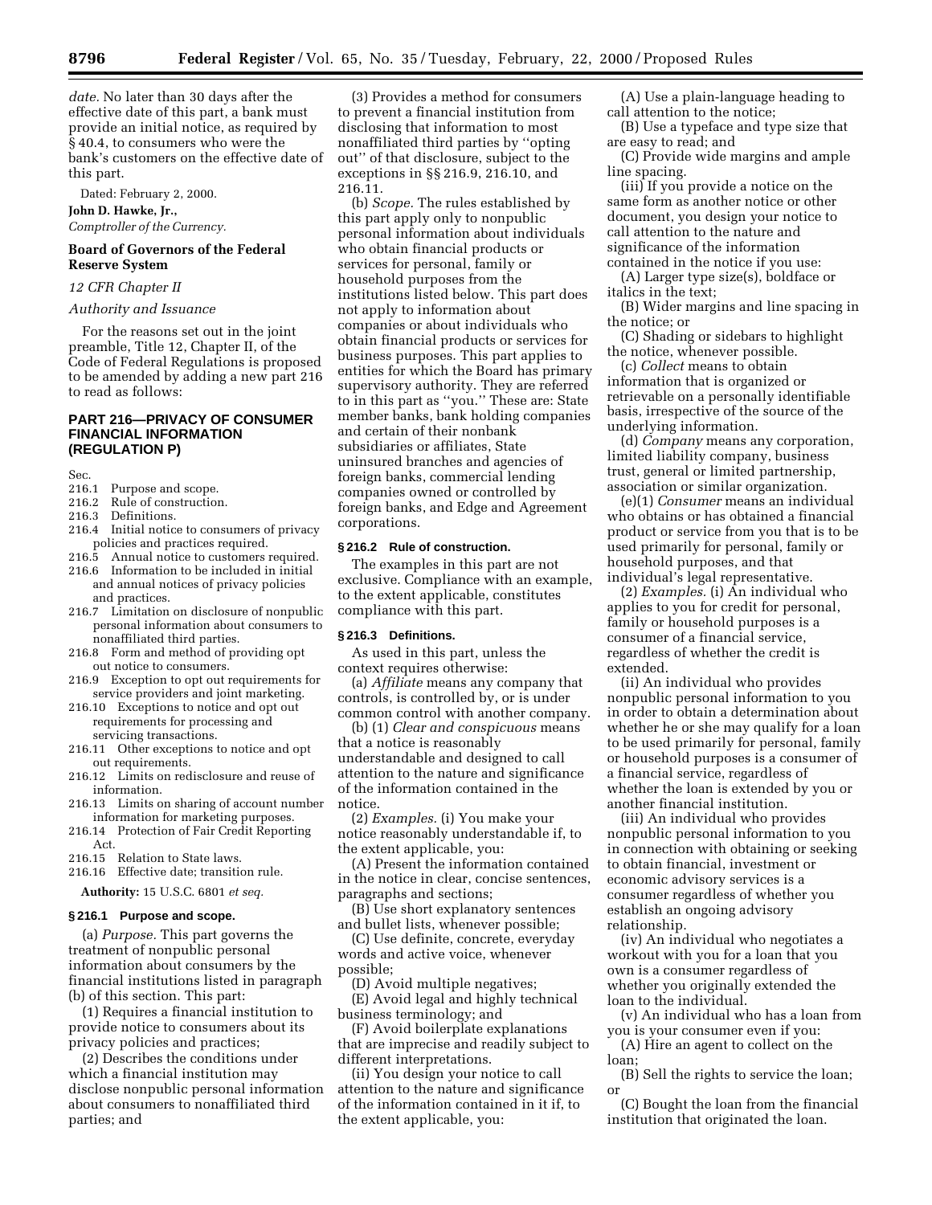*date.* No later than 30 days after the effective date of this part, a bank must provide an initial notice, as required by § 40.4, to consumers who were the bank's customers on the effective date of this part.

Dated: February 2, 2000.

**John D. Hawke, Jr.,**

*Comptroller of the Currency.*

## Board of Governors of the Federal Reserve System

*12 CFR Chapter II*

*Authority and Issuance*

For the reasons set out in the joint preamble, Title 12, Chapter II, of the Code of Federal Regulations is proposed to be amended by adding a new part 216 to read as follows:

## PART 216—PRIVACY OF CONSUMER FINANCIAL INFORMATION (REGULATION P)

Sec.
- 216.1 Purpose and scope.
- 216.2 Rule of construction.
- 216.3 Definitions.
- 216.4 Initial notice to consumers of privacy policies and practices required.
- 216.5 Annual notice to customers required.
- 216.6 Information to be included in initial and annual notices of privacy policies and practices.
- 216.7 Limitation on disclosure of nonpublic personal information about consumers to nonaffiliated third parties.
- 216.8 Form and method of providing opt out notice to consumers.
- 216.9 Exception to opt out requirements for service providers and joint marketing.
- 216.10 Exceptions to notice and opt out requirements for processing and servicing transactions.
- 216.11 Other exceptions to notice and opt out requirements.
- 216.12 Limits on redisclosure and reuse of information.
- 216.13 Limits on sharing of account number information for marketing purposes.
- 216.14 Protection of Fair Credit Reporting Act.
- 216.15 Relation to State laws.
- 216.16 Effective date; transition rule.

**Authority:** 15 U.S.C. 6801 *et seq.*

### § 216.1 Purpose and scope.

(a) *Purpose.* This part governs the treatment of nonpublic personal information about consumers by the financial institutions listed in paragraph (b) of this section. This part:

(1) Requires a financial institution to provide notice to consumers about its privacy policies and practices;

(2) Describes the conditions under which a financial institution may disclose nonpublic personal information about consumers to nonaffiliated third parties; and

(3) Provides a method for consumers to prevent a financial institution from disclosing that information to most nonaffiliated third parties by "opting out" of that disclosure, subject to the exceptions in §§ 216.9, 216.10, and 216.11.

(b) *Scope.* The rules established by this part apply only to nonpublic personal information about individuals who obtain financial products or services for personal, family or household purposes from the institutions listed below. This part does not apply to information about companies or about individuals who obtain financial products or services for business purposes. This part applies to entities for which the Board has primary supervisory authority. They are referred to in this part as "you." These are: State member banks, bank holding companies and certain of their nonbank subsidiaries or affiliates, State uninsured branches and agencies of foreign banks, commercial lending companies owned or controlled by foreign banks, and Edge and Agreement corporations.

### § 216.2 Rule of construction.

The examples in this part are not exclusive. Compliance with an example, to the extent applicable, constitutes compliance with this part.

### § 216.3 Definitions.

As used in this part, unless the context requires otherwise:

(a) *Affiliate* means any company that controls, is controlled by, or is under common control with another company.

(b) (1) *Clear and conspicuous* means that a notice is reasonably understandable and designed to call attention to the nature and significance of the information contained in the notice.

(2) *Examples.* (i) You make your notice reasonably understandable if, to the extent applicable, you:

(A) Present the information contained in the notice in clear, concise sentences, paragraphs and sections;

(B) Use short explanatory sentences and bullet lists, whenever possible;

(C) Use definite, concrete, everyday words and active voice, whenever possible;

(D) Avoid multiple negatives;

(E) Avoid legal and highly technical business terminology; and

(F) Avoid boilerplate explanations that are imprecise and readily subject to different interpretations.

(ii) You design your notice to call attention to the nature and significance of the information contained in it if, to the extent applicable, you:

(A) Use a plain-language heading to call attention to the notice;

(B) Use a typeface and type size that are easy to read; and

(C) Provide wide margins and ample line spacing.

(iii) If you provide a notice on the same form as another notice or other document, you design your notice to call attention to the nature and significance of the information contained in the notice if you use:

(A) Larger type size(s), boldface or italics in the text;

(B) Wider margins and line spacing in the notice; or

(C) Shading or sidebars to highlight the notice, whenever possible.

(c) *Collect* means to obtain information that is organized or retrievable on a personally identifiable basis, irrespective of the source of the underlying information.

(d) *Company* means any corporation, limited liability company, business trust, general or limited partnership, association or similar organization.

(e)(1) *Consumer* means an individual who obtains or has obtained a financial product or service from you that is to be used primarily for personal, family or household purposes, and that individual's legal representative.

(2) *Examples.* (i) An individual who applies to you for credit for personal, family or household purposes is a consumer of a financial service, regardless of whether the credit is extended.

(ii) An individual who provides nonpublic personal information to you in order to obtain a determination about whether he or she may qualify for a loan to be used primarily for personal, family or household purposes is a consumer of a financial service, regardless of whether the loan is extended by you or another financial institution.

(iii) An individual who provides nonpublic personal information to you in connection with obtaining or seeking to obtain financial, investment or economic advisory services is a consumer regardless of whether you establish an ongoing advisory relationship.

(iv) An individual who negotiates a workout with you for a loan that you own is a consumer regardless of whether you originally extended the loan to the individual.

(v) An individual who has a loan from you is your consumer even if you:

(A) Hire an agent to collect on the loan;

(B) Sell the rights to service the loan; or

(C) Bought the loan from the financial institution that originated the loan.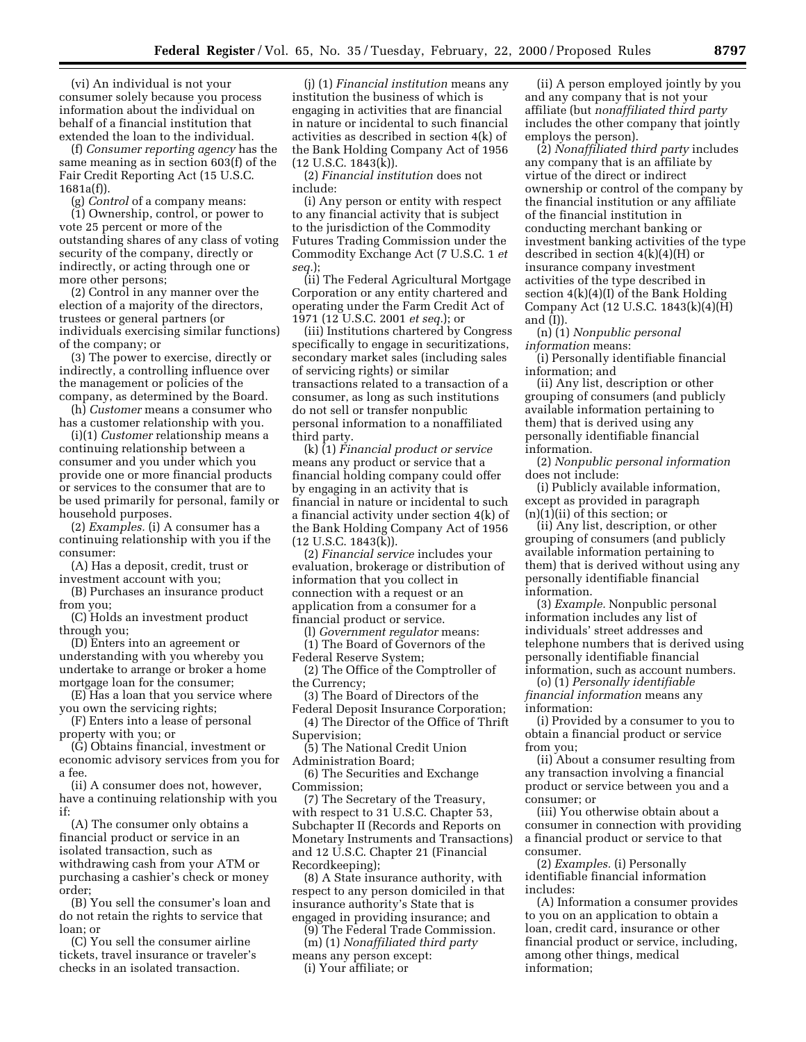(vi) An individual is not your consumer solely because you process information about the individual on behalf of a financial institution that extended the loan to the individual.

(f) *Consumer reporting agency* has the same meaning as in section 603(f) of the Fair Credit Reporting Act (15 U.S.C. 1681a(f)).

(g) *Control* of a company means:

(1) Ownership, control, or power to vote 25 percent or more of the outstanding shares of any class of voting security of the company, directly or indirectly, or acting through one or more other persons;

(2) Control in any manner over the election of a majority of the directors, trustees or general partners (or individuals exercising similar functions) of the company; or

(3) The power to exercise, directly or indirectly, a controlling influence over the management or policies of the company, as determined by the Board.

(h) *Customer* means a consumer who has a customer relationship with you.

(i)(1) *Customer* relationship means a continuing relationship between a consumer and you under which you provide one or more financial products or services to the consumer that are to be used primarily for personal, family or household purposes.

(2) *Examples.* (i) A consumer has a continuing relationship with you if the consumer:

(A) Has a deposit, credit, trust or investment account with you;

(B) Purchases an insurance product from you;

(C) Holds an investment product through you;

(D) Enters into an agreement or understanding with you whereby you undertake to arrange or broker a home mortgage loan for the consumer;

(E) Has a loan that you service where you own the servicing rights;

(F) Enters into a lease of personal property with you; or

(G) Obtains financial, investment or economic advisory services from you for a fee.

(ii) A consumer does not, however, have a continuing relationship with you if:

(A) The consumer only obtains a financial product or service in an isolated transaction, such as withdrawing cash from your ATM or purchasing a cashier's check or money order;

(B) You sell the consumer's loan and do not retain the rights to service that loan; or

(C) You sell the consumer airline tickets, travel insurance or traveler's checks in an isolated transaction.

(j) (1) *Financial institution* means any institution the business of which is engaging in activities that are financial in nature or incidental to such financial activities as described in section 4(k) of the Bank Holding Company Act of 1956 (12 U.S.C. 1843(k)).

(2) *Financial institution* does not include:

(i) Any person or entity with respect to any financial activity that is subject to the jurisdiction of the Commodity Futures Trading Commission under the Commodity Exchange Act (7 U.S.C. 1 *et seq.*);

(ii) The Federal Agricultural Mortgage Corporation or any entity chartered and operating under the Farm Credit Act of 1971 (12 U.S.C. 2001 *et seq.*); or

(iii) Institutions chartered by Congress specifically to engage in securitizations, secondary market sales (including sales of servicing rights) or similar transactions related to a transaction of a consumer, as long as such institutions do not sell or transfer nonpublic personal information to a nonaffiliated third party.

(k) (1) *Financial product or service* means any product or service that a financial holding company could offer by engaging in an activity that is financial in nature or incidental to such a financial activity under section 4(k) of the Bank Holding Company Act of 1956 (12 U.S.C. 1843(k)).

(2) *Financial service* includes your evaluation, brokerage or distribution of information that you collect in connection with a request or an application from a consumer for a financial product or service.

(l) *Government regulator* means:

(1) The Board of Governors of the Federal Reserve System;

(2) The Office of the Comptroller of the Currency;

(3) The Board of Directors of the Federal Deposit Insurance Corporation;

(4) The Director of the Office of Thrift Supervision;

(5) The National Credit Union Administration Board;

(6) The Securities and Exchange Commission;

(7) The Secretary of the Treasury, with respect to 31 U.S.C. Chapter 53, Subchapter II (Records and Reports on Monetary Instruments and Transactions) and 12 U.S.C. Chapter 21 (Financial Recordkeeping);

(8) A State insurance authority, with respect to any person domiciled in that insurance authority's State that is engaged in providing insurance; and

(9) The Federal Trade Commission.

(m) (1) *Nonaffiliated third party* means any person except:

(i) Your affiliate; or

(ii) A person employed jointly by you and any company that is not your affiliate (but *nonaffiliated third party* includes the other company that jointly employs the person).

(2) *Nonaffiliated third party* includes any company that is an affiliate by virtue of the direct or indirect ownership or control of the company by the financial institution or any affiliate of the financial institution in conducting merchant banking or investment banking activities of the type described in section 4(k)(4)(H) or insurance company investment activities of the type described in section 4(k)(4)(I) of the Bank Holding Company Act (12 U.S.C. 1843(k)(4)(H) and (I)).

(n) (1) *Nonpublic personal information* means:

(i) Personally identifiable financial information; and

(ii) Any list, description or other grouping of consumers (and publicly available information pertaining to them) that is derived using any personally identifiable financial information.

(2) *Nonpublic personal information* does not include:

(i) Publicly available information, except as provided in paragraph (n)(1)(ii) of this section; or

(ii) Any list, description, or other grouping of consumers (and publicly available information pertaining to them) that is derived without using any personally identifiable financial information.

(3) *Example.* Nonpublic personal information includes any list of individuals' street addresses and telephone numbers that is derived using personally identifiable financial information, such as account numbers.

(o) (1) *Personally identifiable financial information* means any information:

(i) Provided by a consumer to you to obtain a financial product or service from you;

(ii) About a consumer resulting from any transaction involving a financial product or service between you and a consumer; or

(iii) You otherwise obtain about a consumer in connection with providing a financial product or service to that consumer.

(2) *Examples.* (i) Personally identifiable financial information includes:

(A) Information a consumer provides to you on an application to obtain a loan, credit card, insurance or other financial product or service, including, among other things, medical information;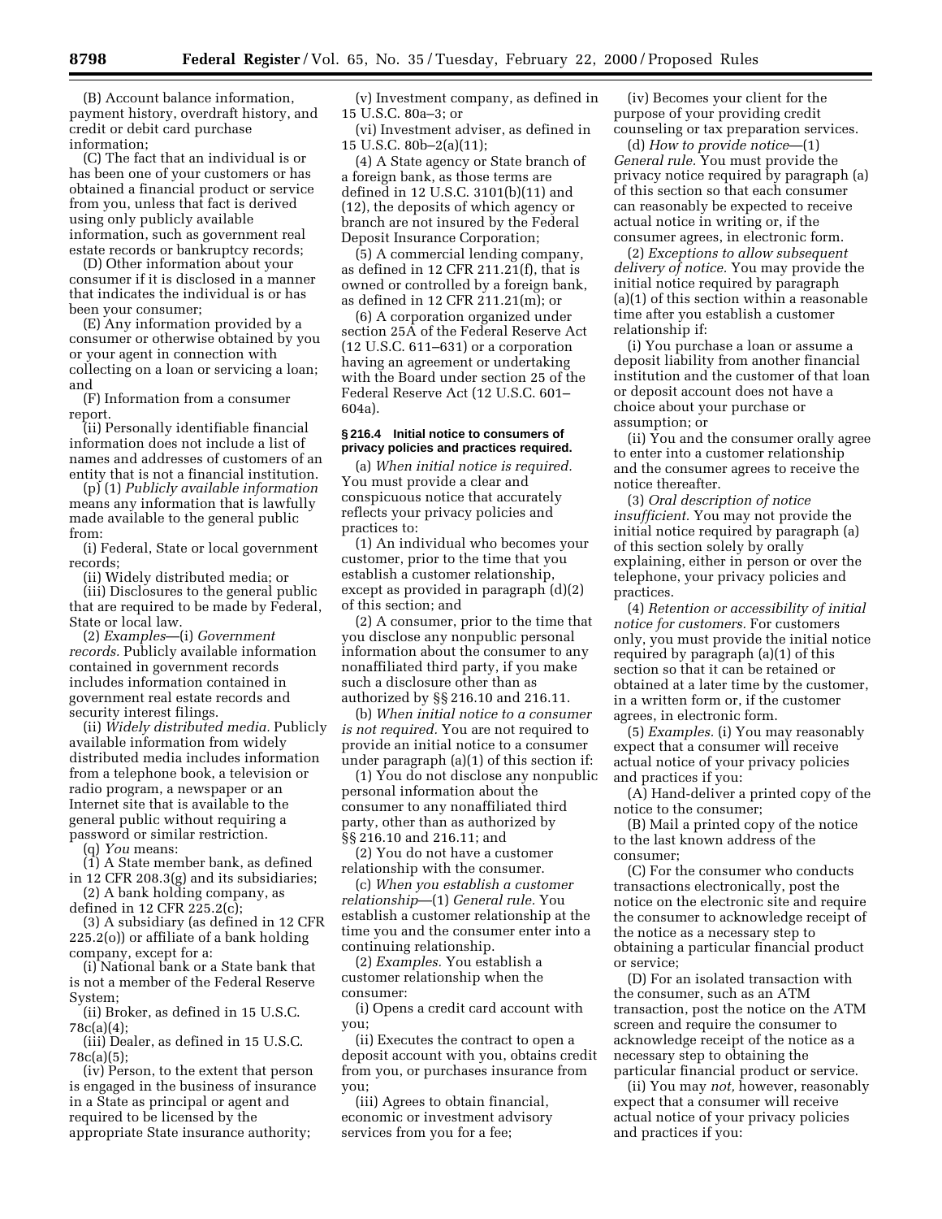(B) Account balance information, payment history, overdraft history, and credit or debit card purchase information;

(C) The fact that an individual is or has been one of your customers or has obtained a financial product or service from you, unless that fact is derived using only publicly available information, such as government real estate records or bankruptcy records;

(D) Other information about your consumer if it is disclosed in a manner that indicates the individual is or has been your consumer;

(E) Any information provided by a consumer or otherwise obtained by you or your agent in connection with collecting on a loan or servicing a loan; and

(F) Information from a consumer report.

(ii) Personally identifiable financial information does not include a list of names and addresses of customers of an entity that is not a financial institution.

(p) (1) *Publicly available information* means any information that is lawfully made available to the general public from:

(i) Federal, State or local government records;

(ii) Widely distributed media; or

(iii) Disclosures to the general public that are required to be made by Federal, State or local law.

(2) *Examples*—(i) *Government records.* Publicly available information contained in government records includes information contained in government real estate records and security interest filings.

(ii) *Widely distributed media.* Publicly available information from widely distributed media includes information from a telephone book, a television or radio program, a newspaper or an Internet site that is available to the general public without requiring a password or similar restriction.

(q) *You* means:

(1) A State member bank, as defined in 12 CFR 208.3(g) and its subsidiaries;

(2) A bank holding company, as defined in 12 CFR 225.2(c);

(3) A subsidiary (as defined in 12 CFR 225.2(o)) or affiliate of a bank holding company, except for a:

(i) National bank or a State bank that is not a member of the Federal Reserve System;

(ii) Broker, as defined in 15 U.S.C. 78c(a)(4);

(iii) Dealer, as defined in 15 U.S.C. 78c(a)(5);

(iv) Person, to the extent that person is engaged in the business of insurance in a State as principal or agent and required to be licensed by the appropriate State insurance authority;

(v) Investment company, as defined in 15 U.S.C. 80a–3; or

(vi) Investment adviser, as defined in 15 U.S.C. 80b–2(a)(11);

(4) A State agency or State branch of a foreign bank, as those terms are defined in 12 U.S.C. 3101(b)(11) and (12), the deposits of which agency or branch are not insured by the Federal Deposit Insurance Corporation;

(5) A commercial lending company, as defined in 12 CFR 211.21(f), that is owned or controlled by a foreign bank, as defined in 12 CFR 211.21(m); or

(6) A corporation organized under section 25A of the Federal Reserve Act (12 U.S.C. 611–631) or a corporation having an agreement or undertaking with the Board under section 25 of the Federal Reserve Act (12 U.S.C. 601–604a).

### § 216.4 Initial notice to consumers of privacy policies and practices required.

(a) *When initial notice is required.* You must provide a clear and conspicuous notice that accurately reflects your privacy policies and practices to:

(1) An individual who becomes your customer, prior to the time that you establish a customer relationship, except as provided in paragraph (d)(2) of this section; and

(2) A consumer, prior to the time that you disclose any nonpublic personal information about the consumer to any nonaffiliated third party, if you make such a disclosure other than as authorized by §§ 216.10 and 216.11.

(b) *When initial notice to a consumer is not required.* You are not required to provide an initial notice to a consumer under paragraph (a)(1) of this section if:

(1) You do not disclose any nonpublic personal information about the consumer to any nonaffiliated third party, other than as authorized by §§ 216.10 and 216.11; and

(2) You do not have a customer relationship with the consumer.

(c) *When you establish a customer relationship*—(1) *General rule.* You establish a customer relationship at the time you and the consumer enter into a continuing relationship.

(2) *Examples.* You establish a customer relationship when the consumer:

(i) Opens a credit card account with you;

(ii) Executes the contract to open a deposit account with you, obtains credit from you, or purchases insurance from you;

(iii) Agrees to obtain financial, economic or investment advisory services from you for a fee;

(iv) Becomes your client for the purpose of your providing credit counseling or tax preparation services.

(d) *How to provide notice*—(1) *General rule.* You must provide the privacy notice required by paragraph (a) of this section so that each consumer can reasonably be expected to receive actual notice in writing or, if the consumer agrees, in electronic form.

(2) *Exceptions to allow subsequent delivery of notice.* You may provide the initial notice required by paragraph (a)(1) of this section within a reasonable time after you establish a customer relationship if:

(i) You purchase a loan or assume a deposit liability from another financial institution and the customer of that loan or deposit account does not have a choice about your purchase or assumption; or

(ii) You and the consumer orally agree to enter into a customer relationship and the consumer agrees to receive the notice thereafter.

(3) *Oral description of notice insufficient.* You may not provide the initial notice required by paragraph (a) of this section solely by orally explaining, either in person or over the telephone, your privacy policies and practices.

(4) *Retention or accessibility of initial notice for customers.* For customers only, you must provide the initial notice required by paragraph (a)(1) of this section so that it can be retained or obtained at a later time by the customer, in a written form or, if the customer agrees, in electronic form.

(5) *Examples.* (i) You may reasonably expect that a consumer will receive actual notice of your privacy policies and practices if you:

(A) Hand-deliver a printed copy of the notice to the consumer;

(B) Mail a printed copy of the notice to the last known address of the consumer;

(C) For the consumer who conducts transactions electronically, post the notice on the electronic site and require the consumer to acknowledge receipt of the notice as a necessary step to obtaining a particular financial product or service;

(D) For an isolated transaction with the consumer, such as an ATM transaction, post the notice on the ATM screen and require the consumer to acknowledge receipt of the notice as a necessary step to obtaining the particular financial product or service.

(ii) You may *not,* however, reasonably expect that a consumer will receive actual notice of your privacy policies and practices if you: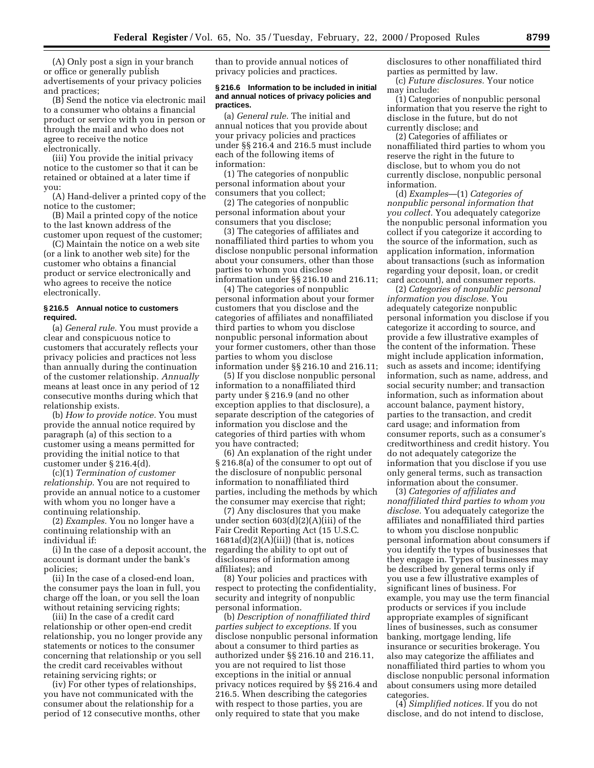(A) Only post a sign in your branch or office or generally publish advertisements of your privacy policies and practices;

(B) Send the notice via electronic mail to a consumer who obtains a financial product or service with you in person or through the mail and who does not agree to receive the notice electronically.

(iii) You provide the initial privacy notice to the customer so that it can be retained or obtained at a later time if you:

(A) Hand-deliver a printed copy of the notice to the customer;

(B) Mail a printed copy of the notice to the last known address of the customer upon request of the customer;

(C) Maintain the notice on a web site (or a link to another web site) for the customer who obtains a financial product or service electronically and who agrees to receive the notice electronically.

#### § 216.5 Annual notice to customers required.

(a) *General rule.* You must provide a clear and conspicuous notice to customers that accurately reflects your privacy policies and practices not less than annually during the continuation of the customer relationship. *Annually* means at least once in any period of 12 consecutive months during which that relationship exists.

(b) *How to provide notice.* You must provide the annual notice required by paragraph (a) of this section to a customer using a means permitted for providing the initial notice to that customer under § 216.4(d).

(c)(1) *Termination of customer relationship.* You are not required to provide an annual notice to a customer with whom you no longer have a continuing relationship.

(2) *Examples.* You no longer have a continuing relationship with an individual if:

(i) In the case of a deposit account, the account is dormant under the bank's policies;

(ii) In the case of a closed-end loan, the consumer pays the loan in full, you charge off the loan, or you sell the loan without retaining servicing rights;

(iii) In the case of a credit card relationship or other open-end credit relationship, you no longer provide any statements or notices to the consumer concerning that relationship or you sell the credit card receivables without retaining servicing rights; or

(iv) For other types of relationships, you have not communicated with the consumer about the relationship for a period of 12 consecutive months, other than to provide annual notices of privacy policies and practices.

#### § 216.6 Information to be included in initial and annual notices of privacy policies and practices.

(a) *General rule.* The initial and annual notices that you provide about your privacy policies and practices under §§ 216.4 and 216.5 must include each of the following items of information:

(1) The categories of nonpublic personal information about your consumers that you collect;

(2) The categories of nonpublic personal information about your consumers that you disclose;

(3) The categories of affiliates and nonaffiliated third parties to whom you disclose nonpublic personal information about your consumers, other than those parties to whom you disclose information under §§ 216.10 and 216.11;

(4) The categories of nonpublic personal information about your former customers that you disclose and the categories of affiliates and nonaffiliated third parties to whom you disclose nonpublic personal information about your former customers, other than those parties to whom you disclose information under §§ 216.10 and 216.11;

(5) If you disclose nonpublic personal information to a nonaffiliated third party under § 216.9 (and no other exception applies to that disclosure), a separate description of the categories of information you disclose and the categories of third parties with whom you have contracted;

(6) An explanation of the right under § 216.8(a) of the consumer to opt out of the disclosure of nonpublic personal information to nonaffiliated third parties, including the methods by which the consumer may exercise that right;

(7) Any disclosures that you make under section 603(d)(2)(A)(iii) of the Fair Credit Reporting Act (15 U.S.C. 1681a(d)(2)(A)(iii)) (that is, notices regarding the ability to opt out of disclosures of information among affiliates); and

(8) Your policies and practices with respect to protecting the confidentiality, security and integrity of nonpublic personal information.

(b) *Description of nonaffiliated third parties subject to exceptions.* If you disclose nonpublic personal information about a consumer to third parties as authorized under §§ 216.10 and 216.11, you are not required to list those exceptions in the initial or annual privacy notices required by §§ 216.4 and 216.5. When describing the categories with respect to those parties, you are only required to state that you make disclosures to other nonaffiliated third parties as permitted by law.

(c) *Future disclosures.* Your notice may include:

(1) Categories of nonpublic personal information that you reserve the right to disclose in the future, but do not currently disclose; and

(2) Categories of affiliates or nonaffiliated third parties to whom you reserve the right in the future to disclose, but to whom you do not currently disclose, nonpublic personal information.

(d) *Examples*—(1) *Categories of nonpublic personal information that you collect.* You adequately categorize the nonpublic personal information you collect if you categorize it according to the source of the information, such as application information, information about transactions (such as information regarding your deposit, loan, or credit card account), and consumer reports.

(2) *Categories of nonpublic personal information you disclose.* You adequately categorize nonpublic personal information you disclose if you categorize it according to source, and provide a few illustrative examples of the content of the information. These might include application information, such as assets and income; identifying information, such as name, address, and social security number; and transaction information, such as information about account balance, payment history, parties to the transaction, and credit card usage; and information from consumer reports, such as a consumer's creditworthiness and credit history. You do not adequately categorize the information that you disclose if you use only general terms, such as transaction information about the consumer.

(3) *Categories of affiliates and nonaffiliated third parties to whom you disclose.* You adequately categorize the affiliates and nonaffiliated third parties to whom you disclose nonpublic personal information about consumers if you identify the types of businesses that they engage in. Types of businesses may be described by general terms only if you use a few illustrative examples of significant lines of business. For example, you may use the term financial products or services if you include appropriate examples of significant lines of businesses, such as consumer banking, mortgage lending, life insurance or securities brokerage. You also may categorize the affiliates and nonaffiliated third parties to whom you disclose nonpublic personal information about consumers using more detailed categories.

(4) *Simplified notices.* If you do not disclose, and do not intend to disclose,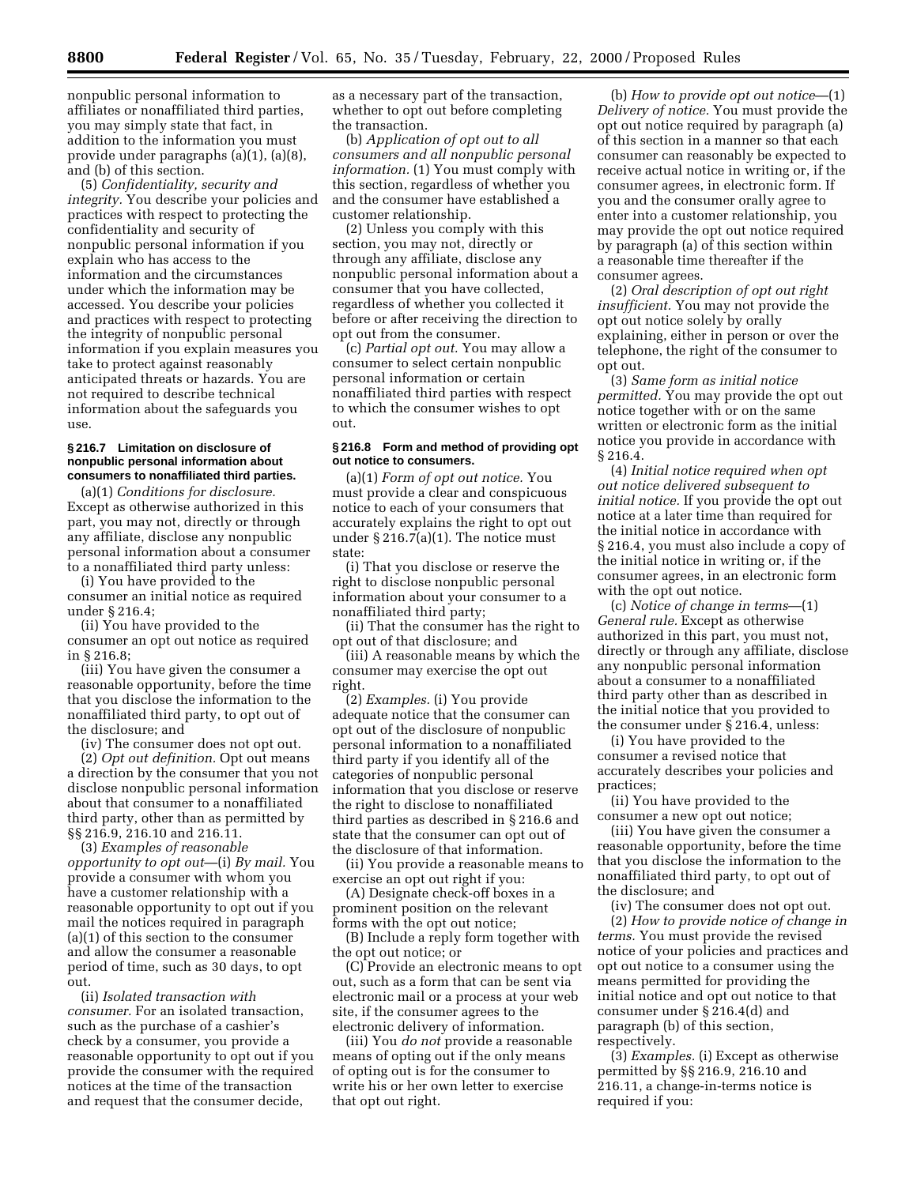nonpublic personal information to affiliates or nonaffiliated third parties, you may simply state that fact, in addition to the information you must provide under paragraphs (a)(1), (a)(8), and (b) of this section.

(5) *Confidentiality, security and integrity.* You describe your policies and practices with respect to protecting the confidentiality and security of nonpublic personal information if you explain who has access to the information and the circumstances under which the information may be accessed. You describe your policies and practices with respect to protecting the integrity of nonpublic personal information if you explain measures you take to protect against reasonably anticipated threats or hazards. You are not required to describe technical information about the safeguards you use.

#### § 216.7 Limitation on disclosure of nonpublic personal information about consumers to nonaffiliated third parties.

(a)(1) *Conditions for disclosure.* Except as otherwise authorized in this part, you may not, directly or through any affiliate, disclose any nonpublic personal information about a consumer to a nonaffiliated third party unless:

(i) You have provided to the consumer an initial notice as required under § 216.4;

(ii) You have provided to the consumer an opt out notice as required in § 216.8;

(iii) You have given the consumer a reasonable opportunity, before the time that you disclose the information to the nonaffiliated third party, to opt out of the disclosure; and

(iv) The consumer does not opt out.

(2) *Opt out definition.* Opt out means a direction by the consumer that you not disclose nonpublic personal information about that consumer to a nonaffiliated third party, other than as permitted by §§ 216.9, 216.10 and 216.11.

(3) *Examples of reasonable opportunity to opt out*—(i) *By mail.* You provide a consumer with whom you have a customer relationship with a reasonable opportunity to opt out if you mail the notices required in paragraph (a)(1) of this section to the consumer and allow the consumer a reasonable period of time, such as 30 days, to opt out.

(ii) *Isolated transaction with consumer.* For an isolated transaction, such as the purchase of a cashier's check by a consumer, you provide a reasonable opportunity to opt out if you provide the consumer with the required notices at the time of the transaction and request that the consumer decide, as a necessary part of the transaction, whether to opt out before completing the transaction.

(b) *Application of opt out to all consumers and all nonpublic personal information.* (1) You must comply with this section, regardless of whether you and the consumer have established a customer relationship.

(2) Unless you comply with this section, you may not, directly or through any affiliate, disclose any nonpublic personal information about a consumer that you have collected, regardless of whether you collected it before or after receiving the direction to opt out from the consumer.

(c) *Partial opt out.* You may allow a consumer to select certain nonpublic personal information or certain nonaffiliated third parties with respect to which the consumer wishes to opt out.

#### § 216.8 Form and method of providing opt out notice to consumers.

(a)(1) *Form of opt out notice.* You must provide a clear and conspicuous notice to each of your consumers that accurately explains the right to opt out under § 216.7(a)(1). The notice must state:

(i) That you disclose or reserve the right to disclose nonpublic personal information about your consumer to a nonaffiliated third party;

(ii) That the consumer has the right to opt out of that disclosure; and

(iii) A reasonable means by which the consumer may exercise the opt out right.

(2) *Examples.* (i) You provide adequate notice that the consumer can opt out of the disclosure of nonpublic personal information to a nonaffiliated third party if you identify all of the categories of nonpublic personal information that you disclose or reserve the right to disclose to nonaffiliated third parties as described in § 216.6 and state that the consumer can opt out of the disclosure of that information.

(ii) You provide a reasonable means to exercise an opt out right if you:

(A) Designate check-off boxes in a prominent position on the relevant forms with the opt out notice;

(B) Include a reply form together with the opt out notice; or

(C) Provide an electronic means to opt out, such as a form that can be sent via electronic mail or a process at your web site, if the consumer agrees to the electronic delivery of information.

(iii) You *do not* provide a reasonable means of opting out if the only means of opting out is for the consumer to write his or her own letter to exercise that opt out right.

(b) *How to provide opt out notice*—(1) *Delivery of notice.* You must provide the opt out notice required by paragraph (a) of this section in a manner so that each consumer can reasonably be expected to receive actual notice in writing or, if the consumer agrees, in electronic form. If you and the consumer orally agree to enter into a customer relationship, you may provide the opt out notice required by paragraph (a) of this section within a reasonable time thereafter if the consumer agrees.

(2) *Oral description of opt out right insufficient.* You may not provide the opt out notice solely by orally explaining, either in person or over the telephone, the right of the consumer to opt out.

(3) *Same form as initial notice permitted.* You may provide the opt out notice together with or on the same written or electronic form as the initial notice you provide in accordance with § 216.4.

(4) *Initial notice required when opt out notice delivered subsequent to initial notice.* If you provide the opt out notice at a later time than required for the initial notice in accordance with § 216.4, you must also include a copy of the initial notice in writing or, if the consumer agrees, in an electronic form with the opt out notice.

(c) *Notice of change in terms*—(1) *General rule.* Except as otherwise authorized in this part, you must not, directly or through any affiliate, disclose any nonpublic personal information about a consumer to a nonaffiliated third party other than as described in the initial notice that you provided to the consumer under § 216.4, unless:

(i) You have provided to the consumer a revised notice that accurately describes your policies and practices;

(ii) You have provided to the consumer a new opt out notice;

(iii) You have given the consumer a reasonable opportunity, before the time that you disclose the information to the nonaffiliated third party, to opt out of the disclosure; and

(iv) The consumer does not opt out.

(2) *How to provide notice of change in terms.* You must provide the revised notice of your policies and practices and opt out notice to a consumer using the means permitted for providing the initial notice and opt out notice to that consumer under § 216.4(d) and paragraph (b) of this section, respectively.

(3) *Examples.* (i) Except as otherwise permitted by §§ 216.9, 216.10 and 216.11, a change-in-terms notice is required if you: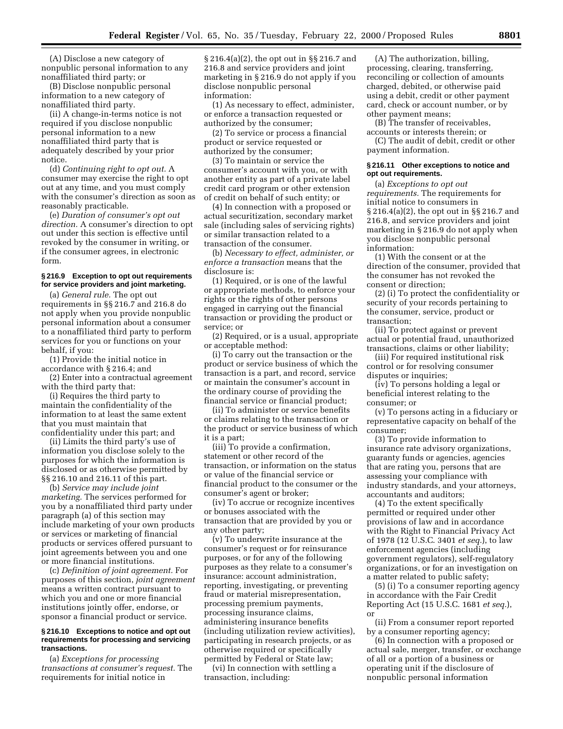(A) Disclose a new category of nonpublic personal information to any nonaffiliated third party; or

(B) Disclose nonpublic personal information to a new category of nonaffiliated third party.

(ii) A change-in-terms notice is not required if you disclose nonpublic personal information to a new nonaffiliated third party that is adequately described by your prior notice.

(d) *Continuing right to opt out.* A consumer may exercise the right to opt out at any time, and you must comply with the consumer's direction as soon as reasonably practicable.

(e) *Duration of consumer's opt out direction.* A consumer's direction to opt out under this section is effective until revoked by the consumer in writing, or if the consumer agrees, in electronic form.

#### § 216.9 Exception to opt out requirements for service providers and joint marketing.

(a) *General rule.* The opt out requirements in §§ 216.7 and 216.8 do not apply when you provide nonpublic personal information about a consumer to a nonaffiliated third party to perform services for you or functions on your behalf, if you:

(1) Provide the initial notice in accordance with § 216.4; and

(2) Enter into a contractual agreement with the third party that:

(i) Requires the third party to maintain the confidentiality of the information to at least the same extent that you must maintain that confidentiality under this part; and

(ii) Limits the third party's use of information you disclose solely to the purposes for which the information is disclosed or as otherwise permitted by §§ 216.10 and 216.11 of this part.

(b) *Service may include joint marketing.* The services performed for you by a nonaffiliated third party under paragraph (a) of this section may include marketing of your own products or services or marketing of financial products or services offered pursuant to joint agreements between you and one or more financial institutions.

(c) *Definition of joint agreement.* For purposes of this section, *joint agreement* means a written contract pursuant to which you and one or more financial institutions jointly offer, endorse, or sponsor a financial product or service.

#### § 216.10 Exceptions to notice and opt out requirements for processing and servicing transactions.

(a) *Exceptions for processing transactions at consumer's request.* The requirements for initial notice in § 216.4(a)(2), the opt out in §§ 216.7 and 216.8 and service providers and joint marketing in § 216.9 do not apply if you disclose nonpublic personal information:

(1) As necessary to effect, administer, or enforce a transaction requested or authorized by the consumer;

(2) To service or process a financial product or service requested or authorized by the consumer;

(3) To maintain or service the consumer's account with you, or with another entity as part of a private label credit card program or other extension of credit on behalf of such entity; or

(4) In connection with a proposed or actual securitization, secondary market sale (including sales of servicing rights) or similar transaction related to a transaction of the consumer.

(b) *Necessary to effect, administer, or enforce a transaction* means that the disclosure is:

(1) Required, or is one of the lawful or appropriate methods, to enforce your rights or the rights of other persons engaged in carrying out the financial transaction or providing the product or service; or

(2) Required, or is a usual, appropriate or acceptable method:

(i) To carry out the transaction or the product or service business of which the transaction is a part, and record, service or maintain the consumer's account in the ordinary course of providing the financial service or financial product;

(ii) To administer or service benefits or claims relating to the transaction or the product or service business of which it is a part;

(iii) To provide a confirmation, statement or other record of the transaction, or information on the status or value of the financial service or financial product to the consumer or the consumer's agent or broker;

(iv) To accrue or recognize incentives or bonuses associated with the transaction that are provided by you or any other party;

(v) To underwrite insurance at the consumer's request or for reinsurance purposes, or for any of the following purposes as they relate to a consumer's insurance: account administration, reporting, investigating, or preventing fraud or material misrepresentation, processing premium payments, processing insurance claims, administering insurance benefits (including utilization review activities), participating in research projects, or as otherwise required or specifically permitted by Federal or State law;

(vi) In connection with settling a transaction, including:

(A) The authorization, billing, processing, clearing, transferring, reconciling or collection of amounts charged, debited, or otherwise paid using a debit, credit or other payment card, check or account number, or by other payment means;

(B) The transfer of receivables, accounts or interests therein; or

(C) The audit of debit, credit or other payment information.

#### § 216.11 Other exceptions to notice and opt out requirements.

(a) *Exceptions to opt out requirements.* The requirements for initial notice to consumers in § 216.4(a)(2), the opt out in §§ 216.7 and 216.8, and service providers and joint marketing in § 216.9 do not apply when you disclose nonpublic personal information:

(1) With the consent or at the direction of the consumer, provided that the consumer has not revoked the consent or direction;

(2) (i) To protect the confidentiality or security of your records pertaining to the consumer, service, product or transaction;

(ii) To protect against or prevent actual or potential fraud, unauthorized transactions, claims or other liability;

(iii) For required institutional risk control or for resolving consumer disputes or inquiries;

(iv) To persons holding a legal or beneficial interest relating to the consumer; or

(v) To persons acting in a fiduciary or representative capacity on behalf of the consumer;

(3) To provide information to insurance rate advisory organizations, guaranty funds or agencies, agencies that are rating you, persons that are assessing your compliance with industry standards, and your attorneys, accountants and auditors;

(4) To the extent specifically permitted or required under other provisions of law and in accordance with the Right to Financial Privacy Act of 1978 (12 U.S.C. 3401 *et seq.*), to law enforcement agencies (including government regulators), self-regulatory organizations, or for an investigation on a matter related to public safety;

(5) (i) To a consumer reporting agency in accordance with the Fair Credit Reporting Act (15 U.S.C. 1681 *et seq.*), or

(ii) From a consumer report reported by a consumer reporting agency;

(6) In connection with a proposed or actual sale, merger, transfer, or exchange of all or a portion of a business or operating unit if the disclosure of nonpublic personal information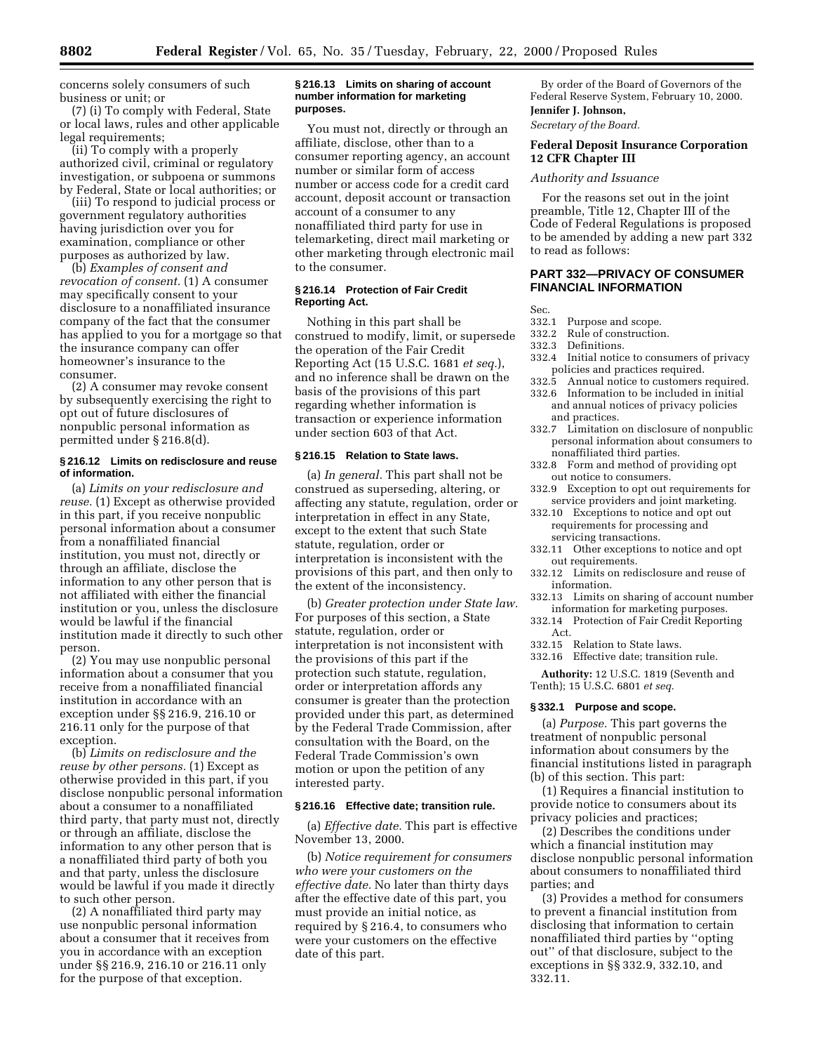concerns solely consumers of such business or unit; or

(7) (i) To comply with Federal, State or local laws, rules and other applicable legal requirements;

(ii) To comply with a properly authorized civil, criminal or regulatory investigation, or subpoena or summons by Federal, State or local authorities; or

(iii) To respond to judicial process or government regulatory authorities having jurisdiction over you for examination, compliance or other purposes as authorized by law.

(b) *Examples of consent and revocation of consent.* (1) A consumer may specifically consent to your disclosure to a nonaffiliated insurance company of the fact that the consumer has applied to you for a mortgage so that the insurance company can offer homeowner's insurance to the consumer.

(2) A consumer may revoke consent by subsequently exercising the right to opt out of future disclosures of nonpublic personal information as permitted under § 216.8(d).

#### § 216.12 Limits on redisclosure and reuse of information.

(a) *Limits on your redisclosure and reuse.* (1) Except as otherwise provided in this part, if you receive nonpublic personal information about a consumer from a nonaffiliated financial institution, you must not, directly or through an affiliate, disclose the information to any other person that is not affiliated with either the financial institution or you, unless the disclosure would be lawful if the financial institution made it directly to such other person.

(2) You may use nonpublic personal information about a consumer that you receive from a nonaffiliated financial institution in accordance with an exception under §§ 216.9, 216.10 or 216.11 only for the purpose of that exception.

(b) *Limits on redisclosure and the reuse by other persons.* (1) Except as otherwise provided in this part, if you disclose nonpublic personal information about a consumer to a nonaffiliated third party, that party must not, directly or through an affiliate, disclose the information to any other person that is a nonaffiliated third party of both you and that party, unless the disclosure would be lawful if you made it directly to such other person.

(2) A nonaffiliated third party may use nonpublic personal information about a consumer that it receives from you in accordance with an exception under §§ 216.9, 216.10 or 216.11 only for the purpose of that exception.

#### § 216.13 Limits on sharing of account number information for marketing purposes.

You must not, directly or through an affiliate, disclose, other than to a consumer reporting agency, an account number or similar form of access number or access code for a credit card account, deposit account or transaction account of a consumer to any nonaffiliated third party for use in telemarketing, direct mail marketing or other marketing through electronic mail to the consumer.

#### § 216.14 Protection of Fair Credit Reporting Act.

Nothing in this part shall be construed to modify, limit, or supersede the operation of the Fair Credit Reporting Act (15 U.S.C. 1681 *et seq.*), and no inference shall be drawn on the basis of the provisions of this part regarding whether information is transaction or experience information under section 603 of that Act.

#### § 216.15 Relation to State laws.

(a) *In general.* This part shall not be construed as superseding, altering, or affecting any statute, regulation, order or interpretation in effect in any State, except to the extent that such State statute, regulation, order or interpretation is inconsistent with the provisions of this part, and then only to the extent of the inconsistency.

(b) *Greater protection under State law.* For purposes of this section, a State statute, regulation, order or interpretation is not inconsistent with the provisions of this part if the protection such statute, regulation, order or interpretation affords any consumer is greater than the protection provided under this part, as determined by the Federal Trade Commission, after consultation with the Board, on the Federal Trade Commission's own motion or upon the petition of any interested party.

#### § 216.16 Effective date; transition rule.

(a) *Effective date.* This part is effective November 13, 2000.

(b) *Notice requirement for consumers who were your customers on the effective date.* No later than thirty days after the effective date of this part, you must provide an initial notice, as required by § 216.4, to consumers who were your customers on the effective date of this part.

By order of the Board of Governors of the Federal Reserve System, February 10, 2000.

**Jennifer J. Johnson,**

*Secretary of the Board.*

### Federal Deposit Insurance Corporation 12 CFR Chapter III

*Authority and Issuance*

For the reasons set out in the joint preamble, Title 12, Chapter III of the Code of Federal Regulations is proposed to be amended by adding a new part 332 to read as follows:

## PART 332—PRIVACY OF CONSUMER FINANCIAL INFORMATION

Sec.
332.1 Purpose and scope.
332.2 Rule of construction.
332.3 Definitions.
332.4 Initial notice to consumers of privacy policies and practices required.
332.5 Annual notice to customers required.
332.6 Information to be included in initial and annual notices of privacy policies and practices.
332.7 Limitation on disclosure of nonpublic personal information about consumers to nonaffiliated third parties.
332.8 Form and method of providing opt out notice to consumers.
332.9 Exception to opt out requirements for service providers and joint marketing.
332.10 Exceptions to notice and opt out requirements for processing and servicing transactions.
332.11 Other exceptions to notice and opt out requirements.
332.12 Limits on redisclosure and reuse of information.
332.13 Limits on sharing of account number information for marketing purposes.
332.14 Protection of Fair Credit Reporting Act.
332.15 Relation to State laws.
332.16 Effective date; transition rule.

**Authority:** 12 U.S.C. 1819 (Seventh and Tenth); 15 U.S.C. 6801 *et seq.*

#### § 332.1 Purpose and scope.

(a) *Purpose.* This part governs the treatment of nonpublic personal information about consumers by the financial institutions listed in paragraph (b) of this section. This part:

(1) Requires a financial institution to provide notice to consumers about its privacy policies and practices;

(2) Describes the conditions under which a financial institution may disclose nonpublic personal information about consumers to nonaffiliated third parties; and

(3) Provides a method for consumers to prevent a financial institution from disclosing that information to certain nonaffiliated third parties by ''opting out'' of that disclosure, subject to the exceptions in §§ 332.9, 332.10, and 332.11.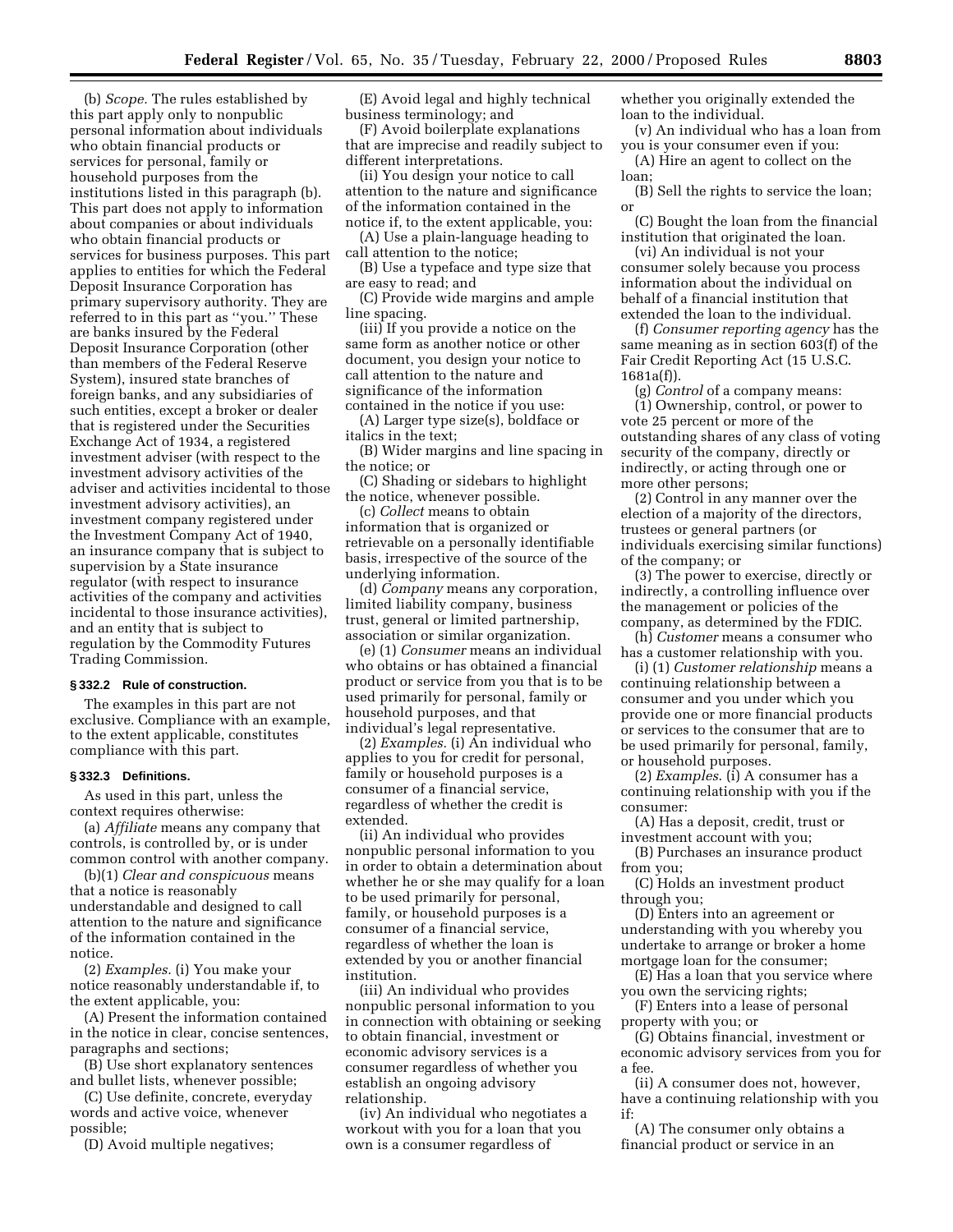(b) *Scope.* The rules established by this part apply only to nonpublic personal information about individuals who obtain financial products or services for personal, family or household purposes from the institutions listed in this paragraph (b). This part does not apply to information about companies or about individuals who obtain financial products or services for business purposes. This part applies to entities for which the Federal Deposit Insurance Corporation has primary supervisory authority. They are referred to in this part as ''you.'' These are banks insured by the Federal Deposit Insurance Corporation (other than members of the Federal Reserve System), insured state branches of foreign banks, and any subsidiaries of such entities, except a broker or dealer that is registered under the Securities Exchange Act of 1934, a registered investment adviser (with respect to the investment advisory activities of the adviser and activities incidental to those investment advisory activities), an investment company registered under the Investment Company Act of 1940, an insurance company that is subject to supervision by a State insurance regulator (with respect to insurance activities of the company and activities incidental to those insurance activities), and an entity that is subject to regulation by the Commodity Futures Trading Commission.

#### § 332.2 Rule of construction.

The examples in this part are not exclusive. Compliance with an example, to the extent applicable, constitutes compliance with this part.

#### § 332.3 Definitions.

As used in this part, unless the context requires otherwise:

(a) *Affiliate* means any company that controls, is controlled by, or is under common control with another company.

(b)(1) *Clear and conspicuous* means that a notice is reasonably understandable and designed to call attention to the nature and significance of the information contained in the notice.

(2) *Examples.* (i) You make your notice reasonably understandable if, to the extent applicable, you:

(A) Present the information contained in the notice in clear, concise sentences, paragraphs and sections;

(B) Use short explanatory sentences and bullet lists, whenever possible;

(C) Use definite, concrete, everyday words and active voice, whenever possible;

(D) Avoid multiple negatives;

(E) Avoid legal and highly technical business terminology; and

(F) Avoid boilerplate explanations that are imprecise and readily subject to different interpretations.

(ii) You design your notice to call attention to the nature and significance of the information contained in the notice if, to the extent applicable, you:

(A) Use a plain-language heading to call attention to the notice;

(B) Use a typeface and type size that are easy to read; and

(C) Provide wide margins and ample line spacing.

(iii) If you provide a notice on the same form as another notice or other document, you design your notice to call attention to the nature and significance of the information contained in the notice if you use:

(A) Larger type size(s), boldface or italics in the text;

(B) Wider margins and line spacing in the notice; or

(C) Shading or sidebars to highlight the notice, whenever possible.

(c) *Collect* means to obtain information that is organized or retrievable on a personally identifiable basis, irrespective of the source of the underlying information.

(d) *Company* means any corporation, limited liability company, business trust, general or limited partnership, association or similar organization.

(e) (1) *Consumer* means an individual who obtains or has obtained a financial product or service from you that is to be used primarily for personal, family or household purposes, and that individual's legal representative.

(2) *Examples.* (i) An individual who applies to you for credit for personal, family or household purposes is a consumer of a financial service, regardless of whether the credit is extended.

(ii) An individual who provides nonpublic personal information to you in order to obtain a determination about whether he or she may qualify for a loan to be used primarily for personal, family, or household purposes is a consumer of a financial service, regardless of whether the loan is extended by you or another financial institution.

(iii) An individual who provides nonpublic personal information to you in connection with obtaining or seeking to obtain financial, investment or economic advisory services is a consumer regardless of whether you establish an ongoing advisory relationship.

(iv) An individual who negotiates a workout with you for a loan that you own is a consumer regardless of whether you originally extended the loan to the individual.

(v) An individual who has a loan from you is your consumer even if you:

(A) Hire an agent to collect on the loan;

(B) Sell the rights to service the loan; or

(C) Bought the loan from the financial institution that originated the loan.

(vi) An individual is not your consumer solely because you process information about the individual on behalf of a financial institution that extended the loan to the individual.

(f) *Consumer reporting agency* has the same meaning as in section 603(f) of the Fair Credit Reporting Act (15 U.S.C. 1681a(f)).

(g) *Control* of a company means:

(1) Ownership, control, or power to vote 25 percent or more of the outstanding shares of any class of voting security of the company, directly or indirectly, or acting through one or more other persons;

(2) Control in any manner over the election of a majority of the directors, trustees or general partners (or individuals exercising similar functions) of the company; or

(3) The power to exercise, directly or indirectly, a controlling influence over the management or policies of the company, as determined by the FDIC.

(h) *Customer* means a consumer who has a customer relationship with you.

(i) (1) *Customer relationship* means a continuing relationship between a consumer and you under which you provide one or more financial products or services to the consumer that are to be used primarily for personal, family, or household purposes.

(2) *Examples.* (i) A consumer has a continuing relationship with you if the consumer:

(A) Has a deposit, credit, trust or investment account with you;

(B) Purchases an insurance product from you;

(C) Holds an investment product through you;

(D) Enters into an agreement or understanding with you whereby you undertake to arrange or broker a home mortgage loan for the consumer;

(E) Has a loan that you service where you own the servicing rights;

(F) Enters into a lease of personal property with you; or

(G) Obtains financial, investment or economic advisory services from you for a fee.

(ii) A consumer does not, however, have a continuing relationship with you if:

(A) The consumer only obtains a financial product or service in an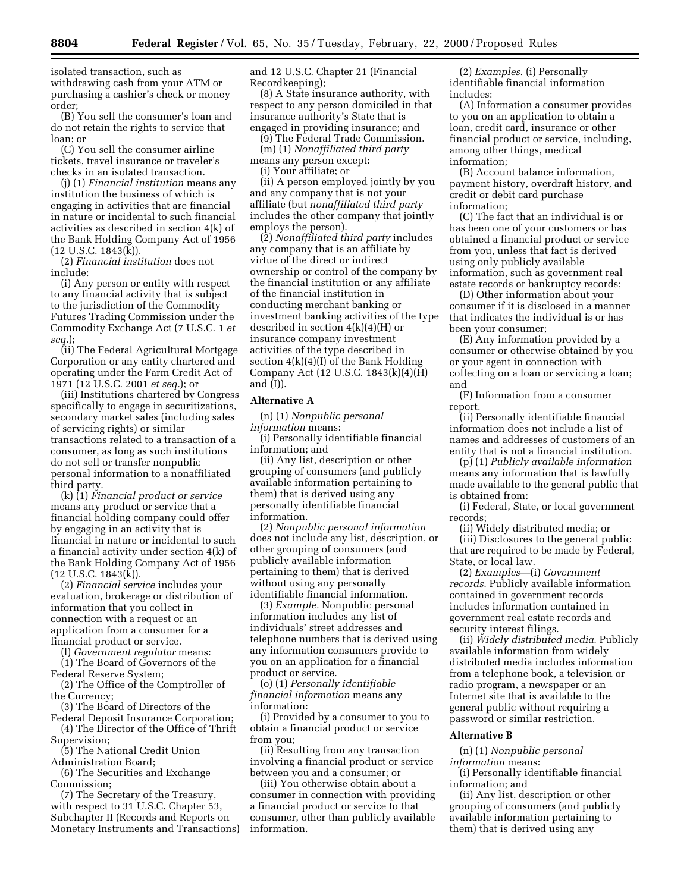isolated transaction, such as withdrawing cash from your ATM or purchasing a cashier's check or money order;

(B) You sell the consumer's loan and do not retain the rights to service that loan; or

(C) You sell the consumer airline tickets, travel insurance or traveler's checks in an isolated transaction.

(j) (1) *Financial institution* means any institution the business of which is engaging in activities that are financial in nature or incidental to such financial activities as described in section 4(k) of the Bank Holding Company Act of 1956 (12 U.S.C. 1843(k)).

(2) *Financial institution* does not include:

(i) Any person or entity with respect to any financial activity that is subject to the jurisdiction of the Commodity Futures Trading Commission under the Commodity Exchange Act (7 U.S.C. 1 *et seq.*);

(ii) The Federal Agricultural Mortgage Corporation or any entity chartered and operating under the Farm Credit Act of 1971 (12 U.S.C. 2001 *et seq.*); or

(iii) Institutions chartered by Congress specifically to engage in securitizations, secondary market sales (including sales of servicing rights) or similar transactions related to a transaction of a consumer, as long as such institutions do not sell or transfer nonpublic personal information to a nonaffiliated third party.

(k) (1) *Financial product or service* means any product or service that a financial holding company could offer by engaging in an activity that is financial in nature or incidental to such a financial activity under section 4(k) of the Bank Holding Company Act of 1956 (12 U.S.C. 1843(k)).

(2) *Financial service* includes your evaluation, brokerage or distribution of information that you collect in connection with a request or an application from a consumer for a financial product or service.

(l) *Government regulator* means:

(1) The Board of Governors of the Federal Reserve System;

(2) The Office of the Comptroller of the Currency;

(3) The Board of Directors of the Federal Deposit Insurance Corporation;

(4) The Director of the Office of Thrift Supervision;

(5) The National Credit Union Administration Board;

(6) The Securities and Exchange Commission;

(7) The Secretary of the Treasury, with respect to 31 U.S.C. Chapter 53, Subchapter II (Records and Reports on Monetary Instruments and Transactions) and 12 U.S.C. Chapter 21 (Financial Recordkeeping);

(8) A State insurance authority, with respect to any person domiciled in that insurance authority's State that is engaged in providing insurance; and

(9) The Federal Trade Commission.

(m) (1) *Nonaffiliated third party* means any person except:

(i) Your affiliate; or

(ii) A person employed jointly by you and any company that is not your affiliate (but *nonaffiliated third party* includes the other company that jointly employs the person).

(2) *Nonaffiliated third party* includes any company that is an affiliate by virtue of the direct or indirect ownership or control of the company by the financial institution or any affiliate of the financial institution in conducting merchant banking or investment banking activities of the type described in section 4(k)(4)(H) or insurance company investment activities of the type described in section 4(k)(4)(I) of the Bank Holding Company Act (12 U.S.C. 1843(k)(4)(H) and (I)).

**Alternative A**

(n) (1) *Nonpublic personal information* means:

(i) Personally identifiable financial information; and

(ii) Any list, description or other grouping of consumers (and publicly available information pertaining to them) that is derived using any personally identifiable financial information.

(2) *Nonpublic personal information* does not include any list, description, or other grouping of consumers (and publicly available information pertaining to them) that is derived without using any personally identifiable financial information.

(3) *Example.* Nonpublic personal information includes any list of individuals' street addresses and telephone numbers that is derived using any information consumers provide to you on an application for a financial product or service.

(o) (1) *Personally identifiable financial information* means any information:

(i) Provided by a consumer to you to obtain a financial product or service from you;

(ii) Resulting from any transaction involving a financial product or service between you and a consumer; or

(iii) You otherwise obtain about a consumer in connection with providing a financial product or service to that consumer, other than publicly available information.

(2) *Examples.* (i) Personally identifiable financial information includes:

(A) Information a consumer provides to you on an application to obtain a loan, credit card, insurance or other financial product or service, including, among other things, medical information;

(B) Account balance information, payment history, overdraft history, and credit or debit card purchase information;

(C) The fact that an individual is or has been one of your customers or has obtained a financial product or service from you, unless that fact is derived using only publicly available information, such as government real estate records or bankruptcy records;

(D) Other information about your consumer if it is disclosed in a manner that indicates the individual is or has been your consumer;

(E) Any information provided by a consumer or otherwise obtained by you or your agent in connection with collecting on a loan or servicing a loan; and

(F) Information from a consumer report.

(ii) Personally identifiable financial information does not include a list of names and addresses of customers of an entity that is not a financial institution.

(p) (1) *Publicly available information* means any information that is lawfully made available to the general public that is obtained from:

(i) Federal, State, or local government records;

(ii) Widely distributed media; or

(iii) Disclosures to the general public that are required to be made by Federal, State, or local law.

(2) *Examples*—(i) *Government records.* Publicly available information contained in government records includes information contained in government real estate records and security interest filings.

(ii) *Widely distributed media.* Publicly available information from widely distributed media includes information from a telephone book, a television or radio program, a newspaper or an Internet site that is available to the general public without requiring a password or similar restriction.

**Alternative B**

(n) (1) *Nonpublic personal information* means:

(i) Personally identifiable financial information; and

(ii) Any list, description or other grouping of consumers (and publicly available information pertaining to them) that is derived using any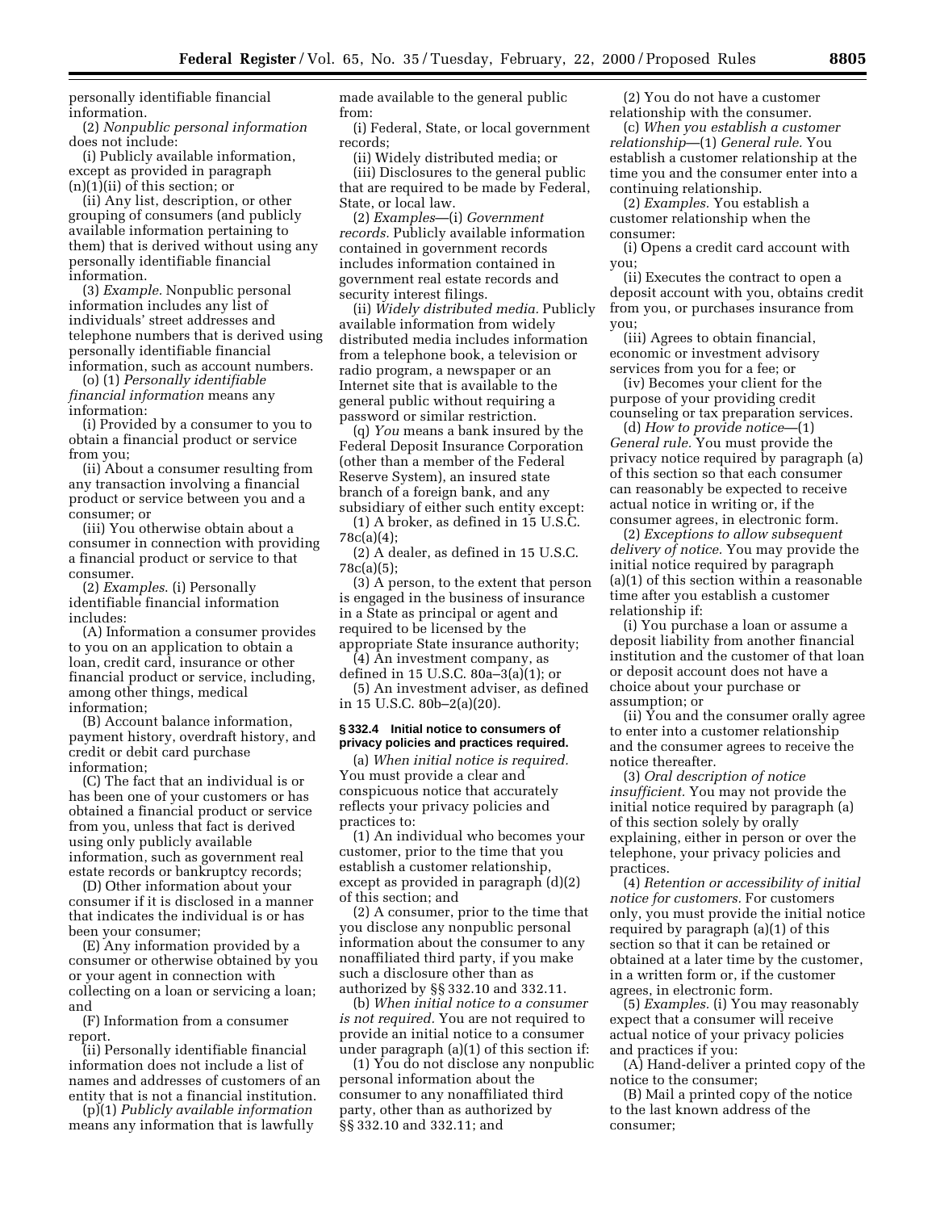personally identifiable financial information.

(2) *Nonpublic personal information* does not include:

(i) Publicly available information, except as provided in paragraph (n)(1)(ii) of this section; or

(ii) Any list, description, or other grouping of consumers (and publicly available information pertaining to them) that is derived without using any personally identifiable financial information.

(3) *Example.* Nonpublic personal information includes any list of individuals' street addresses and telephone numbers that is derived using personally identifiable financial information, such as account numbers.

(o) (1) *Personally identifiable financial information* means any information:

(i) Provided by a consumer to you to obtain a financial product or service from you;

(ii) About a consumer resulting from any transaction involving a financial product or service between you and a consumer; or

(iii) You otherwise obtain about a consumer in connection with providing a financial product or service to that consumer.

(2) *Examples*. (i) Personally identifiable financial information includes:

(A) Information a consumer provides to you on an application to obtain a loan, credit card, insurance or other financial product or service, including, among other things, medical information;

(B) Account balance information, payment history, overdraft history, and credit or debit card purchase information;

(C) The fact that an individual is or has been one of your customers or has obtained a financial product or service from you, unless that fact is derived using only publicly available information, such as government real estate records or bankruptcy records;

(D) Other information about your consumer if it is disclosed in a manner that indicates the individual is or has been your consumer;

(E) Any information provided by a consumer or otherwise obtained by you or your agent in connection with collecting on a loan or servicing a loan; and

(F) Information from a consumer report.

(ii) Personally identifiable financial information does not include a list of names and addresses of customers of an entity that is not a financial institution.

(p)(1) *Publicly available information* means any information that is lawfully made available to the general public from:

(i) Federal, State, or local government records;

(ii) Widely distributed media; or

(iii) Disclosures to the general public that are required to be made by Federal, State, or local law.

(2) *Examples*—(i) *Government records.* Publicly available information contained in government records includes information contained in government real estate records and security interest filings.

(ii) *Widely distributed media.* Publicly available information from widely distributed media includes information from a telephone book, a television or radio program, a newspaper or an Internet site that is available to the general public without requiring a password or similar restriction.

(q) *You* means a bank insured by the Federal Deposit Insurance Corporation (other than a member of the Federal Reserve System), an insured state branch of a foreign bank, and any subsidiary of either such entity except:

(1) A broker, as defined in 15 U.S.C. 78c(a)(4);

(2) A dealer, as defined in 15 U.S.C. 78c(a)(5);

(3) A person, to the extent that person is engaged in the business of insurance in a State as principal or agent and required to be licensed by the appropriate State insurance authority;

(4) An investment company, as defined in 15 U.S.C. 80a–3(a)(1); or

(5) An investment adviser, as defined in 15 U.S.C. 80b–2(a)(20).

### § 332.4 Initial notice to consumers of privacy policies and practices required.

(a) *When initial notice is required.* You must provide a clear and conspicuous notice that accurately reflects your privacy policies and practices to:

(1) An individual who becomes your customer, prior to the time that you establish a customer relationship, except as provided in paragraph (d)(2) of this section; and

(2) A consumer, prior to the time that you disclose any nonpublic personal information about the consumer to any nonaffiliated third party, if you make such a disclosure other than as authorized by §§ 332.10 and 332.11.

(b) *When initial notice to a consumer is not required.* You are not required to provide an initial notice to a consumer under paragraph (a)(1) of this section if:

(1) You do not disclose any nonpublic personal information about the consumer to any nonaffiliated third party, other than as authorized by §§ 332.10 and 332.11; and

(2) You do not have a customer relationship with the consumer.

(c) *When you establish a customer relationship*—(1) *General rule.* You establish a customer relationship at the time you and the consumer enter into a continuing relationship.

(2) *Examples.* You establish a customer relationship when the consumer:

(i) Opens a credit card account with you;

(ii) Executes the contract to open a deposit account with you, obtains credit from you, or purchases insurance from you;

(iii) Agrees to obtain financial, economic or investment advisory services from you for a fee; or

(iv) Becomes your client for the purpose of your providing credit counseling or tax preparation services.

(d) *How to provide notice*—(1) *General rule.* You must provide the privacy notice required by paragraph (a) of this section so that each consumer can reasonably be expected to receive actual notice in writing or, if the consumer agrees, in electronic form.

(2) *Exceptions to allow subsequent delivery of notice.* You may provide the initial notice required by paragraph (a)(1) of this section within a reasonable time after you establish a customer relationship if:

(i) You purchase a loan or assume a deposit liability from another financial institution and the customer of that loan or deposit account does not have a choice about your purchase or assumption; or

(ii) You and the consumer orally agree to enter into a customer relationship and the consumer agrees to receive the notice thereafter.

(3) *Oral description of notice insufficient.* You may not provide the initial notice required by paragraph (a) of this section solely by orally explaining, either in person or over the telephone, your privacy policies and practices.

(4) *Retention or accessibility of initial notice for customers.* For customers only, you must provide the initial notice required by paragraph (a)(1) of this section so that it can be retained or obtained at a later time by the customer, in a written form or, if the customer agrees, in electronic form.

(5) *Examples.* (i) You may reasonably expect that a consumer will receive actual notice of your privacy policies and practices if you:

(A) Hand-deliver a printed copy of the notice to the consumer;

(B) Mail a printed copy of the notice to the last known address of the consumer;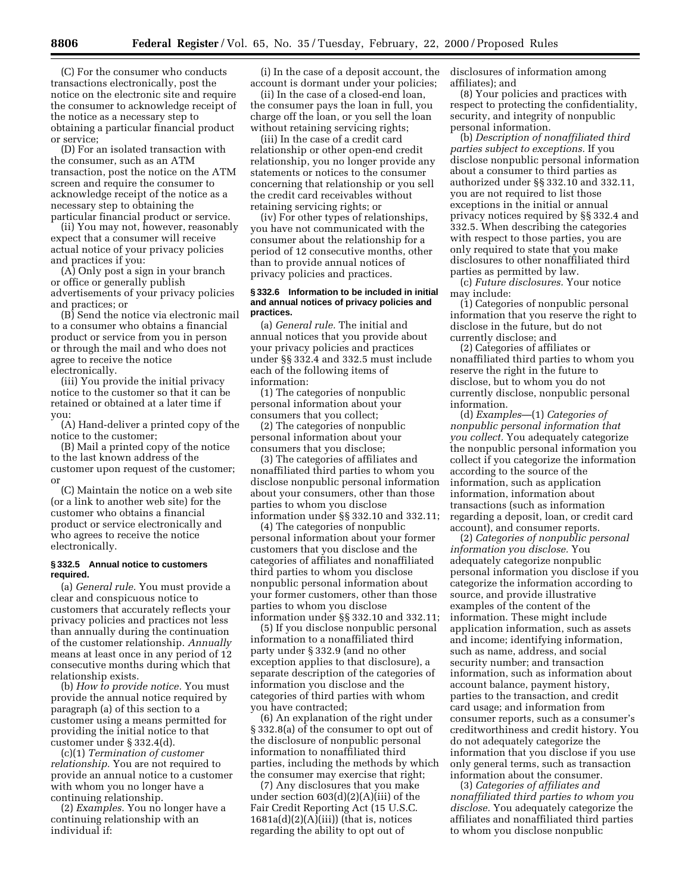(C) For the consumer who conducts transactions electronically, post the notice on the electronic site and require the consumer to acknowledge receipt of the notice as a necessary step to obtaining a particular financial product or service;

(D) For an isolated transaction with the consumer, such as an ATM transaction, post the notice on the ATM screen and require the consumer to acknowledge receipt of the notice as a necessary step to obtaining the particular financial product or service.

(ii) You may not, however, reasonably expect that a consumer will receive actual notice of your privacy policies and practices if you:

(A) Only post a sign in your branch or office or generally publish advertisements of your privacy policies and practices; or

(B) Send the notice via electronic mail to a consumer who obtains a financial product or service from you in person or through the mail and who does not agree to receive the notice electronically.

(iii) You provide the initial privacy notice to the customer so that it can be retained or obtained at a later time if you:

(A) Hand-deliver a printed copy of the notice to the customer;

(B) Mail a printed copy of the notice to the last known address of the customer upon request of the customer; or

(C) Maintain the notice on a web site (or a link to another web site) for the customer who obtains a financial product or service electronically and who agrees to receive the notice electronically.

### § 332.5 Annual notice to customers required.

(a) *General rule.* You must provide a clear and conspicuous notice to customers that accurately reflects your privacy policies and practices not less than annually during the continuation of the customer relationship. *Annually* means at least once in any period of 12 consecutive months during which that relationship exists.

(b) *How to provide notice.* You must provide the annual notice required by paragraph (a) of this section to a customer using a means permitted for providing the initial notice to that customer under § 332.4(d).

(c)(1) *Termination of customer relationship.* You are not required to provide an annual notice to a customer with whom you no longer have a continuing relationship.

(2) *Examples.* You no longer have a continuing relationship with an individual if:

(i) In the case of a deposit account, the account is dormant under your policies;

(ii) In the case of a closed-end loan, the consumer pays the loan in full, you charge off the loan, or you sell the loan without retaining servicing rights;

(iii) In the case of a credit card relationship or other open-end credit relationship, you no longer provide any statements or notices to the consumer concerning that relationship or you sell the credit card receivables without retaining servicing rights; or

(iv) For other types of relationships, you have not communicated with the consumer about the relationship for a period of 12 consecutive months, other than to provide annual notices of privacy policies and practices.

### § 332.6 Information to be included in initial and annual notices of privacy policies and practices.

(a) *General rule.* The initial and annual notices that you provide about your privacy policies and practices under §§ 332.4 and 332.5 must include each of the following items of information:

(1) The categories of nonpublic personal information about your consumers that you collect;

(2) The categories of nonpublic personal information about your consumers that you disclose;

(3) The categories of affiliates and nonaffiliated third parties to whom you disclose nonpublic personal information about your consumers, other than those parties to whom you disclose information under §§ 332.10 and 332.11;

(4) The categories of nonpublic personal information about your former customers that you disclose and the categories of affiliates and nonaffiliated third parties to whom you disclose nonpublic personal information about your former customers, other than those parties to whom you disclose information under §§ 332.10 and 332.11;

(5) If you disclose nonpublic personal information to a nonaffiliated third party under § 332.9 (and no other exception applies to that disclosure), a separate description of the categories of information you disclose and the categories of third parties with whom you have contracted;

(6) An explanation of the right under § 332.8(a) of the consumer to opt out of the disclosure of nonpublic personal information to nonaffiliated third parties, including the methods by which the consumer may exercise that right;

(7) Any disclosures that you make under section 603(d)(2)(A)(iii) of the Fair Credit Reporting Act (15 U.S.C. 1681a(d)(2)(A)(iii)) (that is, notices regarding the ability to opt out of disclosures of information among affiliates); and

(8) Your policies and practices with respect to protecting the confidentiality, security, and integrity of nonpublic personal information.

(b) *Description of nonaffiliated third parties subject to exceptions.* If you disclose nonpublic personal information about a consumer to third parties as authorized under §§ 332.10 and 332.11, you are not required to list those exceptions in the initial or annual privacy notices required by §§ 332.4 and 332.5. When describing the categories with respect to those parties, you are only required to state that you make disclosures to other nonaffiliated third parties as permitted by law.

(c) *Future disclosures.* Your notice may include:

(1) Categories of nonpublic personal information that you reserve the right to disclose in the future, but do not currently disclose; and

(2) Categories of affiliates or nonaffiliated third parties to whom you reserve the right in the future to disclose, but to whom you do not currently disclose, nonpublic personal information.

(d) *Examples*—(1) *Categories of nonpublic personal information that you collect.* You adequately categorize the nonpublic personal information you collect if you categorize the information according to the source of the information, such as application information, information about transactions (such as information regarding a deposit, loan, or credit card account), and consumer reports.

(2) *Categories of nonpublic personal information you disclose.* You adequately categorize nonpublic personal information you disclose if you categorize the information according to source, and provide illustrative examples of the content of the information. These might include application information, such as assets and income; identifying information, such as name, address, and social security number; and transaction information, such as information about account balance, payment history, parties to the transaction, and credit card usage; and information from consumer reports, such as a consumer's creditworthiness and credit history. You do not adequately categorize the information that you disclose if you use only general terms, such as transaction information about the consumer.

(3) *Categories of affiliates and nonaffiliated third parties to whom you disclose.* You adequately categorize the affiliates and nonaffiliated third parties to whom you disclose nonpublic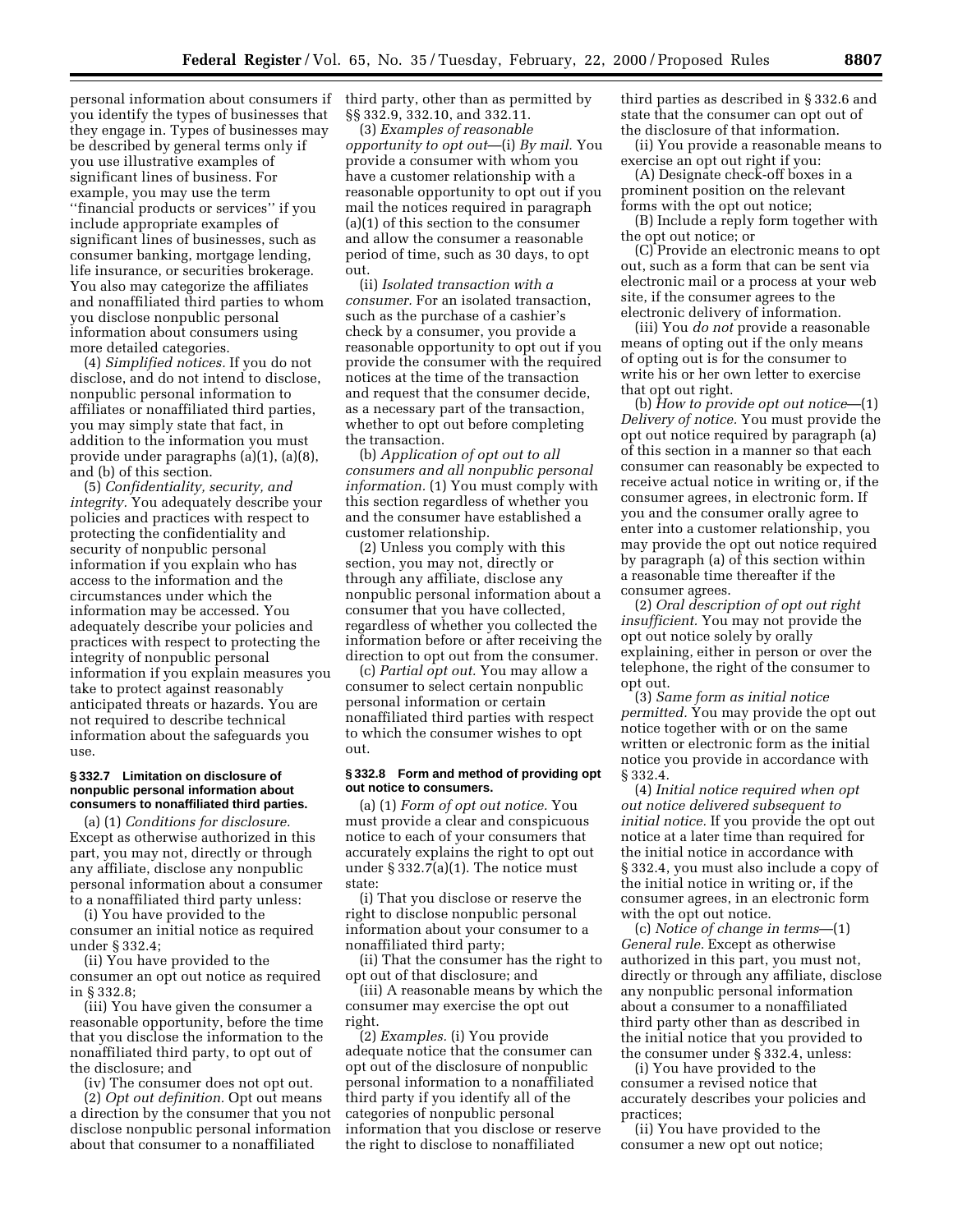personal information about consumers if you identify the types of businesses that they engage in. Types of businesses may be described by general terms only if you use illustrative examples of significant lines of business. For example, you may use the term ''financial products or services'' if you include appropriate examples of significant lines of businesses, such as consumer banking, mortgage lending, life insurance, or securities brokerage. You also may categorize the affiliates and nonaffiliated third parties to whom you disclose nonpublic personal information about consumers using more detailed categories.

(4) *Simplified notices.* If you do not disclose, and do not intend to disclose, nonpublic personal information to affiliates or nonaffiliated third parties, you may simply state that fact, in addition to the information you must provide under paragraphs (a)(1), (a)(8), and (b) of this section.

(5) *Confidentiality, security, and integrity.* You adequately describe your policies and practices with respect to protecting the confidentiality and security of nonpublic personal information if you explain who has access to the information and the circumstances under which the information may be accessed. You adequately describe your policies and practices with respect to protecting the integrity of nonpublic personal information if you explain measures you take to protect against reasonably anticipated threats or hazards. You are not required to describe technical information about the safeguards you use.

#### § 332.7 Limitation on disclosure of nonpublic personal information about consumers to nonaffiliated third parties.

(a) (1) *Conditions for disclosure.* Except as otherwise authorized in this part, you may not, directly or through any affiliate, disclose any nonpublic personal information about a consumer to a nonaffiliated third party unless:

(i) You have provided to the consumer an initial notice as required under § 332.4;

(ii) You have provided to the consumer an opt out notice as required in § 332.8;

(iii) You have given the consumer a reasonable opportunity, before the time that you disclose the information to the nonaffiliated third party, to opt out of the disclosure; and

(iv) The consumer does not opt out.

(2) *Opt out definition.* Opt out means a direction by the consumer that you not disclose nonpublic personal information about that consumer to a nonaffiliated third party, other than as permitted by §§ 332.9, 332.10, and 332.11.

(3) *Examples of reasonable opportunity to opt out*—(i) *By mail.* You provide a consumer with whom you have a customer relationship with a reasonable opportunity to opt out if you mail the notices required in paragraph (a)(1) of this section to the consumer and allow the consumer a reasonable period of time, such as 30 days, to opt out.

(ii) *Isolated transaction with a consumer.* For an isolated transaction, such as the purchase of a cashier's check by a consumer, you provide a reasonable opportunity to opt out if you provide the consumer with the required notices at the time of the transaction and request that the consumer decide, as a necessary part of the transaction, whether to opt out before completing the transaction.

(b) *Application of opt out to all consumers and all nonpublic personal information.* (1) You must comply with this section regardless of whether you and the consumer have established a customer relationship.

(2) Unless you comply with this section, you may not, directly or through any affiliate, disclose any nonpublic personal information about a consumer that you have collected, regardless of whether you collected the information before or after receiving the direction to opt out from the consumer.

(c) *Partial opt out.* You may allow a consumer to select certain nonpublic personal information or certain nonaffiliated third parties with respect to which the consumer wishes to opt out.

#### § 332.8 Form and method of providing opt out notice to consumers.

(a) (1) *Form of opt out notice.* You must provide a clear and conspicuous notice to each of your consumers that accurately explains the right to opt out under § 332.7(a)(1). The notice must state:

(i) That you disclose or reserve the right to disclose nonpublic personal information about your consumer to a nonaffiliated third party;

(ii) That the consumer has the right to opt out of that disclosure; and

(iii) A reasonable means by which the consumer may exercise the opt out right.

(2) *Examples.* (i) You provide adequate notice that the consumer can opt out of the disclosure of nonpublic personal information to a nonaffiliated third party if you identify all of the categories of nonpublic personal information that you disclose or reserve the right to disclose to nonaffiliated third parties as described in § 332.6 and state that the consumer can opt out of the disclosure of that information.

(ii) You provide a reasonable means to exercise an opt out right if you:

(A) Designate check-off boxes in a prominent position on the relevant forms with the opt out notice;

(B) Include a reply form together with the opt out notice; or

(C) Provide an electronic means to opt out, such as a form that can be sent via electronic mail or a process at your web site, if the consumer agrees to the electronic delivery of information.

(iii) You *do not* provide a reasonable means of opting out if the only means of opting out is for the consumer to write his or her own letter to exercise that opt out right.

(b) *How to provide opt out notice*—(1) *Delivery of notice.* You must provide the opt out notice required by paragraph (a) of this section in a manner so that each consumer can reasonably be expected to receive actual notice in writing or, if the consumer agrees, in electronic form. If you and the consumer orally agree to enter into a customer relationship, you may provide the opt out notice required by paragraph (a) of this section within a reasonable time thereafter if the consumer agrees.

(2) *Oral description of opt out right insufficient.* You may not provide the opt out notice solely by orally explaining, either in person or over the telephone, the right of the consumer to opt out.

(3) *Same form as initial notice permitted.* You may provide the opt out notice together with or on the same written or electronic form as the initial notice you provide in accordance with § 332.4.

(4) *Initial notice required when opt out notice delivered subsequent to initial notice.* If you provide the opt out notice at a later time than required for the initial notice in accordance with § 332.4, you must also include a copy of the initial notice in writing or, if the consumer agrees, in an electronic form with the opt out notice.

(c) *Notice of change in terms*—(1) *General rule.* Except as otherwise authorized in this part, you must not, directly or through any affiliate, disclose any nonpublic personal information about a consumer to a nonaffiliated third party other than as described in the initial notice that you provided to the consumer under § 332.4, unless:

(i) You have provided to the consumer a revised notice that accurately describes your policies and practices;

(ii) You have provided to the consumer a new opt out notice;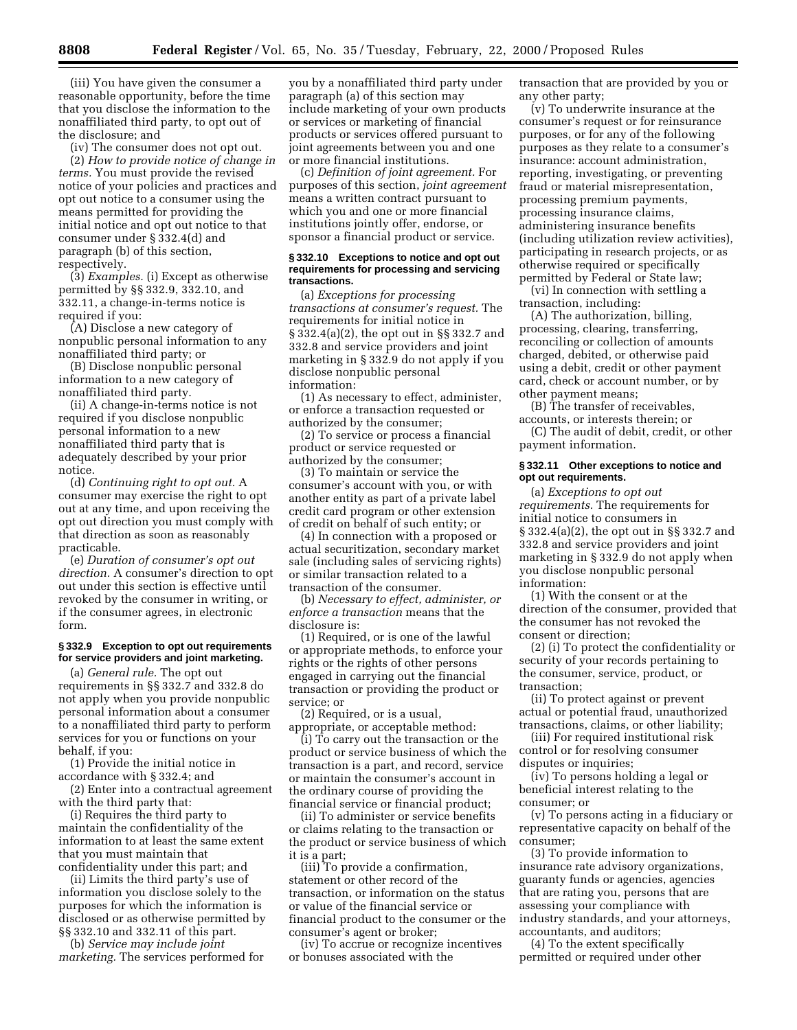(iii) You have given the consumer a reasonable opportunity, before the time that you disclose the information to the nonaffiliated third party, to opt out of the disclosure; and

(iv) The consumer does not opt out.

(2) *How to provide notice of change in terms.* You must provide the revised notice of your policies and practices and opt out notice to a consumer using the means permitted for providing the initial notice and opt out notice to that consumer under § 332.4(d) and paragraph (b) of this section, respectively.

(3) *Examples.* (i) Except as otherwise permitted by §§ 332.9, 332.10, and 332.11, a change-in-terms notice is required if you:

(A) Disclose a new category of nonpublic personal information to any nonaffiliated third party; or

(B) Disclose nonpublic personal information to a new category of nonaffiliated third party.

(ii) A change-in-terms notice is not required if you disclose nonpublic personal information to a new nonaffiliated third party that is adequately described by your prior notice.

(d) *Continuing right to opt out.* A consumer may exercise the right to opt out at any time, and upon receiving the opt out direction you must comply with that direction as soon as reasonably practicable.

(e) *Duration of consumer's opt out direction.* A consumer's direction to opt out under this section is effective until revoked by the consumer in writing, or if the consumer agrees, in electronic form.

### § 332.9 Exception to opt out requirements for service providers and joint marketing.

(a) *General rule.* The opt out requirements in §§ 332.7 and 332.8 do not apply when you provide nonpublic personal information about a consumer to a nonaffiliated third party to perform services for you or functions on your behalf, if you:

(1) Provide the initial notice in accordance with § 332.4; and

(2) Enter into a contractual agreement with the third party that:

(i) Requires the third party to maintain the confidentiality of the information to at least the same extent that you must maintain that confidentiality under this part; and

(ii) Limits the third party's use of information you disclose solely to the purposes for which the information is disclosed or as otherwise permitted by §§ 332.10 and 332.11 of this part.

(b) *Service may include joint marketing.* The services performed for you by a nonaffiliated third party under paragraph (a) of this section may include marketing of your own products or services or marketing of financial products or services offered pursuant to joint agreements between you and one or more financial institutions.

(c) *Definition of joint agreement.* For purposes of this section, *joint agreement* means a written contract pursuant to which you and one or more financial institutions jointly offer, endorse, or sponsor a financial product or service.

### § 332.10 Exceptions to notice and opt out requirements for processing and servicing transactions.

(a) *Exceptions for processing transactions at consumer's request.* The requirements for initial notice in § 332.4(a)(2), the opt out in §§ 332.7 and 332.8 and service providers and joint marketing in § 332.9 do not apply if you disclose nonpublic personal information:

(1) As necessary to effect, administer, or enforce a transaction requested or authorized by the consumer;

(2) To service or process a financial product or service requested or authorized by the consumer;

(3) To maintain or service the consumer's account with you, or with another entity as part of a private label credit card program or other extension of credit on behalf of such entity; or

(4) In connection with a proposed or actual securitization, secondary market sale (including sales of servicing rights) or similar transaction related to a transaction of the consumer.

(b) *Necessary to effect, administer, or enforce a transaction* means that the disclosure is:

(1) Required, or is one of the lawful or appropriate methods, to enforce your rights or the rights of other persons engaged in carrying out the financial transaction or providing the product or service; or

(2) Required, or is a usual, appropriate, or acceptable method:

(i) To carry out the transaction or the product or service business of which the transaction is a part, and record, service or maintain the consumer's account in the ordinary course of providing the financial service or financial product;

(ii) To administer or service benefits or claims relating to the transaction or the product or service business of which it is a part;

(iii) To provide a confirmation, statement or other record of the transaction, or information on the status or value of the financial service or financial product to the consumer or the consumer's agent or broker;

(iv) To accrue or recognize incentives or bonuses associated with the transaction that are provided by you or any other party;

(v) To underwrite insurance at the consumer's request or for reinsurance purposes, or for any of the following purposes as they relate to a consumer's insurance: account administration, reporting, investigating, or preventing fraud or material misrepresentation, processing premium payments, processing insurance claims, administering insurance benefits (including utilization review activities), participating in research projects, or as otherwise required or specifically permitted by Federal or State law;

(vi) In connection with settling a transaction, including:

(A) The authorization, billing, processing, clearing, transferring, reconciling or collection of amounts charged, debited, or otherwise paid using a debit, credit or other payment card, check or account number, or by other payment means;

(B) The transfer of receivables, accounts, or interests therein; or

(C) The audit of debit, credit, or other payment information.

### § 332.11 Other exceptions to notice and opt out requirements.

(a) *Exceptions to opt out requirements.* The requirements for initial notice to consumers in § 332.4(a)(2), the opt out in §§ 332.7 and 332.8 and service providers and joint marketing in § 332.9 do not apply when you disclose nonpublic personal information:

(1) With the consent or at the direction of the consumer, provided that the consumer has not revoked the consent or direction;

(2) (i) To protect the confidentiality or security of your records pertaining to the consumer, service, product, or transaction;

(ii) To protect against or prevent actual or potential fraud, unauthorized transactions, claims, or other liability;

(iii) For required institutional risk control or for resolving consumer disputes or inquiries;

(iv) To persons holding a legal or beneficial interest relating to the consumer; or

(v) To persons acting in a fiduciary or representative capacity on behalf of the consumer;

(3) To provide information to insurance rate advisory organizations, guaranty funds or agencies, agencies that are rating you, persons that are assessing your compliance with industry standards, and your attorneys, accountants, and auditors;

(4) To the extent specifically permitted or required under other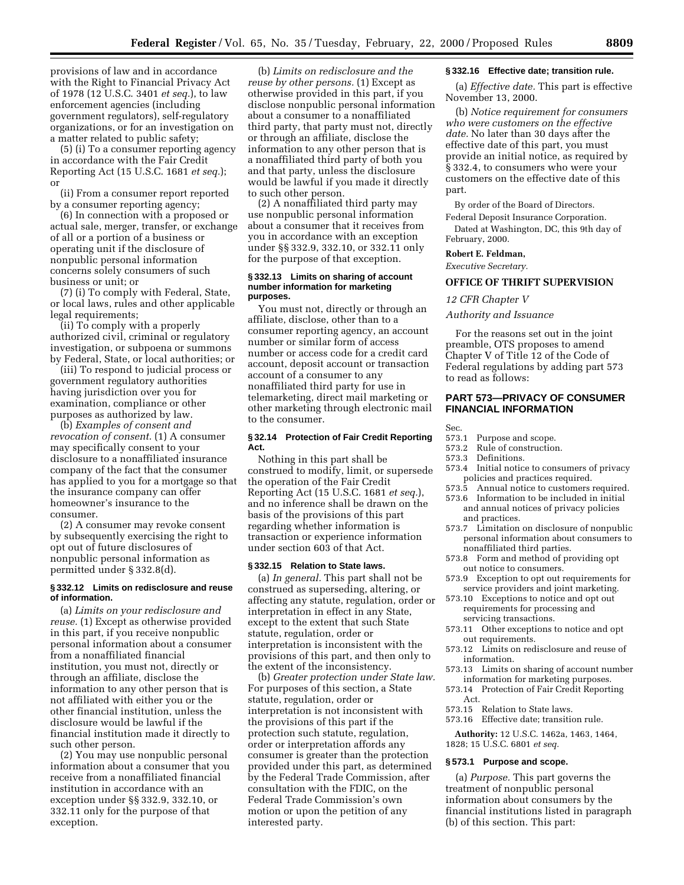provisions of law and in accordance with the Right to Financial Privacy Act of 1978 (12 U.S.C. 3401 *et seq.*), to law enforcement agencies (including government regulators), self-regulatory organizations, or for an investigation on a matter related to public safety;

(5) (i) To a consumer reporting agency in accordance with the Fair Credit Reporting Act (15 U.S.C. 1681 *et seq.*); or

(ii) From a consumer report reported by a consumer reporting agency;

(6) In connection with a proposed or actual sale, merger, transfer, or exchange of all or a portion of a business or operating unit if the disclosure of nonpublic personal information concerns solely consumers of such business or unit; or

(7) (i) To comply with Federal, State, or local laws, rules and other applicable legal requirements;

(ii) To comply with a properly authorized civil, criminal or regulatory investigation, or subpoena or summons by Federal, State, or local authorities; or

(iii) To respond to judicial process or government regulatory authorities having jurisdiction over you for examination, compliance or other purposes as authorized by law.

(b) *Examples of consent and revocation of consent.* (1) A consumer may specifically consent to your disclosure to a nonaffiliated insurance company of the fact that the consumer has applied to you for a mortgage so that the insurance company can offer homeowner's insurance to the consumer.

(2) A consumer may revoke consent by subsequently exercising the right to opt out of future disclosures of nonpublic personal information as permitted under § 332.8(d).

### § 332.12 Limits on redisclosure and reuse of information.

(a) *Limits on your redisclosure and reuse.* (1) Except as otherwise provided in this part, if you receive nonpublic personal information about a consumer from a nonaffiliated financial institution, you must not, directly or through an affiliate, disclose the information to any other person that is not affiliated with either you or the other financial institution, unless the disclosure would be lawful if the financial institution made it directly to such other person.

(2) You may use nonpublic personal information about a consumer that you receive from a nonaffiliated financial institution in accordance with an exception under §§ 332.9, 332.10, or 332.11 only for the purpose of that exception.

(b) *Limits on redisclosure and the reuse by other persons.* (1) Except as otherwise provided in this part, if you disclose nonpublic personal information about a consumer to a nonaffiliated third party, that party must not, directly or through an affiliate, disclose the information to any other person that is a nonaffiliated third party of both you and that party, unless the disclosure would be lawful if you made it directly to such other person.

(2) A nonaffiliated third party may use nonpublic personal information about a consumer that it receives from you in accordance with an exception under §§ 332.9, 332.10, or 332.11 only for the purpose of that exception.

### § 332.13 Limits on sharing of account number information for marketing purposes.

You must not, directly or through an affiliate, disclose, other than to a consumer reporting agency, an account number or similar form of access number or access code for a credit card account, deposit account or transaction account of a consumer to any nonaffiliated third party for use in telemarketing, direct mail marketing or other marketing through electronic mail to the consumer.

### § 32.14 Protection of Fair Credit Reporting Act.

Nothing in this part shall be construed to modify, limit, or supersede the operation of the Fair Credit Reporting Act (15 U.S.C. 1681 *et seq.*), and no inference shall be drawn on the basis of the provisions of this part regarding whether information is transaction or experience information under section 603 of that Act.

### § 332.15 Relation to State laws.

(a) *In general.* This part shall not be construed as superseding, altering, or affecting any statute, regulation, order or interpretation in effect in any State, except to the extent that such State statute, regulation, order or interpretation is inconsistent with the provisions of this part, and then only to the extent of the inconsistency.

(b) *Greater protection under State law.* For purposes of this section, a State statute, regulation, order or interpretation is not inconsistent with the provisions of this part if the protection such statute, regulation, order or interpretation affords any consumer is greater than the protection provided under this part, as determined by the Federal Trade Commission, after consultation with the FDIC, on the Federal Trade Commission's own motion or upon the petition of any interested party.

### § 332.16 Effective date; transition rule.

(a) *Effective date.* This part is effective November 13, 2000.

(b) *Notice requirement for consumers who were customers on the effective date.* No later than 30 days after the effective date of this part, you must provide an initial notice, as required by § 332.4, to consumers who were your customers on the effective date of this part.

By order of the Board of Directors.

Federal Deposit Insurance Corporation.

Dated at Washington, DC, this 9th day of February, 2000.

**Robert E. Feldman,**

*Executive Secretary.*

## OFFICE OF THRIFT SUPERVISION

*12 CFR Chapter V*

*Authority and Issuance*

For the reasons set out in the joint preamble, OTS proposes to amend Chapter V of Title 12 of the Code of Federal regulations by adding part 573 to read as follows:

## PART 573—PRIVACY OF CONSUMER FINANCIAL INFORMATION

Sec.
- 573.1 Purpose and scope.
- 573.2 Rule of construction.
- 573.3 Definitions.
- 573.4 Initial notice to consumers of privacy policies and practices required.
- 573.5 Annual notice to customers required.
- 573.6 Information to be included in initial and annual notices of privacy policies and practices.
- 573.7 Limitation on disclosure of nonpublic personal information about consumers to nonaffiliated third parties.
- 573.8 Form and method of providing opt out notice to consumers.
- 573.9 Exception to opt out requirements for service providers and joint marketing.
- 573.10 Exceptions to notice and opt out requirements for processing and servicing transactions.
- 573.11 Other exceptions to notice and opt out requirements.
- 573.12 Limits on redisclosure and reuse of information.
- 573.13 Limits on sharing of account number information for marketing purposes.
- 573.14 Protection of Fair Credit Reporting Act.
- 573.15 Relation to State laws.
- 573.16 Effective date; transition rule.

**Authority:** 12 U.S.C. 1462a, 1463, 1464, 1828; 15 U.S.C. 6801 *et seq.*

### § 573.1 Purpose and scope.

(a) *Purpose.* This part governs the treatment of nonpublic personal information about consumers by the financial institutions listed in paragraph (b) of this section. This part: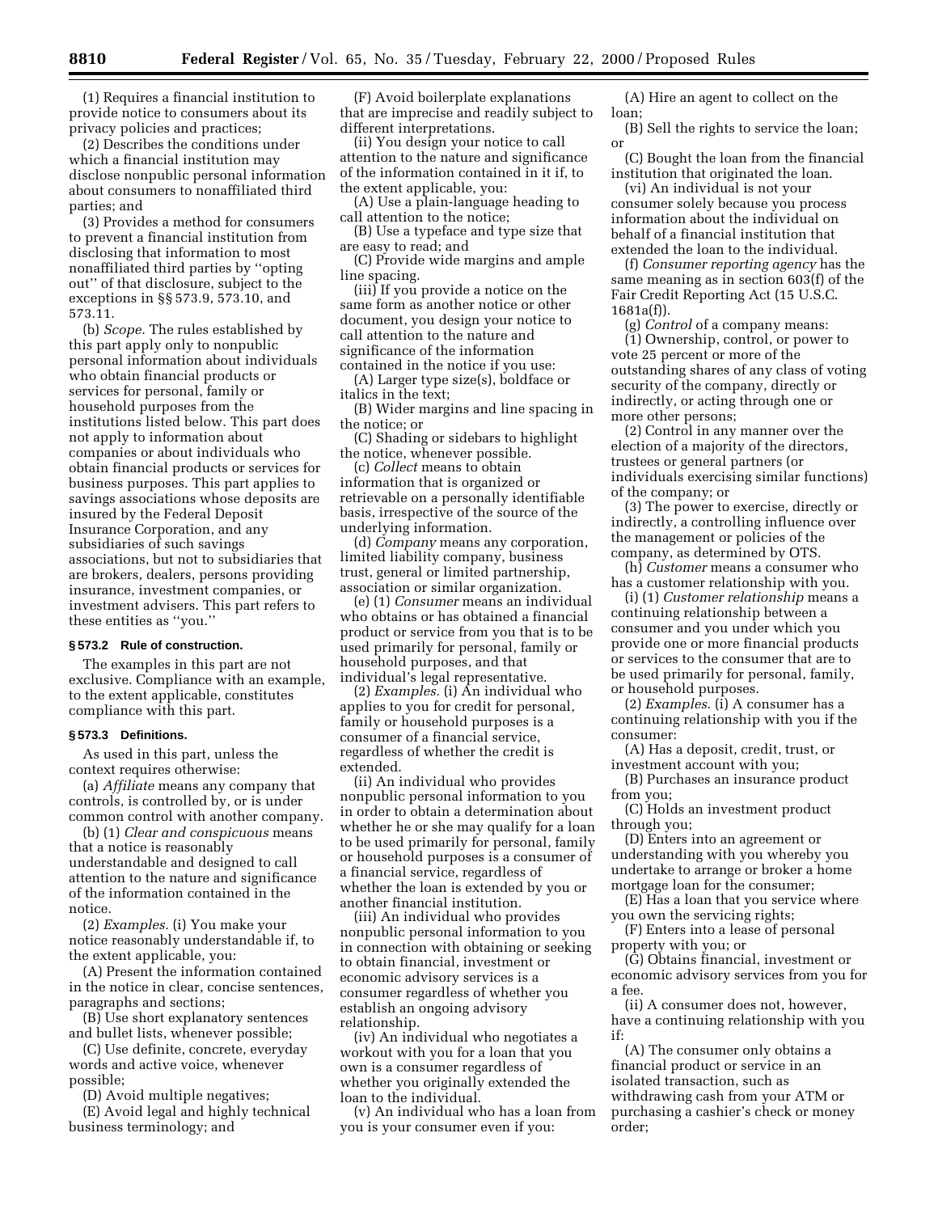(1) Requires a financial institution to provide notice to consumers about its privacy policies and practices;

(2) Describes the conditions under which a financial institution may disclose nonpublic personal information about consumers to nonaffiliated third parties; and

(3) Provides a method for consumers to prevent a financial institution from disclosing that information to most nonaffiliated third parties by ''opting out'' of that disclosure, subject to the exceptions in §§ 573.9, 573.10, and 573.11.

(b) *Scope.* The rules established by this part apply only to nonpublic personal information about individuals who obtain financial products or services for personal, family or household purposes from the institutions listed below. This part does not apply to information about companies or about individuals who obtain financial products or services for business purposes. This part applies to savings associations whose deposits are insured by the Federal Deposit Insurance Corporation, and any subsidiaries of such savings associations, but not to subsidiaries that are brokers, dealers, persons providing insurance, investment companies, or investment advisers. This part refers to these entities as ''you.''

### § 573.2 Rule of construction.

The examples in this part are not exclusive. Compliance with an example, to the extent applicable, constitutes compliance with this part.

### § 573.3 Definitions.

As used in this part, unless the context requires otherwise:

(a) *Affiliate* means any company that controls, is controlled by, or is under common control with another company.

(b) (1) *Clear and conspicuous* means that a notice is reasonably understandable and designed to call attention to the nature and significance of the information contained in the notice.

(2) *Examples.* (i) You make your notice reasonably understandable if, to the extent applicable, you:

(A) Present the information contained in the notice in clear, concise sentences, paragraphs and sections;

(B) Use short explanatory sentences and bullet lists, whenever possible;

(C) Use definite, concrete, everyday words and active voice, whenever possible;

(D) Avoid multiple negatives;

(E) Avoid legal and highly technical business terminology; and

(F) Avoid boilerplate explanations that are imprecise and readily subject to different interpretations.

(ii) You design your notice to call attention to the nature and significance of the information contained in it if, to the extent applicable, you:

(A) Use a plain-language heading to call attention to the notice;

(B) Use a typeface and type size that are easy to read; and

(C) Provide wide margins and ample line spacing.

(iii) If you provide a notice on the same form as another notice or other document, you design your notice to call attention to the nature and significance of the information contained in the notice if you use:

(A) Larger type size(s), boldface or italics in the text;

(B) Wider margins and line spacing in the notice; or

(C) Shading or sidebars to highlight the notice, whenever possible.

(c) *Collect* means to obtain information that is organized or retrievable on a personally identifiable basis, irrespective of the source of the underlying information.

(d) *Company* means any corporation, limited liability company, business trust, general or limited partnership, association or similar organization.

(e) (1) *Consumer* means an individual who obtains or has obtained a financial product or service from you that is to be used primarily for personal, family or household purposes, and that individual's legal representative.

(2) *Examples.* (i) An individual who applies to you for credit for personal, family or household purposes is a consumer of a financial service, regardless of whether the credit is extended.

(ii) An individual who provides nonpublic personal information to you in order to obtain a determination about whether he or she may qualify for a loan to be used primarily for personal, family or household purposes is a consumer of a financial service, regardless of whether the loan is extended by you or another financial institution.

(iii) An individual who provides nonpublic personal information to you in connection with obtaining or seeking to obtain financial, investment or economic advisory services is a consumer regardless of whether you establish an ongoing advisory relationship.

(iv) An individual who negotiates a workout with you for a loan that you own is a consumer regardless of whether you originally extended the loan to the individual.

(v) An individual who has a loan from you is your consumer even if you:

(A) Hire an agent to collect on the loan;

(B) Sell the rights to service the loan; or

(C) Bought the loan from the financial institution that originated the loan.

(vi) An individual is not your consumer solely because you process information about the individual on behalf of a financial institution that extended the loan to the individual.

(f) *Consumer reporting agency* has the same meaning as in section 603(f) of the Fair Credit Reporting Act (15 U.S.C. 1681a(f)).

(g) *Control* of a company means:

(1) Ownership, control, or power to vote 25 percent or more of the outstanding shares of any class of voting security of the company, directly or indirectly, or acting through one or more other persons;

(2) Control in any manner over the election of a majority of the directors, trustees or general partners (or individuals exercising similar functions) of the company; or

(3) The power to exercise, directly or indirectly, a controlling influence over the management or policies of the company, as determined by OTS.

(h) *Customer* means a consumer who has a customer relationship with you.

(i) (1) *Customer relationship* means a continuing relationship between a consumer and you under which you provide one or more financial products or services to the consumer that are to be used primarily for personal, family, or household purposes.

(2) *Examples.* (i) A consumer has a continuing relationship with you if the consumer:

(A) Has a deposit, credit, trust, or investment account with you;

(B) Purchases an insurance product from you;

(C) Holds an investment product through you;

(D) Enters into an agreement or understanding with you whereby you undertake to arrange or broker a home mortgage loan for the consumer;

(E) Has a loan that you service where you own the servicing rights;

(F) Enters into a lease of personal property with you; or

(G) Obtains financial, investment or economic advisory services from you for a fee.

(ii) A consumer does not, however, have a continuing relationship with you if:

(A) The consumer only obtains a financial product or service in an isolated transaction, such as withdrawing cash from your ATM or purchasing a cashier's check or money order;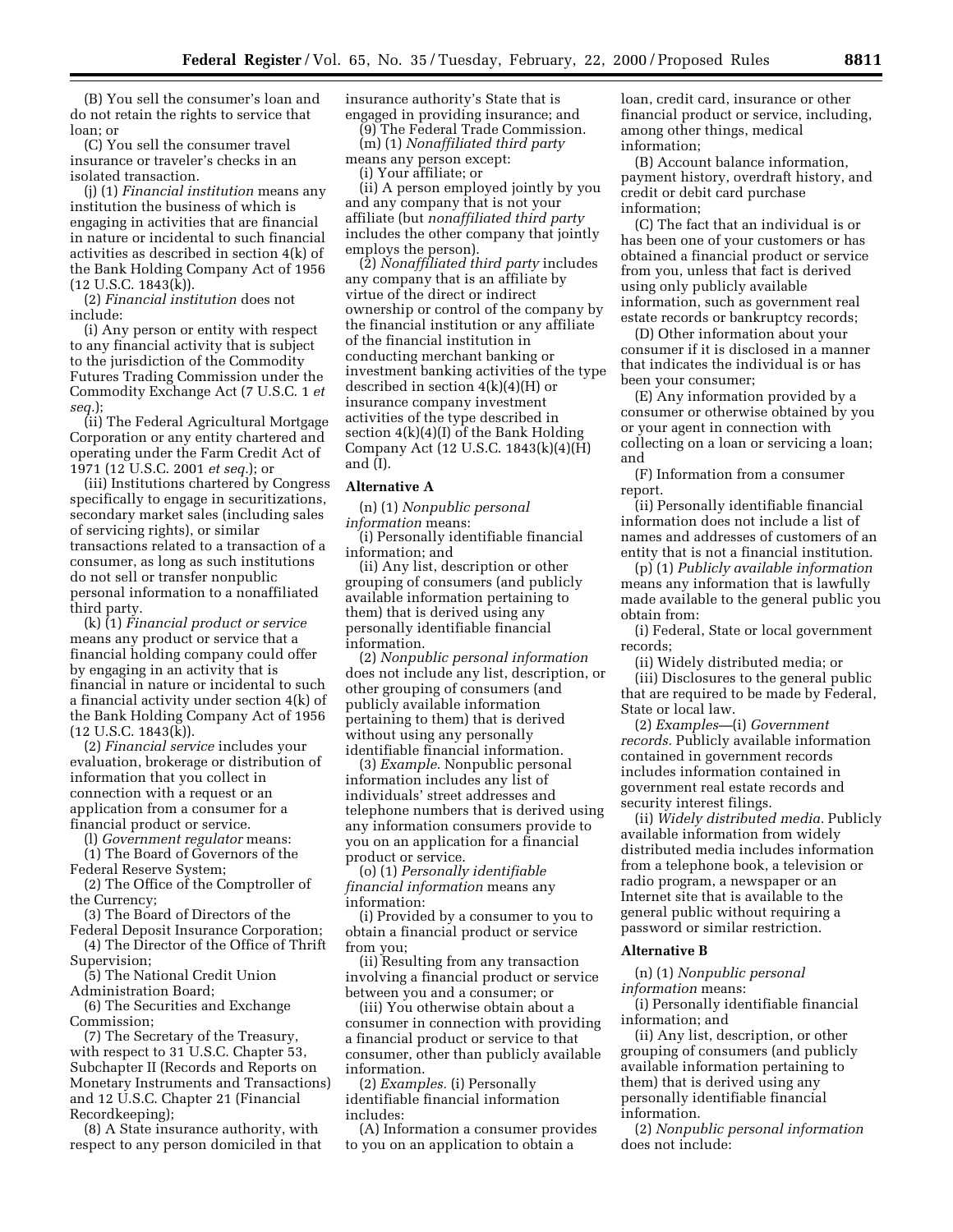(B) You sell the consumer's loan and do not retain the rights to service that loan; or

(C) You sell the consumer travel insurance or traveler's checks in an isolated transaction.

(j) (1) *Financial institution* means any institution the business of which is engaging in activities that are financial in nature or incidental to such financial activities as described in section 4(k) of the Bank Holding Company Act of 1956 (12 U.S.C. 1843(k)).

(2) *Financial institution* does not include:

(i) Any person or entity with respect to any financial activity that is subject to the jurisdiction of the Commodity Futures Trading Commission under the Commodity Exchange Act (7 U.S.C. 1 *et seq.*);

(ii) The Federal Agricultural Mortgage Corporation or any entity chartered and operating under the Farm Credit Act of 1971 (12 U.S.C. 2001 *et seq.*); or

(iii) Institutions chartered by Congress specifically to engage in securitizations, secondary market sales (including sales of servicing rights), or similar transactions related to a transaction of a consumer, as long as such institutions do not sell or transfer nonpublic personal information to a nonaffiliated third party.

(k) (1) *Financial product or service* means any product or service that a financial holding company could offer by engaging in an activity that is financial in nature or incidental to such a financial activity under section 4(k) of the Bank Holding Company Act of 1956 (12 U.S.C. 1843(k)).

(2) *Financial service* includes your evaluation, brokerage or distribution of information that you collect in connection with a request or an application from a consumer for a financial product or service.

(l) *Government regulator* means:

(1) The Board of Governors of the Federal Reserve System;

(2) The Office of the Comptroller of the Currency;

(3) The Board of Directors of the Federal Deposit Insurance Corporation;

(4) The Director of the Office of Thrift Supervision;

(5) The National Credit Union Administration Board;

(6) The Securities and Exchange Commission;

(7) The Secretary of the Treasury, with respect to 31 U.S.C. Chapter 53, Subchapter II (Records and Reports on Monetary Instruments and Transactions) and 12 U.S.C. Chapter 21 (Financial Recordkeeping);

(8) A State insurance authority, with respect to any person domiciled in that insurance authority's State that is engaged in providing insurance; and

(9) The Federal Trade Commission.

(m) (1) *Nonaffiliated third party* means any person except:

(i) Your affiliate; or

(ii) A person employed jointly by you and any company that is not your affiliate (but *nonaffiliated third party* includes the other company that jointly employs the person).

(2) *Nonaffiliated third party* includes any company that is an affiliate by virtue of the direct or indirect ownership or control of the company by the financial institution or any affiliate of the financial institution in conducting merchant banking or investment banking activities of the type described in section 4(k)(4)(H) or insurance company investment activities of the type described in section 4(k)(4)(I) of the Bank Holding Company Act (12 U.S.C. 1843(k)(4)(H) and (I).

**Alternative A**

(n) (1) *Nonpublic personal information* means:

(i) Personally identifiable financial information; and

(ii) Any list, description or other grouping of consumers (and publicly available information pertaining to them) that is derived using any personally identifiable financial information.

(2) *Nonpublic personal information* does not include any list, description, or other grouping of consumers (and publicly available information pertaining to them) that is derived without using any personally identifiable financial information.

(3) *Example*. Nonpublic personal information includes any list of individuals' street addresses and telephone numbers that is derived using any information consumers provide to you on an application for a financial product or service.

(o) (1) *Personally identifiable financial information* means any information:

(i) Provided by a consumer to you to obtain a financial product or service from you;

(ii) Resulting from any transaction involving a financial product or service between you and a consumer; or

(iii) You otherwise obtain about a consumer in connection with providing a financial product or service to that consumer, other than publicly available information.

(2) *Examples.* (i) Personally identifiable financial information includes:

(A) Information a consumer provides to you on an application to obtain a loan, credit card, insurance or other financial product or service, including, among other things, medical information;

(B) Account balance information, payment history, overdraft history, and credit or debit card purchase information;

(C) The fact that an individual is or has been one of your customers or has obtained a financial product or service from you, unless that fact is derived using only publicly available information, such as government real estate records or bankruptcy records;

(D) Other information about your consumer if it is disclosed in a manner that indicates the individual is or has been your consumer;

(E) Any information provided by a consumer or otherwise obtained by you or your agent in connection with collecting on a loan or servicing a loan; and

(F) Information from a consumer report.

(ii) Personally identifiable financial information does not include a list of names and addresses of customers of an entity that is not a financial institution.

(p) (1) *Publicly available information* means any information that is lawfully made available to the general public you obtain from:

(i) Federal, State or local government records;

(ii) Widely distributed media; or

(iii) Disclosures to the general public that are required to be made by Federal, State or local law.

(2) *Examples*—(i) *Government records.* Publicly available information contained in government records includes information contained in government real estate records and security interest filings.

(ii) *Widely distributed media.* Publicly available information from widely distributed media includes information from a telephone book, a television or radio program, a newspaper or an Internet site that is available to the general public without requiring a password or similar restriction.

**Alternative B**

(n) (1) *Nonpublic personal information* means:

(i) Personally identifiable financial information; and

(ii) Any list, description, or other grouping of consumers (and publicly available information pertaining to them) that is derived using any personally identifiable financial information.

(2) *Nonpublic personal information* does not include: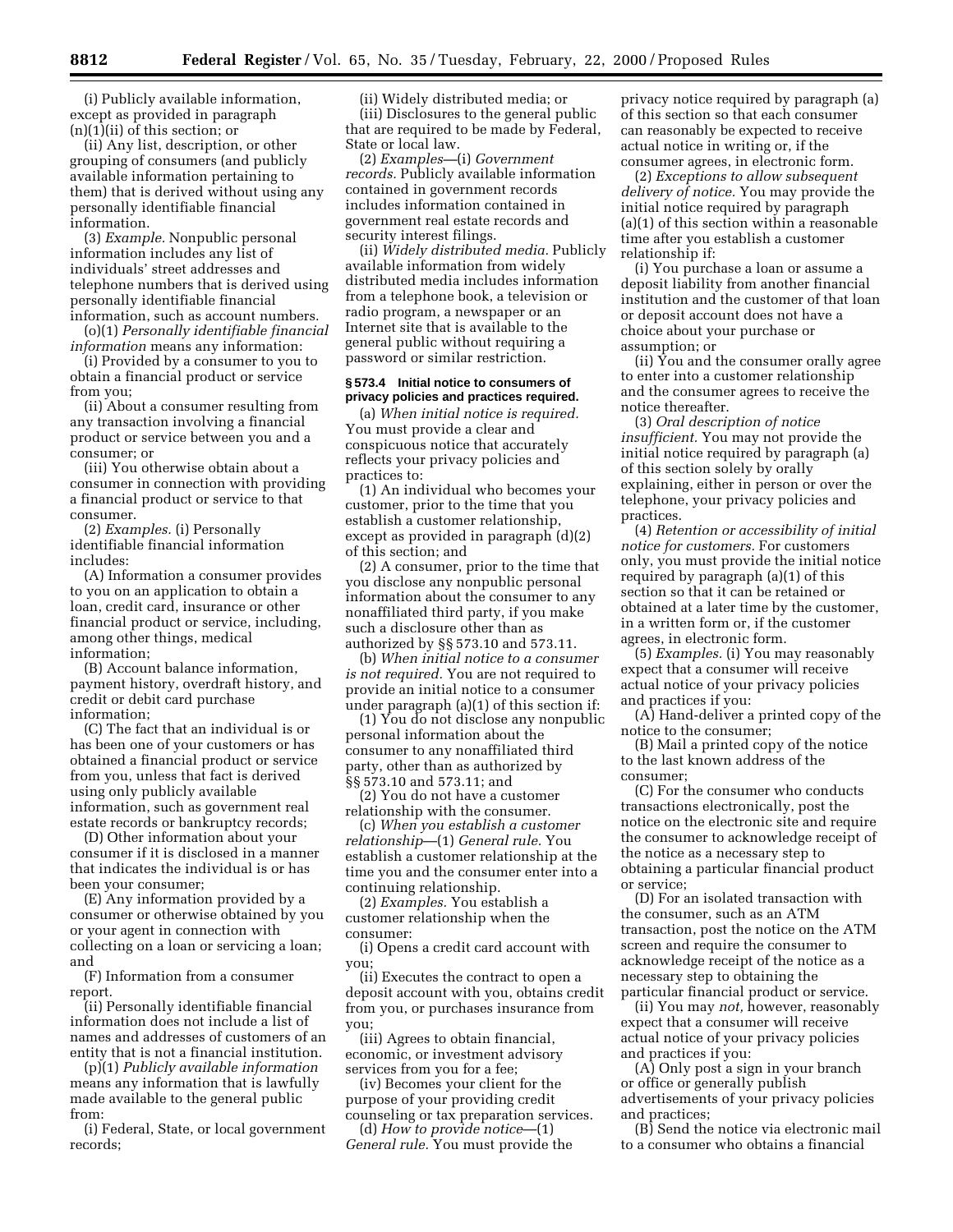(i) Publicly available information, except as provided in paragraph (n)(1)(ii) of this section; or

(ii) Any list, description, or other grouping of consumers (and publicly available information pertaining to them) that is derived without using any personally identifiable financial information.

(3) *Example.* Nonpublic personal information includes any list of individuals' street addresses and telephone numbers that is derived using personally identifiable financial information, such as account numbers.

(o)(1) *Personally identifiable financial information* means any information:

(i) Provided by a consumer to you to obtain a financial product or service from you;

(ii) About a consumer resulting from any transaction involving a financial product or service between you and a consumer; or

(iii) You otherwise obtain about a consumer in connection with providing a financial product or service to that consumer.

(2) *Examples.* (i) Personally identifiable financial information includes:

(A) Information a consumer provides to you on an application to obtain a loan, credit card, insurance or other financial product or service, including, among other things, medical information;

(B) Account balance information, payment history, overdraft history, and credit or debit card purchase information;

(C) The fact that an individual is or has been one of your customers or has obtained a financial product or service from you, unless that fact is derived using only publicly available information, such as government real estate records or bankruptcy records;

(D) Other information about your consumer if it is disclosed in a manner that indicates the individual is or has been your consumer;

(E) Any information provided by a consumer or otherwise obtained by you or your agent in connection with collecting on a loan or servicing a loan; and

(F) Information from a consumer report.

(ii) Personally identifiable financial information does not include a list of names and addresses of customers of an entity that is not a financial institution.

(p)(1) *Publicly available information* means any information that is lawfully made available to the general public from:

(i) Federal, State, or local government records;

(ii) Widely distributed media; or

(iii) Disclosures to the general public that are required to be made by Federal, State or local law.

(2) *Examples*—(i) *Government records.* Publicly available information contained in government records includes information contained in government real estate records and security interest filings.

(ii) *Widely distributed media.* Publicly available information from widely distributed media includes information from a telephone book, a television or radio program, a newspaper or an Internet site that is available to the general public without requiring a password or similar restriction.

### § 573.4 Initial notice to consumers of privacy policies and practices required.

(a) *When initial notice is required.* You must provide a clear and conspicuous notice that accurately reflects your privacy policies and practices to:

(1) An individual who becomes your customer, prior to the time that you establish a customer relationship, except as provided in paragraph (d)(2) of this section; and

(2) A consumer, prior to the time that you disclose any nonpublic personal information about the consumer to any nonaffiliated third party, if you make such a disclosure other than as authorized by §§ 573.10 and 573.11.

(b) *When initial notice to a consumer is not required.* You are not required to provide an initial notice to a consumer under paragraph (a)(1) of this section if:

(1) You do not disclose any nonpublic personal information about the consumer to any nonaffiliated third party, other than as authorized by §§ 573.10 and 573.11; and

(2) You do not have a customer relationship with the consumer.

(c) *When you establish a customer relationship*—(1) *General rule.* You establish a customer relationship at the time you and the consumer enter into a continuing relationship.

(2) *Examples.* You establish a customer relationship when the consumer:

(i) Opens a credit card account with you;

(ii) Executes the contract to open a deposit account with you, obtains credit from you, or purchases insurance from you;

(iii) Agrees to obtain financial, economic, or investment advisory services from you for a fee;

(iv) Becomes your client for the purpose of your providing credit counseling or tax preparation services.

(d) *How to provide notice*—(1) *General rule.* You must provide the privacy notice required by paragraph (a) of this section so that each consumer can reasonably be expected to receive actual notice in writing or, if the consumer agrees, in electronic form.

(2) *Exceptions to allow subsequent delivery of notice.* You may provide the initial notice required by paragraph (a)(1) of this section within a reasonable time after you establish a customer relationship if:

(i) You purchase a loan or assume a deposit liability from another financial institution and the customer of that loan or deposit account does not have a choice about your purchase or assumption; or

(ii) You and the consumer orally agree to enter into a customer relationship and the consumer agrees to receive the notice thereafter.

(3) *Oral description of notice insufficient.* You may not provide the initial notice required by paragraph (a) of this section solely by orally explaining, either in person or over the telephone, your privacy policies and practices.

(4) *Retention or accessibility of initial notice for customers.* For customers only, you must provide the initial notice required by paragraph (a)(1) of this section so that it can be retained or obtained at a later time by the customer, in a written form or, if the customer agrees, in electronic form.

(5) *Examples.* (i) You may reasonably expect that a consumer will receive actual notice of your privacy policies and practices if you:

(A) Hand-deliver a printed copy of the notice to the consumer;

(B) Mail a printed copy of the notice to the last known address of the consumer;

(C) For the consumer who conducts transactions electronically, post the notice on the electronic site and require the consumer to acknowledge receipt of the notice as a necessary step to obtaining a particular financial product or service;

(D) For an isolated transaction with the consumer, such as an ATM transaction, post the notice on the ATM screen and require the consumer to acknowledge receipt of the notice as a necessary step to obtaining the particular financial product or service.

(ii) You may *not,* however, reasonably expect that a consumer will receive actual notice of your privacy policies and practices if you:

(A) Only post a sign in your branch or office or generally publish advertisements of your privacy policies and practices;

(B) Send the notice via electronic mail to a consumer who obtains a financial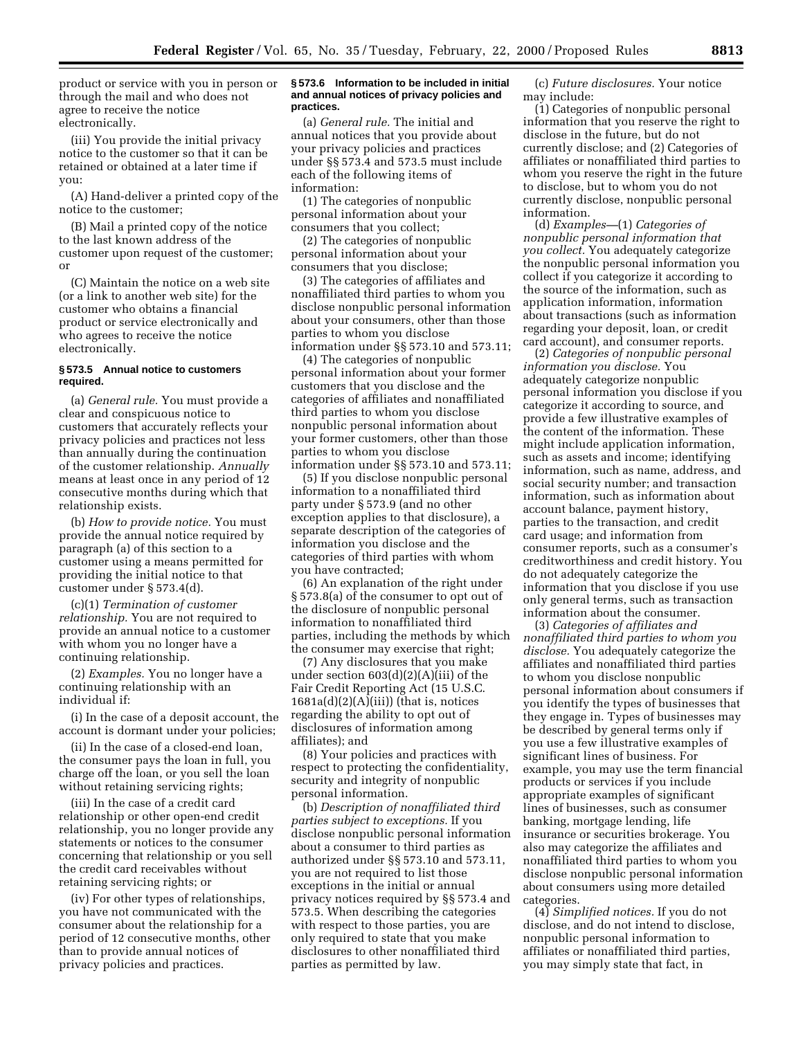product or service with you in person or through the mail and who does not agree to receive the notice electronically.

(iii) You provide the initial privacy notice to the customer so that it can be retained or obtained at a later time if you:

(A) Hand-deliver a printed copy of the notice to the customer;

(B) Mail a printed copy of the notice to the last known address of the customer upon request of the customer; or

(C) Maintain the notice on a web site (or a link to another web site) for the customer who obtains a financial product or service electronically and who agrees to receive the notice electronically.

### § 573.5 Annual notice to customers required.

(a) *General rule.* You must provide a clear and conspicuous notice to customers that accurately reflects your privacy policies and practices not less than annually during the continuation of the customer relationship. *Annually* means at least once in any period of 12 consecutive months during which that relationship exists.

(b) *How to provide notice.* You must provide the annual notice required by paragraph (a) of this section to a customer using a means permitted for providing the initial notice to that customer under § 573.4(d).

(c)(1) *Termination of customer relationship.* You are not required to provide an annual notice to a customer with whom you no longer have a continuing relationship.

(2) *Examples.* You no longer have a continuing relationship with an individual if:

(i) In the case of a deposit account, the account is dormant under your policies;

(ii) In the case of a closed-end loan, the consumer pays the loan in full, you charge off the loan, or you sell the loan without retaining servicing rights;

(iii) In the case of a credit card relationship or other open-end credit relationship, you no longer provide any statements or notices to the consumer concerning that relationship or you sell the credit card receivables without retaining servicing rights; or

(iv) For other types of relationships, you have not communicated with the consumer about the relationship for a period of 12 consecutive months, other than to provide annual notices of privacy policies and practices.

### § 573.6 Information to be included in initial and annual notices of privacy policies and practices.

(a) *General rule.* The initial and annual notices that you provide about your privacy policies and practices under §§ 573.4 and 573.5 must include each of the following items of information:

(1) The categories of nonpublic personal information about your consumers that you collect;

(2) The categories of nonpublic personal information about your consumers that you disclose;

(3) The categories of affiliates and nonaffiliated third parties to whom you disclose nonpublic personal information about your consumers, other than those parties to whom you disclose information under §§ 573.10 and 573.11;

(4) The categories of nonpublic personal information about your former customers that you disclose and the categories of affiliates and nonaffiliated third parties to whom you disclose nonpublic personal information about your former customers, other than those parties to whom you disclose information under §§ 573.10 and 573.11;

(5) If you disclose nonpublic personal information to a nonaffiliated third party under § 573.9 (and no other exception applies to that disclosure), a separate description of the categories of information you disclose and the categories of third parties with whom you have contracted;

(6) An explanation of the right under § 573.8(a) of the consumer to opt out of the disclosure of nonpublic personal information to nonaffiliated third parties, including the methods by which the consumer may exercise that right;

(7) Any disclosures that you make under section 603(d)(2)(A)(iii) of the Fair Credit Reporting Act (15 U.S.C. 1681a(d)(2)(A)(iii)) (that is, notices regarding the ability to opt out of disclosures of information among affiliates); and

(8) Your policies and practices with respect to protecting the confidentiality, security and integrity of nonpublic personal information.

(b) *Description of nonaffiliated third parties subject to exceptions.* If you disclose nonpublic personal information about a consumer to third parties as authorized under §§ 573.10 and 573.11, you are not required to list those exceptions in the initial or annual privacy notices required by §§ 573.4 and 573.5. When describing the categories with respect to those parties, you are only required to state that you make disclosures to other nonaffiliated third parties as permitted by law.

(c) *Future disclosures.* Your notice may include:

(1) Categories of nonpublic personal information that you reserve the right to disclose in the future, but do not currently disclose; and (2) Categories of affiliates or nonaffiliated third parties to whom you reserve the right in the future to disclose, but to whom you do not currently disclose, nonpublic personal information.

(d) *Examples*—(1) *Categories of nonpublic personal information that you collect.* You adequately categorize the nonpublic personal information you collect if you categorize it according to the source of the information, such as application information, information about transactions (such as information regarding your deposit, loan, or credit card account), and consumer reports.

(2) *Categories of nonpublic personal information you disclose.* You adequately categorize nonpublic personal information you disclose if you categorize it according to source, and provide a few illustrative examples of the content of the information. These might include application information, such as assets and income; identifying information, such as name, address, and social security number; and transaction information, such as information about account balance, payment history, parties to the transaction, and credit card usage; and information from consumer reports, such as a consumer's creditworthiness and credit history. You do not adequately categorize the information that you disclose if you use only general terms, such as transaction information about the consumer.

(3) *Categories of affiliates and nonaffiliated third parties to whom you disclose.* You adequately categorize the affiliates and nonaffiliated third parties to whom you disclose nonpublic personal information about consumers if you identify the types of businesses that they engage in. Types of businesses may be described by general terms only if you use a few illustrative examples of significant lines of business. For example, you may use the term financial products or services if you include appropriate examples of significant lines of businesses, such as consumer banking, mortgage lending, life insurance or securities brokerage. You also may categorize the affiliates and nonaffiliated third parties to whom you disclose nonpublic personal information about consumers using more detailed categories.

(4) *Simplified notices.* If you do not disclose, and do not intend to disclose, nonpublic personal information to affiliates or nonaffiliated third parties, you may simply state that fact, in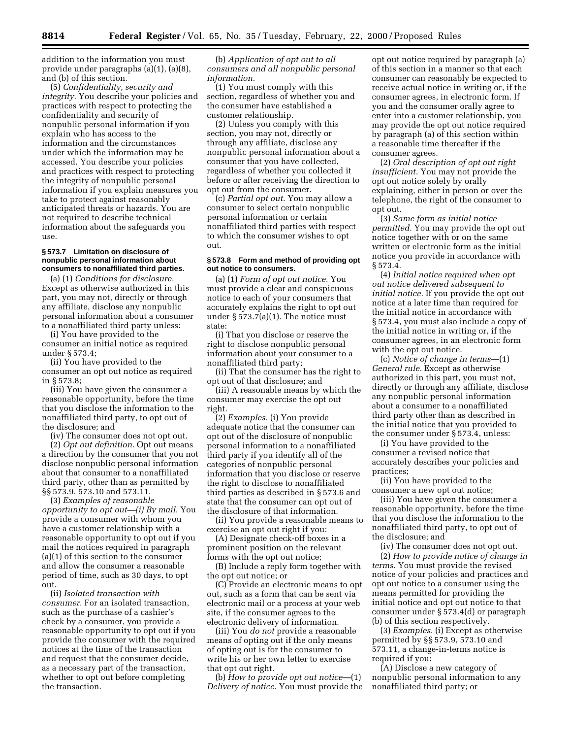addition to the information you must provide under paragraphs (a)(1), (a)(8), and (b) of this section.

(5) *Confidentiality, security and integrity.* You describe your policies and practices with respect to protecting the confidentiality and security of nonpublic personal information if you explain who has access to the information and the circumstances under which the information may be accessed. You describe your policies and practices with respect to protecting the integrity of nonpublic personal information if you explain measures you take to protect against reasonably anticipated threats or hazards. You are not required to describe technical information about the safeguards you use.

### § 573.7 Limitation on disclosure of nonpublic personal information about consumers to nonaffiliated third parties.

(a) (1) *Conditions for disclosure.* Except as otherwise authorized in this part, you may not, directly or through any affiliate, disclose any nonpublic personal information about a consumer to a nonaffiliated third party unless:

(i) You have provided to the consumer an initial notice as required under § 573.4;

(ii) You have provided to the consumer an opt out notice as required in § 573.8;

(iii) You have given the consumer a reasonable opportunity, before the time that you disclose the information to the nonaffiliated third party, to opt out of the disclosure; and

(iv) The consumer does not opt out.

(2) *Opt out definition.* Opt out means a direction by the consumer that you not disclose nonpublic personal information about that consumer to a nonaffiliated third party, other than as permitted by §§ 573.9, 573.10 and 573.11.

(3) *Examples of reasonable opportunity to opt out—(i) By mail.* You provide a consumer with whom you have a customer relationship with a reasonable opportunity to opt out if you mail the notices required in paragraph (a)(1) of this section to the consumer and allow the consumer a reasonable period of time, such as 30 days, to opt out.

(ii) *Isolated transaction with consumer.* For an isolated transaction, such as the purchase of a cashier's check by a consumer, you provide a reasonable opportunity to opt out if you provide the consumer with the required notices at the time of the transaction and request that the consumer decide, as a necessary part of the transaction, whether to opt out before completing the transaction.

(b) *Application of opt out to all consumers and all nonpublic personal information.*

(1) You must comply with this section, regardless of whether you and the consumer have established a customer relationship.

(2) Unless you comply with this section, you may not, directly or through any affiliate, disclose any nonpublic personal information about a consumer that you have collected, regardless of whether you collected it before or after receiving the direction to opt out from the consumer.

(c) *Partial opt out.* You may allow a consumer to select certain nonpublic personal information or certain nonaffiliated third parties with respect to which the consumer wishes to opt out.

### § 573.8 Form and method of providing opt out notice to consumers.

(a) (1) *Form of opt out notice.* You must provide a clear and conspicuous notice to each of your consumers that accurately explains the right to opt out under § 573.7(a)(1). The notice must state:

(i) That you disclose or reserve the right to disclose nonpublic personal information about your consumer to a nonaffiliated third party;

(ii) That the consumer has the right to opt out of that disclosure; and

(iii) A reasonable means by which the consumer may exercise the opt out right.

(2) *Examples.* (i) You provide adequate notice that the consumer can opt out of the disclosure of nonpublic personal information to a nonaffiliated third party if you identify all of the categories of nonpublic personal information that you disclose or reserve the right to disclose to nonaffiliated third parties as described in § 573.6 and state that the consumer can opt out of the disclosure of that information.

(ii) You provide a reasonable means to exercise an opt out right if you:

(A) Designate check-off boxes in a prominent position on the relevant forms with the opt out notice;

(B) Include a reply form together with the opt out notice; or

(C) Provide an electronic means to opt out, such as a form that can be sent via electronic mail or a process at your web site, if the consumer agrees to the electronic delivery of information.

(iii) You *do not* provide a reasonable means of opting out if the only means of opting out is for the consumer to write his or her own letter to exercise that opt out right.

(b) *How to provide opt out notice*—(1) *Delivery of notice.* You must provide the opt out notice required by paragraph (a) of this section in a manner so that each consumer can reasonably be expected to receive actual notice in writing or, if the consumer agrees, in electronic form. If you and the consumer orally agree to enter into a customer relationship, you may provide the opt out notice required by paragraph (a) of this section within a reasonable time thereafter if the consumer agrees.

(2) *Oral description of opt out right insufficient.* You may not provide the opt out notice solely by orally explaining, either in person or over the telephone, the right of the consumer to opt out.

(3) *Same form as initial notice permitted.* You may provide the opt out notice together with or on the same written or electronic form as the initial notice you provide in accordance with § 573.4.

(4) *Initial notice required when opt out notice delivered subsequent to initial notice.* If you provide the opt out notice at a later time than required for the initial notice in accordance with § 573.4, you must also include a copy of the initial notice in writing or, if the consumer agrees, in an electronic form with the opt out notice.

(c) *Notice of change in terms*—(1) *General rule.* Except as otherwise authorized in this part, you must not, directly or through any affiliate, disclose any nonpublic personal information about a consumer to a nonaffiliated third party other than as described in the initial notice that you provided to the consumer under § 573.4, unless:

(i) You have provided to the consumer a revised notice that accurately describes your policies and practices;

(ii) You have provided to the consumer a new opt out notice;

(iii) You have given the consumer a reasonable opportunity, before the time that you disclose the information to the nonaffiliated third party, to opt out of the disclosure; and

(iv) The consumer does not opt out.

(2) *How to provide notice of change in terms.* You must provide the revised notice of your policies and practices and opt out notice to a consumer using the means permitted for providing the initial notice and opt out notice to that consumer under § 573.4(d) or paragraph (b) of this section respectively.

(3) *Examples.* (i) Except as otherwise permitted by §§ 573.9, 573.10 and 573.11, a change-in-terms notice is required if you:

(A) Disclose a new category of nonpublic personal information to any nonaffiliated third party; or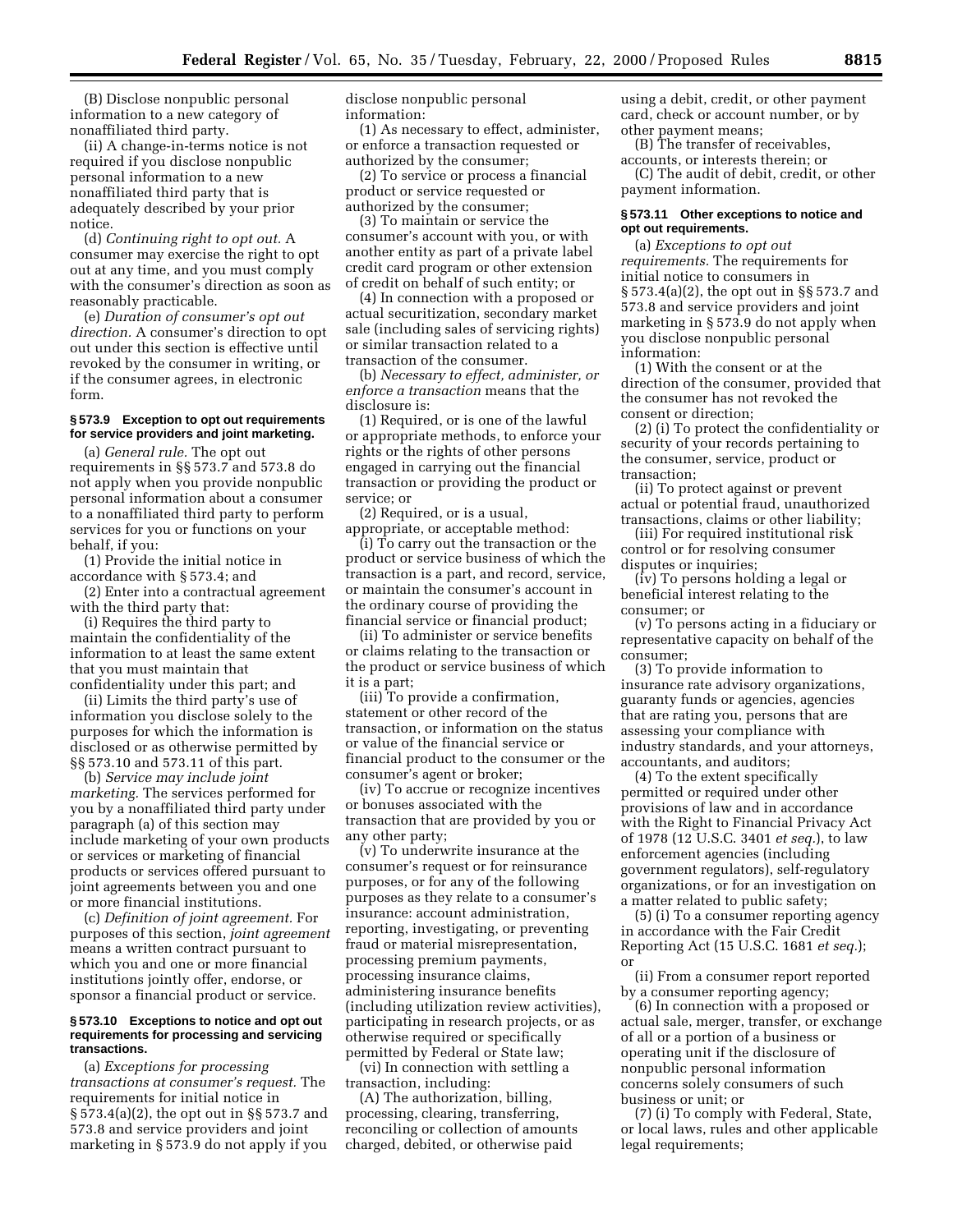(B) Disclose nonpublic personal information to a new category of nonaffiliated third party.

(ii) A change-in-terms notice is not required if you disclose nonpublic personal information to a new nonaffiliated third party that is adequately described by your prior notice.

(d) *Continuing right to opt out.* A consumer may exercise the right to opt out at any time, and you must comply with the consumer's direction as soon as reasonably practicable.

(e) *Duration of consumer's opt out direction.* A consumer's direction to opt out under this section is effective until revoked by the consumer in writing, or if the consumer agrees, in electronic form.

#### § 573.9 Exception to opt out requirements for service providers and joint marketing.

(a) *General rule.* The opt out requirements in §§ 573.7 and 573.8 do not apply when you provide nonpublic personal information about a consumer to a nonaffiliated third party to perform services for you or functions on your behalf, if you:

(1) Provide the initial notice in accordance with § 573.4; and

(2) Enter into a contractual agreement with the third party that:

(i) Requires the third party to maintain the confidentiality of the information to at least the same extent that you must maintain that confidentiality under this part; and

(ii) Limits the third party's use of information you disclose solely to the purposes for which the information is disclosed or as otherwise permitted by §§ 573.10 and 573.11 of this part.

(b) *Service may include joint marketing.* The services performed for you by a nonaffiliated third party under paragraph (a) of this section may include marketing of your own products or services or marketing of financial products or services offered pursuant to joint agreements between you and one or more financial institutions.

(c) *Definition of joint agreement.* For purposes of this section, *joint agreement* means a written contract pursuant to which you and one or more financial institutions jointly offer, endorse, or sponsor a financial product or service.

#### § 573.10 Exceptions to notice and opt out requirements for processing and servicing transactions.

(a) *Exceptions for processing transactions at consumer's request.* The requirements for initial notice in § 573.4(a)(2), the opt out in §§ 573.7 and 573.8 and service providers and joint marketing in § 573.9 do not apply if you disclose nonpublic personal information:

(1) As necessary to effect, administer, or enforce a transaction requested or authorized by the consumer;

(2) To service or process a financial product or service requested or authorized by the consumer;

(3) To maintain or service the consumer's account with you, or with another entity as part of a private label credit card program or other extension of credit on behalf of such entity; or

(4) In connection with a proposed or actual securitization, secondary market sale (including sales of servicing rights) or similar transaction related to a transaction of the consumer.

(b) *Necessary to effect, administer, or enforce a transaction* means that the disclosure is:

(1) Required, or is one of the lawful or appropriate methods, to enforce your rights or the rights of other persons engaged in carrying out the financial transaction or providing the product or service; or

(2) Required, or is a usual, appropriate, or acceptable method:

(i) To carry out the transaction or the product or service business of which the transaction is a part, and record, service, or maintain the consumer's account in the ordinary course of providing the financial service or financial product;

(ii) To administer or service benefits or claims relating to the transaction or the product or service business of which it is a part;

(iii) To provide a confirmation, statement or other record of the transaction, or information on the status or value of the financial service or financial product to the consumer or the consumer's agent or broker;

(iv) To accrue or recognize incentives or bonuses associated with the transaction that are provided by you or any other party;

(v) To underwrite insurance at the consumer's request or for reinsurance purposes, or for any of the following purposes as they relate to a consumer's insurance: account administration, reporting, investigating, or preventing fraud or material misrepresentation, processing premium payments, processing insurance claims, administering insurance benefits (including utilization review activities), participating in research projects, or as otherwise required or specifically permitted by Federal or State law;

(vi) In connection with settling a transaction, including:

(A) The authorization, billing, processing, clearing, transferring, reconciling or collection of amounts charged, debited, or otherwise paid using a debit, credit, or other payment card, check or account number, or by other payment means;

(B) The transfer of receivables, accounts, or interests therein; or

(C) The audit of debit, credit, or other payment information.

#### § 573.11 Other exceptions to notice and opt out requirements.

(a) *Exceptions to opt out requirements.* The requirements for initial notice to consumers in § 573.4(a)(2), the opt out in §§ 573.7 and 573.8 and service providers and joint marketing in § 573.9 do not apply when you disclose nonpublic personal information:

(1) With the consent or at the direction of the consumer, provided that the consumer has not revoked the consent or direction;

(2) (i) To protect the confidentiality or security of your records pertaining to the consumer, service, product or transaction;

(ii) To protect against or prevent actual or potential fraud, unauthorized transactions, claims or other liability;

(iii) For required institutional risk control or for resolving consumer disputes or inquiries;

(iv) To persons holding a legal or beneficial interest relating to the consumer; or

(v) To persons acting in a fiduciary or representative capacity on behalf of the consumer;

(3) To provide information to insurance rate advisory organizations, guaranty funds or agencies, agencies that are rating you, persons that are assessing your compliance with industry standards, and your attorneys, accountants, and auditors;

(4) To the extent specifically permitted or required under other provisions of law and in accordance with the Right to Financial Privacy Act of 1978 (12 U.S.C. 3401 *et seq.*), to law enforcement agencies (including government regulators), self-regulatory organizations, or for an investigation on a matter related to public safety;

(5) (i) To a consumer reporting agency in accordance with the Fair Credit Reporting Act (15 U.S.C. 1681 *et seq.*); or

(ii) From a consumer report reported by a consumer reporting agency;

(6) In connection with a proposed or actual sale, merger, transfer, or exchange of all or a portion of a business or operating unit if the disclosure of nonpublic personal information concerns solely consumers of such business or unit; or

(7) (i) To comply with Federal, State, or local laws, rules and other applicable legal requirements;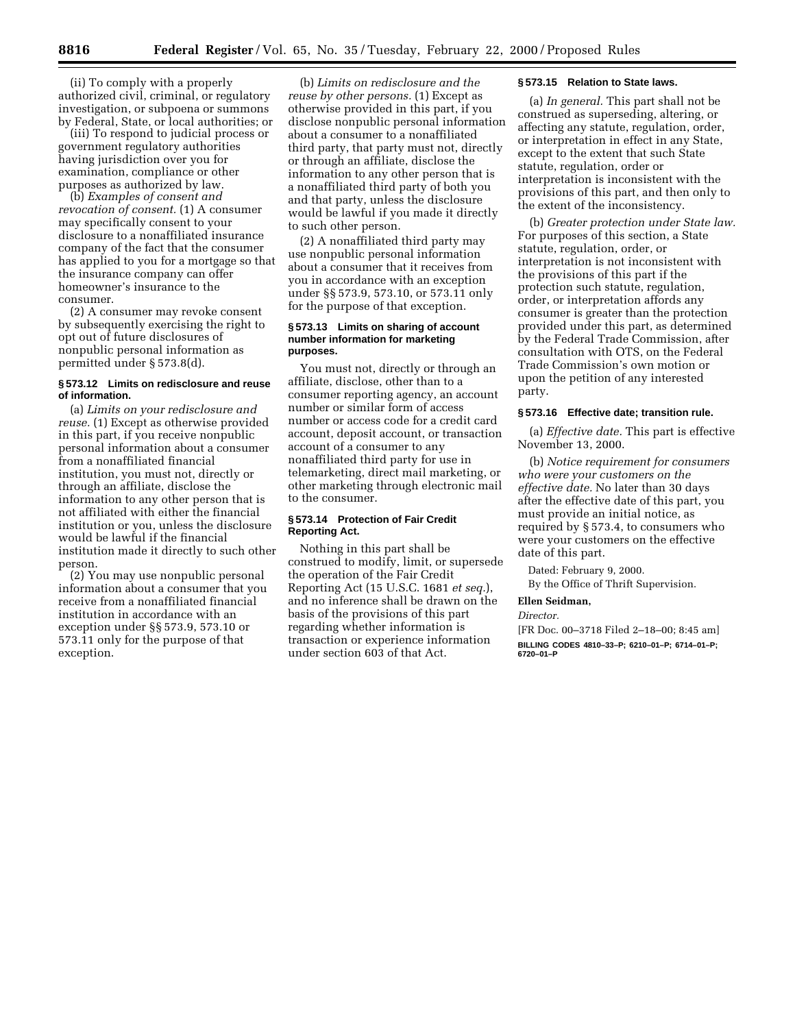(ii) To comply with a properly authorized civil, criminal, or regulatory investigation, or subpoena or summons by Federal, State, or local authorities; or

(iii) To respond to judicial process or government regulatory authorities having jurisdiction over you for examination, compliance or other purposes as authorized by law.

(b) *Examples of consent and revocation of consent.* (1) A consumer may specifically consent to your disclosure to a nonaffiliated insurance company of the fact that the consumer has applied to you for a mortgage so that the insurance company can offer homeowner's insurance to the consumer.

(2) A consumer may revoke consent by subsequently exercising the right to opt out of future disclosures of nonpublic personal information as permitted under § 573.8(d).

#### § 573.12 Limits on redisclosure and reuse of information.

(a) *Limits on your redisclosure and reuse.* (1) Except as otherwise provided in this part, if you receive nonpublic personal information about a consumer from a nonaffiliated financial institution, you must not, directly or through an affiliate, disclose the information to any other person that is not affiliated with either the financial institution or you, unless the disclosure would be lawful if the financial institution made it directly to such other person.

(2) You may use nonpublic personal information about a consumer that you receive from a nonaffiliated financial institution in accordance with an exception under §§ 573.9, 573.10 or 573.11 only for the purpose of that exception.

(b) *Limits on redisclosure and the reuse by other persons.* (1) Except as otherwise provided in this part, if you disclose nonpublic personal information about a consumer to a nonaffiliated third party, that party must not, directly or through an affiliate, disclose the information to any other person that is a nonaffiliated third party of both you and that party, unless the disclosure would be lawful if you made it directly to such other person.

(2) A nonaffiliated third party may use nonpublic personal information about a consumer that it receives from you in accordance with an exception under §§ 573.9, 573.10, or 573.11 only for the purpose of that exception.

#### § 573.13 Limits on sharing of account number information for marketing purposes.

You must not, directly or through an affiliate, disclose, other than to a consumer reporting agency, an account number or similar form of access number or access code for a credit card account, deposit account, or transaction account of a consumer to any nonaffiliated third party for use in telemarketing, direct mail marketing, or other marketing through electronic mail to the consumer.

#### § 573.14 Protection of Fair Credit Reporting Act.

Nothing in this part shall be construed to modify, limit, or supersede the operation of the Fair Credit Reporting Act (15 U.S.C. 1681 *et seq.*), and no inference shall be drawn on the basis of the provisions of this part regarding whether information is transaction or experience information under section 603 of that Act.

#### § 573.15 Relation to State laws.

(a) *In general.* This part shall not be construed as superseding, altering, or affecting any statute, regulation, order, or interpretation in effect in any State, except to the extent that such State statute, regulation, order or interpretation is inconsistent with the provisions of this part, and then only to the extent of the inconsistency.

(b) *Greater protection under State law.* For purposes of this section, a State statute, regulation, order, or interpretation is not inconsistent with the provisions of this part if the protection such statute, regulation, order, or interpretation affords any consumer is greater than the protection provided under this part, as determined by the Federal Trade Commission, after consultation with OTS, on the Federal Trade Commission's own motion or upon the petition of any interested party.

#### § 573.16 Effective date; transition rule.

(a) *Effective date.* This part is effective November 13, 2000.

(b) *Notice requirement for consumers who were your customers on the effective date.* No later than 30 days after the effective date of this part, you must provide an initial notice, as required by § 573.4, to consumers who were your customers on the effective date of this part.

Dated: February 9, 2000.

By the Office of Thrift Supervision.

**Ellen Seidman,**

*Director.*

[FR Doc. 00–3718 Filed 2–18–00; 8:45 am]

BILLING CODES 4810–33–P; 6210–01–P; 6714–01–P; 6720–01–P